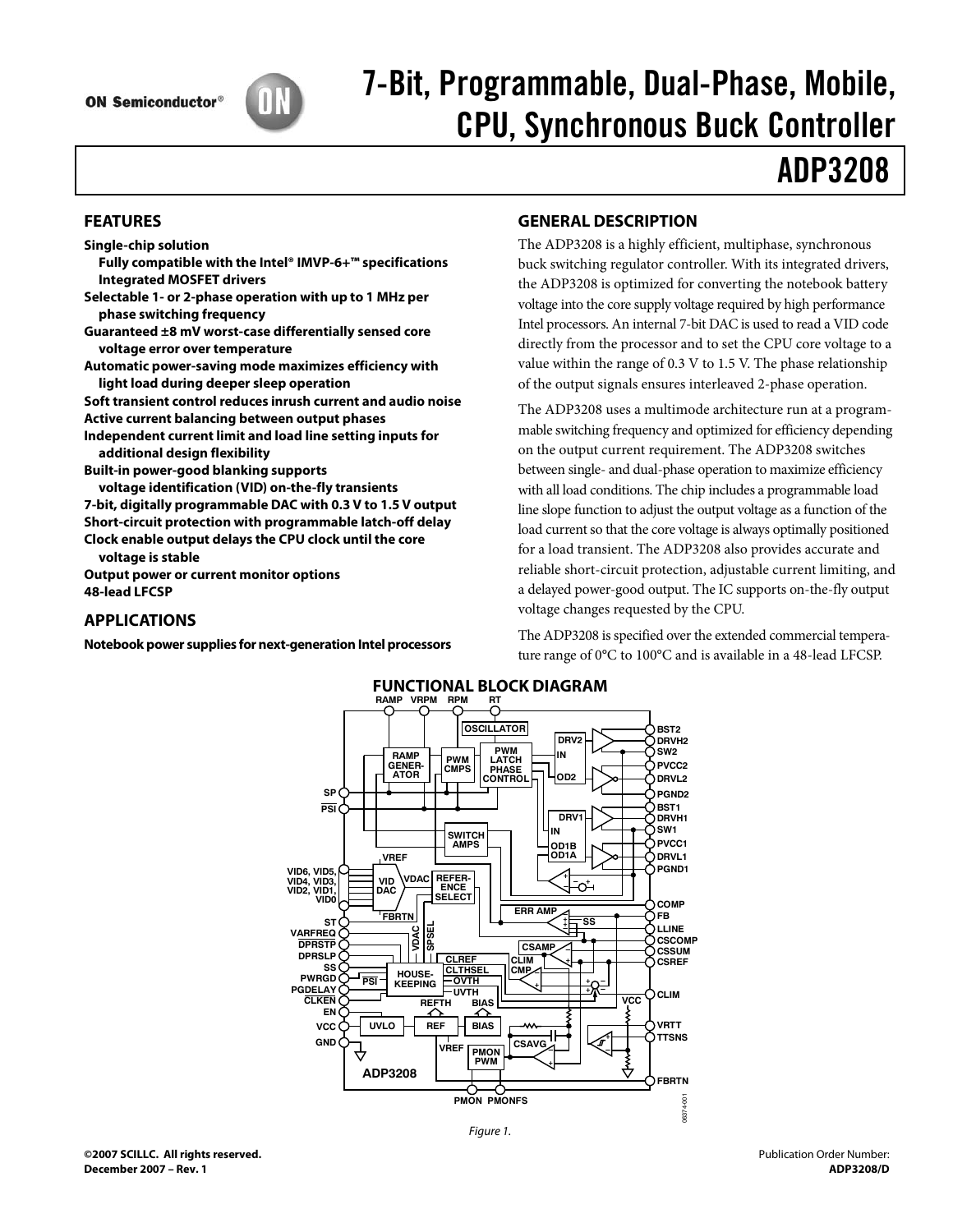ON Semiconductor®

# 7-Bit, Programmable, Dual-Phase, Mobile, CPU, Synchronous Buck Controller

# ADP3208

## FEATURES

**Single-chip solution**
- **Fully compatible with the Intel® IMVP-6+™ specifications**
- **Integrated MOSFET drivers**

**Selectable 1- or 2-phase operation with up to 1 MHz per phase switching frequency**

**Guaranteed ±8 mV worst-case differentially sensed core voltage error over temperature**

**Automatic power-saving mode maximizes efficiency with light load during deeper sleep operation**

**Soft transient control reduces inrush current and audio noise**

**Active current balancing between output phases**

**Independent current limit and load line setting inputs for additional design flexibility**

**Built-in power-good blanking supports voltage identification (VID) on-the-fly transients**

**7-bit, digitally programmable DAC with 0.3 V to 1.5 V output**

**Short-circuit protection with programmable latch-off delay**

**Clock enable output delays the CPU clock until the core voltage is stable**

**Output power or current monitor options**

**48-lead LFCSP**

## APPLICATIONS

**Notebook power supplies for next-generation Intel processors**

## GENERAL DESCRIPTION

The ADP3208 is a highly efficient, multiphase, synchronous buck switching regulator controller. With its integrated drivers, the ADP3208 is optimized for converting the notebook battery voltage into the core supply voltage required by high performance Intel processors. An internal 7-bit DAC is used to read a VID code directly from the processor and to set the CPU core voltage to a value within the range of 0.3 V to 1.5 V. The phase relationship of the output signals ensures interleaved 2-phase operation.

The ADP3208 uses a multimode architecture run at a programmable switching frequency and optimized for efficiency depending on the output current requirement. The ADP3208 switches between single- and dual-phase operation to maximize efficiency with all load conditions. The chip includes a programmable load line slope function to adjust the output voltage as a function of the load current so that the core voltage is always optimally positioned for a load transient. The ADP3208 also provides accurate and reliable short-circuit protection, adjustable current limiting, and a delayed power-good output. The IC supports on-the-fly output voltage changes requested by the CPU.

The ADP3208 is specified over the extended commercial temperature range of 0°C to 100°C and is available in a 48-lead LFCSP.

## FUNCTIONAL BLOCK DIAGRAM

Figure 1.

©2007 SCILLC. All rights reserved.
December 2007 – Rev. 1

Publication Order Number:
ADP3208/D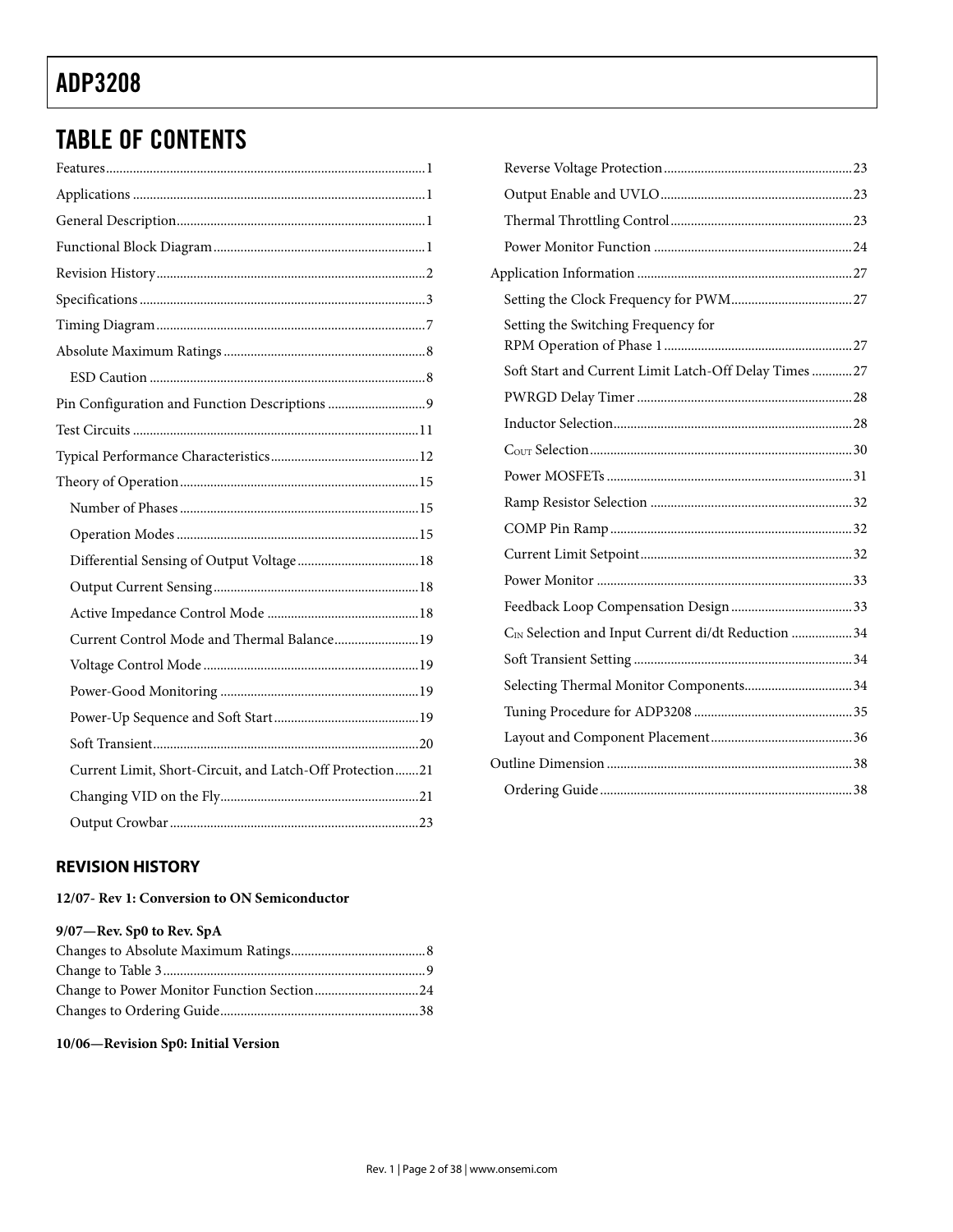## TABLE OF CONTENTS

- Features ... 1
- Applications ... 1
- General Description ... 1
- Functional Block Diagram ... 1
- Revision History ... 2
- Specifications ... 3
- Timing Diagram ... 7
- Absolute Maximum Ratings ... 8
  - ESD Caution ... 8
- Pin Configuration and Function Descriptions ... 9
- Test Circuits ... 11
- Typical Performance Characteristics ... 12
- Theory of Operation ... 15
  - Number of Phases ... 15
  - Operation Modes ... 15
  - Differential Sensing of Output Voltage ... 18
  - Output Current Sensing ... 18
  - Active Impedance Control Mode ... 18
  - Current Control Mode and Thermal Balance ... 19
  - Voltage Control Mode ... 19
  - Power-Good Monitoring ... 19
  - Power-Up Sequence and Soft Start ... 19
  - Soft Transient ... 20
  - Current Limit, Short-Circuit, and Latch-Off Protection ... 21
  - Changing VID on the Fly ... 21
  - Output Crowbar ... 23
  - Reverse Voltage Protection ... 23
  - Output Enable and UVLO ... 23
  - Thermal Throttling Control ... 23
  - Power Monitor Function ... 24
- Application Information ... 27
  - Setting the Clock Frequency for PWM ... 27
  - Setting the Switching Frequency for RPM Operation of Phase 1 ... 27
  - Soft Start and Current Limit Latch-Off Delay Times ... 27
  - PWRGD Delay Timer ... 28
  - Inductor Selection ... 28
  - $C_{OUT}$ Selection ... 30
  - Power MOSFETs ... 31
  - Ramp Resistor Selection ... 32
  - COMP Pin Ramp ... 32
  - Current Limit Setpoint ... 32
  - Power Monitor ... 33
  - Feedback Loop Compensation Design ... 33
  - $C_{IN}$ Selection and Input Current di/dt Reduction ... 34
  - Soft Transient Setting ... 34
  - Selecting Thermal Monitor Components ... 34
  - Tuning Procedure for ADP3208 ... 35
  - Layout and Component Placement ... 36
- Outline Dimension ... 38
  - Ordering Guide ... 38

### REVISION HISTORY

**12/07- Rev 1: Conversion to ON Semiconductor**

**9/07—Rev. Sp0 to Rev. SpA**

Changes to Absolute Maximum Ratings ... 8
Change to Table 3 ... 9
Change to Power Monitor Function Section ... 24
Changes to Ordering Guide ... 38

**10/06—Revision Sp0: Initial Version**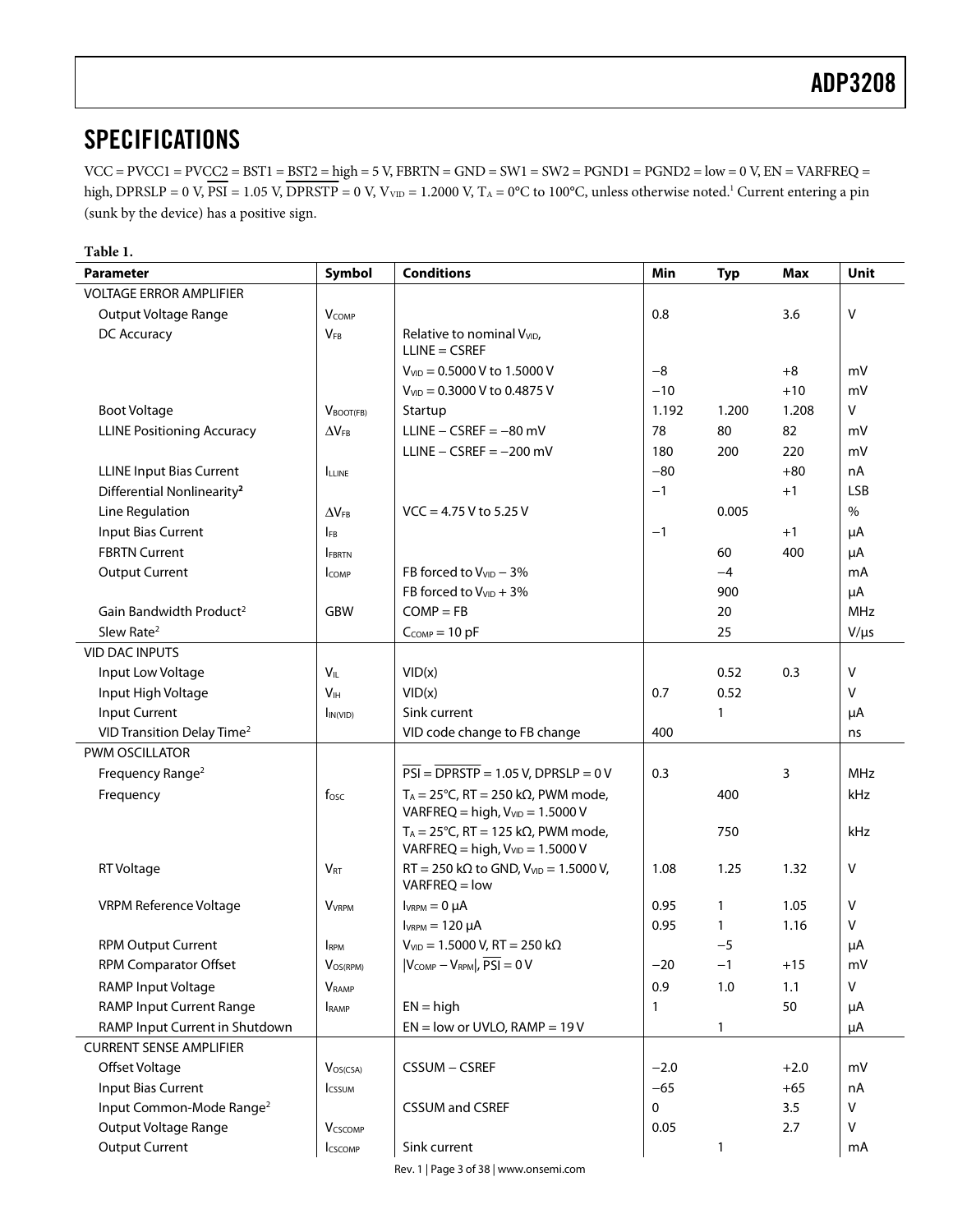## SPECIFICATIONS

VCC = PVCC1 = PVCC2 = BST1 = BST2 = high = 5 V, FBRTN = GND = SW1 = SW2 = PGND1 = PGND2 = low = 0 V, EN = VARFREQ = high, DPRSLP = 0 V, $\overline{PSI}$ = 1.05 V, $\overline{DPRSTP}$ = 0 V, $V_{VID}$ = 1.2000 V, $T_A$ = 0°C to 100°C, unless otherwise noted.[1] Current entering a pin (sunk by the device) has a positive sign.

**Table 1.**

| Parameter | Symbol | Conditions | Min | Typ | Max | Unit |
|---|---|---|---|---|---|---|
| VOLTAGE ERROR AMPLIFIER | | | | | | |
| Output Voltage Range | $V_{COMP}$ | | 0.8 | | 3.6 | V |
| DC Accuracy | $V_{FB}$ | Relative to nominal $V_{VID}$, LLINE = CSREF | | | | |
| | | $V_{VID}$ = 0.5000 V to 1.5000 V | −8 | | +8 | mV |
| | | $V_{VID}$ = 0.3000 V to 0.4875 V | −10 | | +10 | mV |
| Boot Voltage | $V_{BOOT(FB)}$ | Startup | 1.192 | 1.200 | 1.208 | V |
| LLINE Positioning Accuracy | $\Delta V_{FB}$ | LLINE − CSREF = −80 mV | 78 | 80 | 82 | mV |
| | | LLINE − CSREF = −200 mV | 180 | 200 | 220 | mV |
| LLINE Input Bias Current | $I_{LLINE}$ | | −80 | | +80 | nA |
| Differential Nonlinearity[2] | | | −1 | | +1 | LSB |
| Line Regulation | $\Delta V_{FB}$ | VCC = 4.75 V to 5.25 V | | 0.005 | | % |
| Input Bias Current | $I_{FB}$ | | −1 | | +1 | μA |
| FBRTN Current | $I_{FBRTN}$ | | | 60 | 400 | μA |
| Output Current | $I_{COMP}$ | FB forced to $V_{VID}$ − 3% | | −4 | | mA |
| | | FB forced to $V_{VID}$ + 3% | | 900 | | μA |
| Gain Bandwidth Product[2] | GBW | COMP = FB | | 20 | | MHz |
| Slew Rate[2] | | $C_{COMP}$ = 10 pF | | 25 | | V/μs |
| VID DAC INPUTS | | | | | | |
| Input Low Voltage | $V_{IL}$ | VID(x) | | 0.52 | 0.3 | V |
| Input High Voltage | $V_{IH}$ | VID(x) | 0.7 | 0.52 | | V |
| Input Current | $I_{IN(VID)}$ | Sink current | | 1 | | μA |
| VID Transition Delay Time[2] | | VID code change to FB change | 400 | | | ns |
| PWM OSCILLATOR | | | | | | |
| Frequency Range[2] | | $\overline{PSI}$ = $\overline{DPRSTP}$ = 1.05 V, DPRSLP = 0 V | 0.3 | | 3 | MHz |
| Frequency | $f_{OSC}$ | $T_A$ = 25°C, RT = 250 kΩ, PWM mode, VARFREQ = high, $V_{VID}$ = 1.5000 V | | 400 | | kHz |
| | | $T_A$ = 25°C, RT = 125 kΩ, PWM mode, VARFREQ = high, $V_{VID}$ = 1.5000 V | | 750 | | kHz |
| RT Voltage | $V_{RT}$ | RT = 250 kΩ to GND, $V_{VID}$ = 1.5000 V, VARFREQ = low | 1.08 | 1.25 | 1.32 | V |
| VRPM Reference Voltage | $V_{VRPM}$ | $I_{VRPM}$ = 0 μA | 0.95 | 1 | 1.05 | V |
| | | $I_{VRPM}$ = 120 μA | 0.95 | 1 | 1.16 | V |
| RPM Output Current | $I_{RPM}$ | $V_{VID}$ = 1.5000 V, RT = 250 kΩ | | −5 | | μA |
| RPM Comparator Offset | $V_{OS(RPM)}$ | $\lvert V_{COMP} - V_{RPM}\rvert$, $\overline{PSI}$ = 0 V | −20 | −1 | +15 | mV |
| RAMP Input Voltage | $V_{RAMP}$ | | 0.9 | 1.0 | 1.1 | V |
| RAMP Input Current Range | $I_{RAMP}$ | EN = high | 1 | | 50 | μA |
| RAMP Input Current in Shutdown | | EN = low or UVLO, RAMP = 19 V | | 1 | | μA |
| CURRENT SENSE AMPLIFIER | | | | | | |
| Offset Voltage | $V_{OS(CSA)}$ | CSSUM − CSREF | −2.0 | | +2.0 | mV |
| Input Bias Current | $I_{CSSUM}$ | | −65 | | +65 | nA |
| Input Common-Mode Range[2] | | CSSUM and CSREF | 0 | | 3.5 | V |
| Output Voltage Range | $V_{CSCOMP}$ | | 0.05 | | 2.7 | V |
| Output Current | $I_{CSCOMP}$ | Sink current | | 1 | | mA |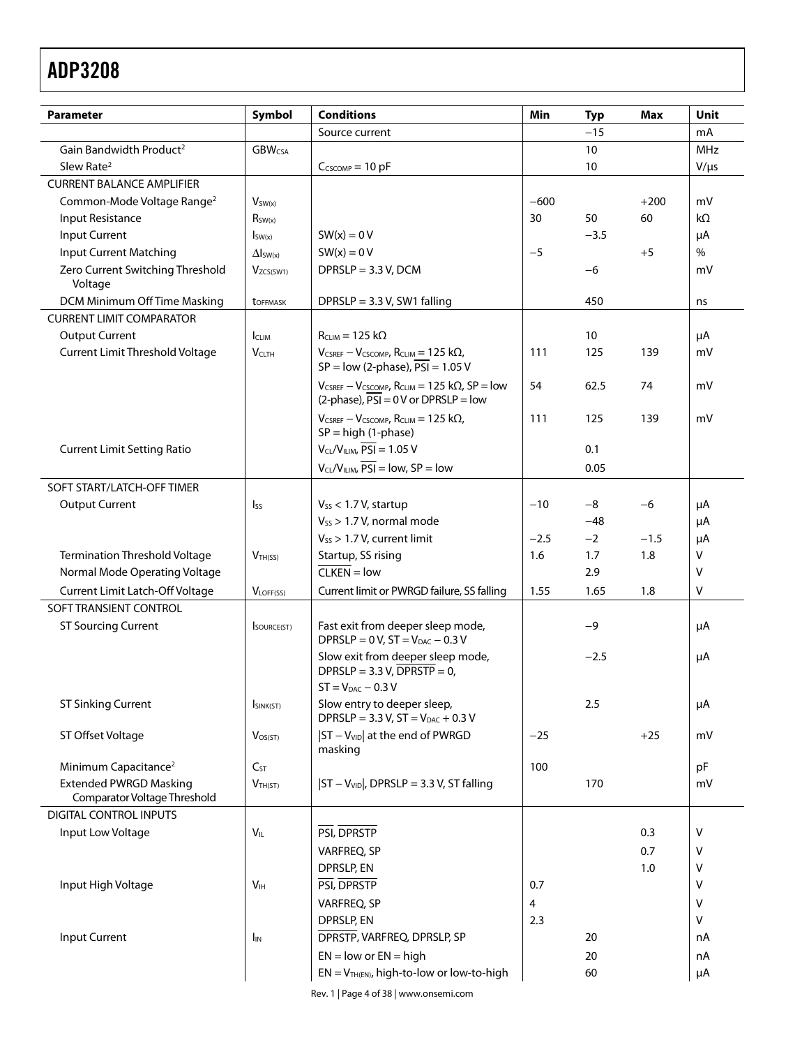| Parameter | Symbol | Conditions | Min | Typ | Max | Unit |
|---|---|---|---|---|---|---|
| | | Source current | | −15 | | mA |
| Gain Bandwidth Product[2] | $GBW_{CSA}$ | | | 10 | | MHz |
| Slew Rate[2] | | $C_{CSCOMP}$ = 10 pF | | 10 | | V/μs |
| CURRENT BALANCE AMPLIFIER | | | | | | |
| Common-Mode Voltage Range[2] | $V_{SW(x)}$ | | −600 | | +200 | mV |
| Input Resistance | $R_{SW(x)}$ | | 30 | 50 | 60 | kΩ |
| Input Current | $I_{SW(x)}$ | SW(x) = 0 V | | −3.5 | | μA |
| Input Current Matching | $\Delta I_{SW(x)}$ | SW(x) = 0 V | −5 | | +5 | % |
| Zero Current Switching Threshold Voltage | $V_{ZCS(SW1)}$ | DPRSLP = 3.3 V, DCM | | −6 | | mV |
| DCM Minimum Off Time Masking | $t_{OFFMASK}$ | DPRSLP = 3.3 V, SW1 falling | | 450 | | ns |
| CURRENT LIMIT COMPARATOR | | | | | | |
| Output Current | $I_{CLIM}$ | $R_{CLIM}$ = 125 kΩ | | 10 | | μA |
| Current Limit Threshold Voltage | $V_{CLTH}$ | $V_{CSREF} − V_{CSCOMP}$, $R_{CLIM}$ = 125 kΩ, SP = low (2-phase), $\overline{PSI}$ = 1.05 V | 111 | 125 | 139 | mV |
| | | $V_{CSREF} − V_{CSCOMP}$, $R_{CLIM}$ = 125 kΩ, SP = low (2-phase), $\overline{PSI}$ = 0 V or DPRSLP = low | 54 | 62.5 | 74 | mV |
| | | $V_{CSREF} − V_{CSCOMP}$, $R_{CLIM}$ = 125 kΩ, SP = high (1-phase) | 111 | 125 | 139 | mV |
| Current Limit Setting Ratio | | $V_{CL}/V_{ILIM}$, $\overline{PSI}$ = 1.05 V | | 0.1 | | |
| | | $V_{CL}/V_{ILIM}$, $\overline{PSI}$ = low, SP = low | | 0.05 | | |
| SOFT START/LATCH-OFF TIMER | | | | | | |
| Output Current | $I_{SS}$ | $V_{SS}$ < 1.7 V, startup | −10 | −8 | −6 | μA |
| | | $V_{SS}$ > 1.7 V, normal mode | | −48 | | μA |
| | | $V_{SS}$ > 1.7 V, current limit | −2.5 | −2 | −1.5 | μA |
| Termination Threshold Voltage | $V_{TH(SS)}$ | Startup, SS rising | 1.6 | 1.7 | 1.8 | V |
| Normal Mode Operating Voltage | | $\overline{CLKEN}$ = low | | 2.9 | | V |
| Current Limit Latch-Off Voltage | $V_{LOFF(SS)}$ | Current limit or PWRGD failure, SS falling | 1.55 | 1.65 | 1.8 | V |
| SOFT TRANSIENT CONTROL | | | | | | |
| ST Sourcing Current | $I_{SOURCE(ST)}$ | Fast exit from deeper sleep mode, DPRSLP = 0 V, ST = $V_{DAC}$ − 0.3 V | | −9 | | μA |
| | | Slow exit from deeper sleep mode, DPRSLP = 3.3 V, $\overline{DPRSTP}$ = 0, ST = $V_{DAC}$ − 0.3 V | | −2.5 | | μA |
| ST Sinking Current | $I_{SINK(ST)}$ | Slow entry to deeper sleep, DPRSLP = 3.3 V, ST = $V_{DAC}$ + 0.3 V | | 2.5 | | μA |
| ST Offset Voltage | $V_{OS(ST)}$ | $\lvert ST − V_{VID} \rvert$ at the end of PWRGD masking | −25 | | +25 | mV |
| Minimum Capacitance[2] | $C_{ST}$ | | 100 | | | pF |
| Extended PWRGD Masking Comparator Voltage Threshold | $V_{TH(ST)}$ | $\lvert ST − V_{VID} \rvert$, DPRSLP = 3.3 V, ST falling | | 170 | | mV |
| DIGITAL CONTROL INPUTS | | | | | | |
| Input Low Voltage | $V_{IL}$ | $\overline{PSI}$, $\overline{DPRSTP}$ | | | 0.3 | V |
| | | VARFREQ, SP | | | 0.7 | V |
| | | DPRSLP, EN | | | 1.0 | V |
| Input High Voltage | $V_{IH}$ | $\overline{PSI}$, $\overline{DPRSTP}$ | 0.7 | | | V |
| | | VARFREQ, SP | 4 | | | V |
| | | DPRSLP, EN | 2.3 | | | V |
| Input Current | $I_{IN}$ | $\overline{DPRSTP}$, VARFREQ, DPRSLP, SP | | 20 | | nA |
| | | EN = low or EN = high | | 20 | | nA |
| | | EN = $V_{TH(EN)}$, high-to-low or low-to-high | | 60 | | μA |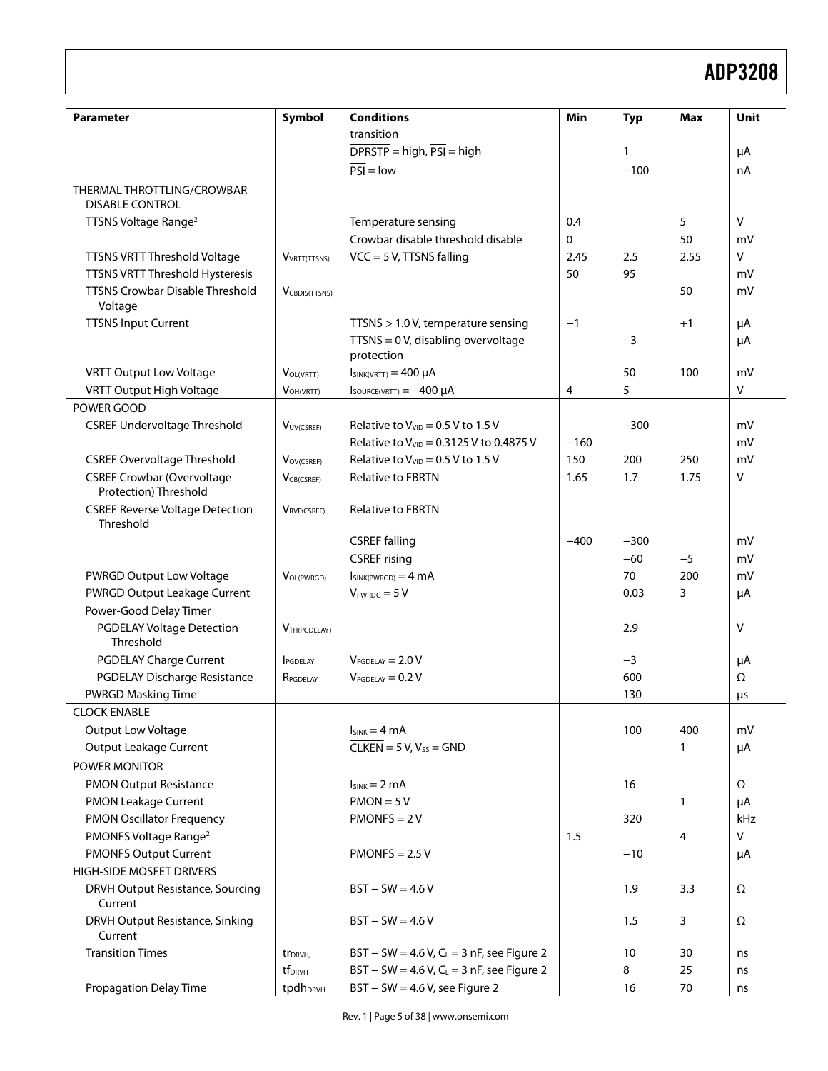| Parameter | Symbol | Conditions | Min | Typ | Max | Unit |
|---|---|---|---|---|---|---|
| | | transition | | | | |
| | | $\overline{DPRSTP}$ = high, $\overline{PSI}$ = high | | 1 | | µA |
| | | $\overline{PSI}$ = low | | −100 | | nA |
| THERMAL THROTTLING/CROWBAR DISABLE CONTROL | | | | | | |
| TTSNS Voltage Range[2] | | Temperature sensing | 0.4 | | 5 | V |
| | | Crowbar disable threshold disable | 0 | | 50 | mV |
| TTSNS VRTT Threshold Voltage | $V_{VRTT(TTSNS)}$ | VCC = 5 V, TTSNS falling | 2.45 | 2.5 | 2.55 | V |
| TTSNS VRTT Threshold Hysteresis | | | 50 | 95 | | mV |
| TTSNS Crowbar Disable Threshold Voltage | $V_{CBDIS(TTSNS)}$ | | | | 50 | mV |
| TTSNS Input Current | | TTSNS > 1.0 V, temperature sensing | −1 | | +1 | µA |
| | | TTSNS = 0 V, disabling overvoltage protection | | −3 | | µA |
| VRTT Output Low Voltage | $V_{OL(VRTT)}$ | $I_{SINK(VRTT)}$ = 400 µA | | 50 | 100 | mV |
| VRTT Output High Voltage | $V_{OH(VRTT)}$ | $I_{SOURCE(VRTT)}$ = −400 µA | 4 | 5 | | V |
| POWER GOOD | | | | | | |
| CSREF Undervoltage Threshold | $V_{UV(CSREF)}$ | Relative to $V_{VID}$ = 0.5 V to 1.5 V | | −300 | | mV |
| | | Relative to $V_{VID}$ = 0.3125 V to 0.4875 V | −160 | | | mV |
| CSREF Overvoltage Threshold | $V_{OV(CSREF)}$ | Relative to $V_{VID}$ = 0.5 V to 1.5 V | 150 | 200 | 250 | mV |
| CSREF Crowbar (Overvoltage Protection) Threshold | $V_{CB(CSREF)}$ | Relative to FBRTN | 1.65 | 1.7 | 1.75 | V |
| CSREF Reverse Voltage Detection Threshold | $V_{RVP(CSREF)}$ | Relative to FBRTN | | | | |
| | | CSREF falling | −400 | −300 | | mV |
| | | CSREF rising | | −60 | −5 | mV |
| PWRGD Output Low Voltage | $V_{OL(PWRGD)}$ | $I_{SINK(PWRGD)}$ = 4 mA | | 70 | 200 | mV |
| PWRGD Output Leakage Current | | $V_{PWRDG}$ = 5 V | | 0.03 | 3 | µA |
| Power-Good Delay Timer | | | | | | |
| PGDELAY Voltage Detection Threshold | $V_{TH(PGDELAY)}$ | | | 2.9 | | V |
| PGDELAY Charge Current | $I_{PGDELAY}$ | $V_{PGDELAY}$ = 2.0 V | | −3 | | µA |
| PGDELAY Discharge Resistance | $R_{PGDELAY}$ | $V_{PGDELAY}$ = 0.2 V | | 600 | | Ω |
| PWRGD Masking Time | | | | 130 | | µs |
| CLOCK ENABLE | | | | | | |
| Output Low Voltage | | $I_{SINK}$ = 4 mA | | 100 | 400 | mV |
| Output Leakage Current | | $\overline{CLKEN}$ = 5 V, $V_{SS}$ = GND | | | 1 | µA |
| POWER MONITOR | | | | | | |
| PMON Output Resistance | | $I_{SINK}$ = 2 mA | | 16 | | Ω |
| PMON Leakage Current | | PMON = 5 V | | | 1 | µA |
| PMON Oscillator Frequency | | PMONFS = 2 V | | 320 | | kHz |
| PMONFS Voltage Range[2] | | | 1.5 | | 4 | V |
| PMONFS Output Current | | PMONFS = 2.5 V | | −10 | | µA |
| HIGH-SIDE MOSFET DRIVERS | | | | | | |
| DRVH Output Resistance, Sourcing Current | | BST − SW = 4.6 V | | 1.9 | 3.3 | Ω |
| DRVH Output Resistance, Sinking Current | | BST − SW = 4.6 V | | 1.5 | 3 | Ω |
| Transition Times | $tr_{DRVH}$, | BST − SW = 4.6 V, $C_L$ = 3 nF, see Figure 2 | | 10 | 30 | ns |
| | $tf_{DRVH}$ | BST − SW = 4.6 V, $C_L$ = 3 nF, see Figure 2 | | 8 | 25 | ns |
| Propagation Delay Time | $tpdh_{DRVH}$ | BST − SW = 4.6 V, see Figure 2 | | 16 | 70 | ns |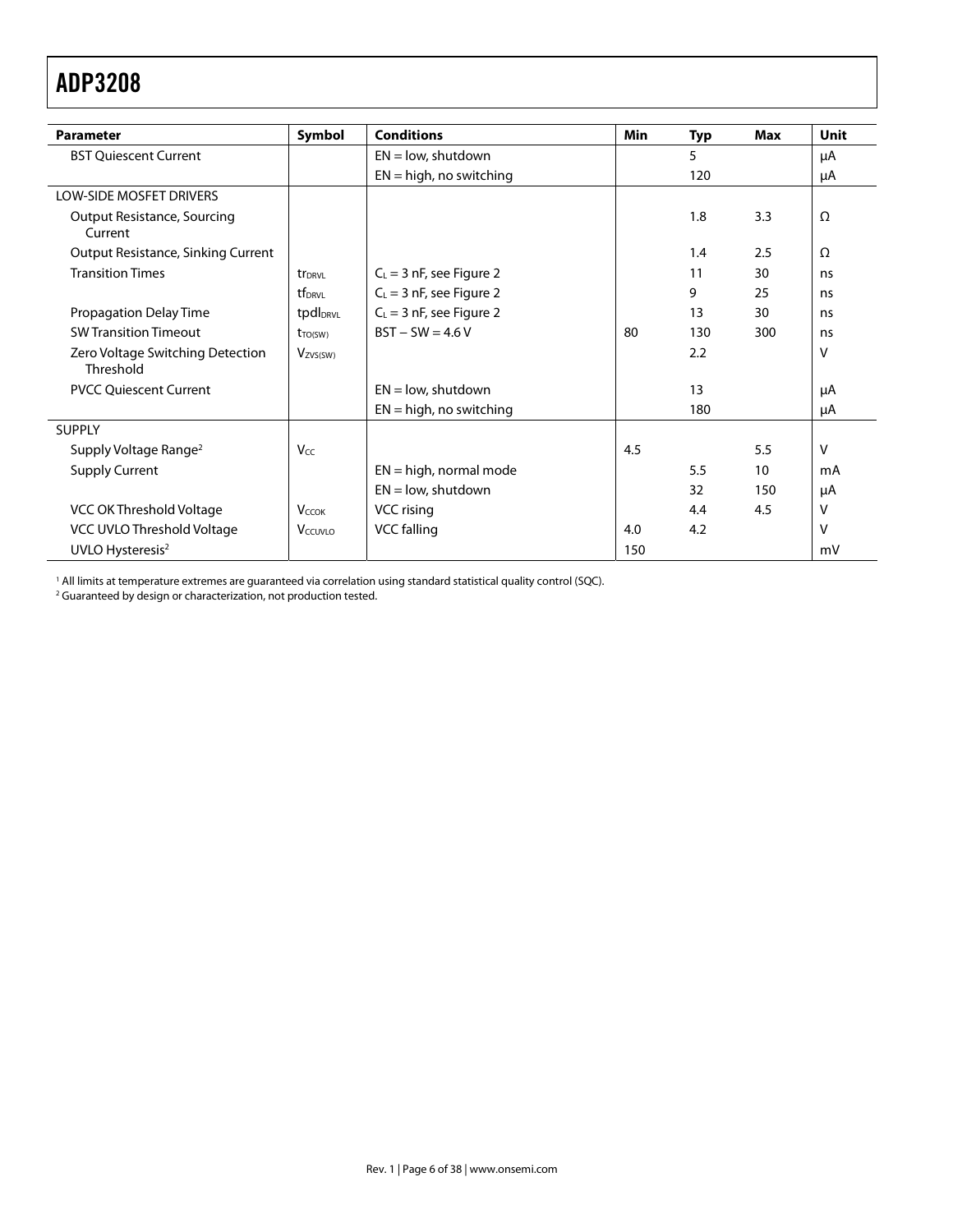| Parameter | Symbol | Conditions | Min | Typ | Max | Unit |
|---|---|---|---|---|---|---|
| BST Quiescent Current | | EN = low, shutdown | | 5 | | μA |
| | | EN = high, no switching | | 120 | | μA |
| LOW-SIDE MOSFET DRIVERS | | | | | | |
| Output Resistance, Sourcing Current | | | | 1.8 | 3.3 | Ω |
| Output Resistance, Sinking Current | | | | 1.4 | 2.5 | Ω |
| Transition Times | $tr_{DRVL}$ | $C_L$ = 3 nF, see Figure 2 | | 11 | 30 | ns |
| | $tf_{DRVL}$ | $C_L$ = 3 nF, see Figure 2 | | 9 | 25 | ns |
| Propagation Delay Time | $tpdl_{DRVL}$ | $C_L$ = 3 nF, see Figure 2 | | 13 | 30 | ns |
| SW Transition Timeout | $t_{TO(SW)}$ | BST − SW = 4.6 V | 80 | 130 | 300 | ns |
| Zero Voltage Switching Detection Threshold | $V_{ZVS(SW)}$ | | | 2.2 | | V |
| PVCC Quiescent Current | | EN = low, shutdown | | 13 | | μA |
| | | EN = high, no switching | | 180 | | μA |
| SUPPLY | | | | | | |
| Supply Voltage Range[2] | $V_{CC}$ | | 4.5 | | 5.5 | V |
| Supply Current | | EN = high, normal mode | | 5.5 | 10 | mA |
| | | EN = low, shutdown | | 32 | 150 | μA |
| VCC OK Threshold Voltage | $V_{CCOK}$ | VCC rising | | 4.4 | 4.5 | V |
| VCC UVLO Threshold Voltage | $V_{CCUVLO}$ | VCC falling | 4.0 | 4.2 | | V |
| UVLO Hysteresis[2] | | | 150 | | | mV |

[1] All limits at temperature extremes are guaranteed via correlation using standard statistical quality control (SQC).

[2] Guaranteed by design or characterization, not production tested.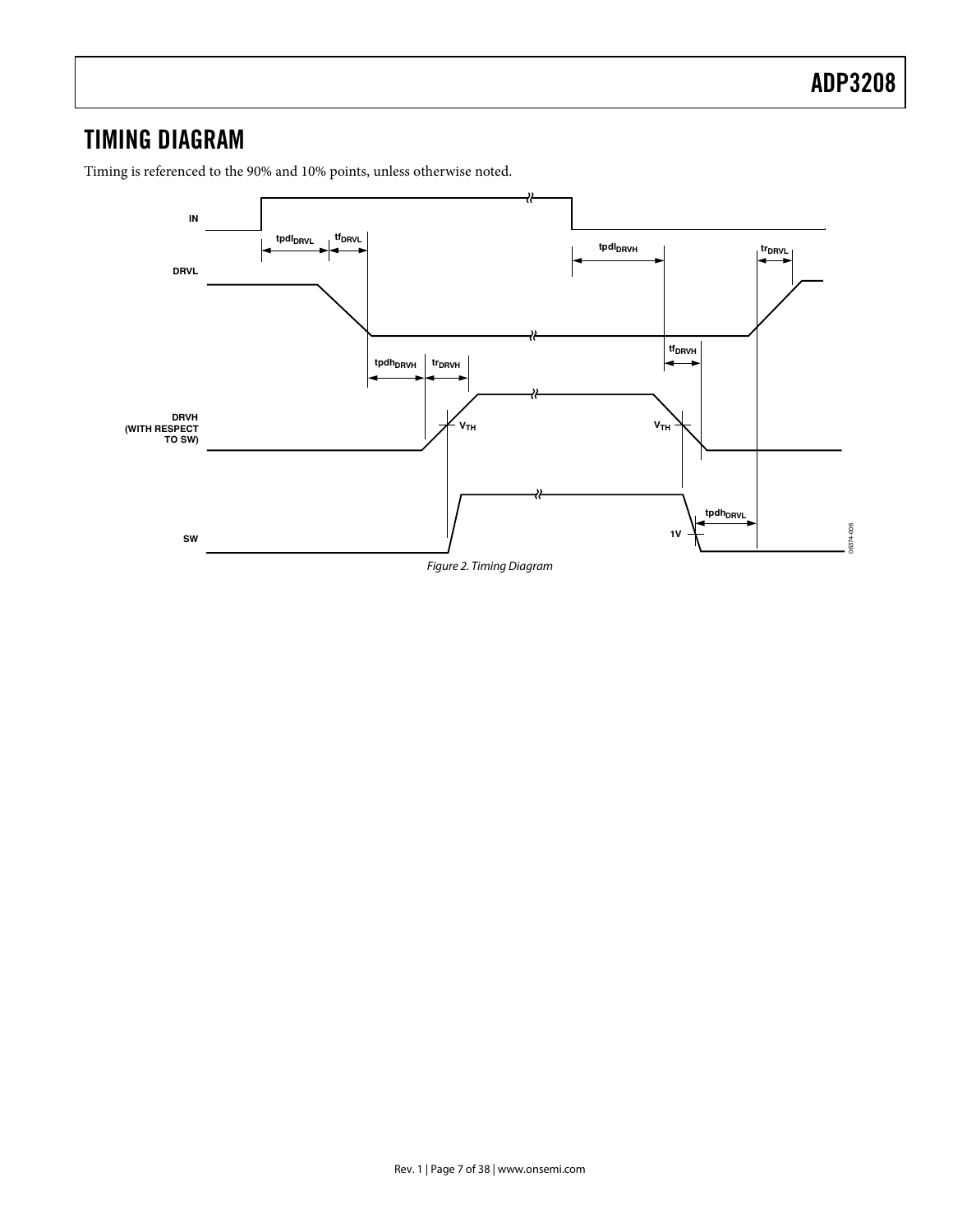## TIMING DIAGRAM

Timing is referenced to the 90% and 10% points, unless otherwise noted.

*Figure 2. Timing Diagram*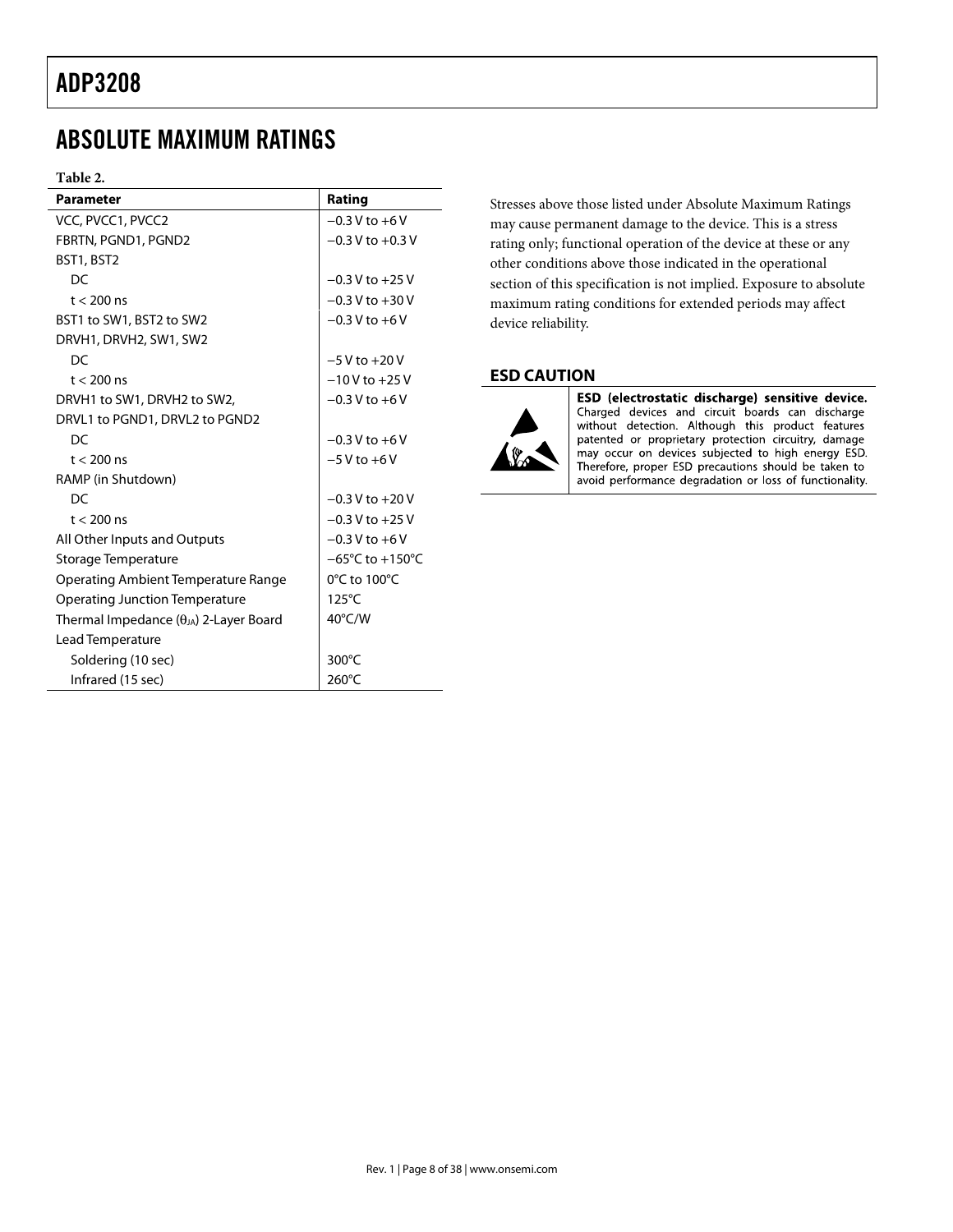# ABSOLUTE MAXIMUM RATINGS

**Table 2.**

| Parameter | Rating |
|---|---|
| VCC, PVCC1, PVCC2 | −0.3 V to +6 V |
| FBRTN, PGND1, PGND2 | −0.3 V to +0.3 V |
| BST1, BST2 | |
| DC | −0.3 V to +25 V |
| t < 200 ns | −0.3 V to +30 V |
| BST1 to SW1, BST2 to SW2 | −0.3 V to +6 V |
| DRVH1, DRVH2, SW1, SW2 | |
| DC | −5 V to +20 V |
| t < 200 ns | −10 V to +25 V |
| DRVH1 to SW1, DRVH2 to SW2, | −0.3 V to +6 V |
| DRVL1 to PGND1, DRVL2 to PGND2 | |
| DC | −0.3 V to +6 V |
| t < 200 ns | −5 V to +6 V |
| RAMP (in Shutdown) | |
| DC | −0.3 V to +20 V |
| t < 200 ns | −0.3 V to +25 V |
| All Other Inputs and Outputs | −0.3 V to +6 V |
| Storage Temperature | −65°C to +150°C |
| Operating Ambient Temperature Range | 0°C to 100°C |
| Operating Junction Temperature | 125°C |
| Thermal Impedance ($\theta_{JA}$) 2-Layer Board | 40°C/W |
| Lead Temperature | |
| Soldering (10 sec) | 300°C |
| Infrared (15 sec) | 260°C |

Stresses above those listed under Absolute Maximum Ratings may cause permanent damage to the device. This is a stress rating only; functional operation of the device at these or any other conditions above those indicated in the operational section of this specification is not implied. Exposure to absolute maximum rating conditions for extended periods may affect device reliability.

## ESD CAUTION

**ESD (electrostatic discharge) sensitive device.** Charged devices and circuit boards can discharge without detection. Although this product features patented or proprietary protection circuitry, damage may occur on devices subjected to high energy ESD. Therefore, proper ESD precautions should be taken to avoid performance degradation or loss of functionality.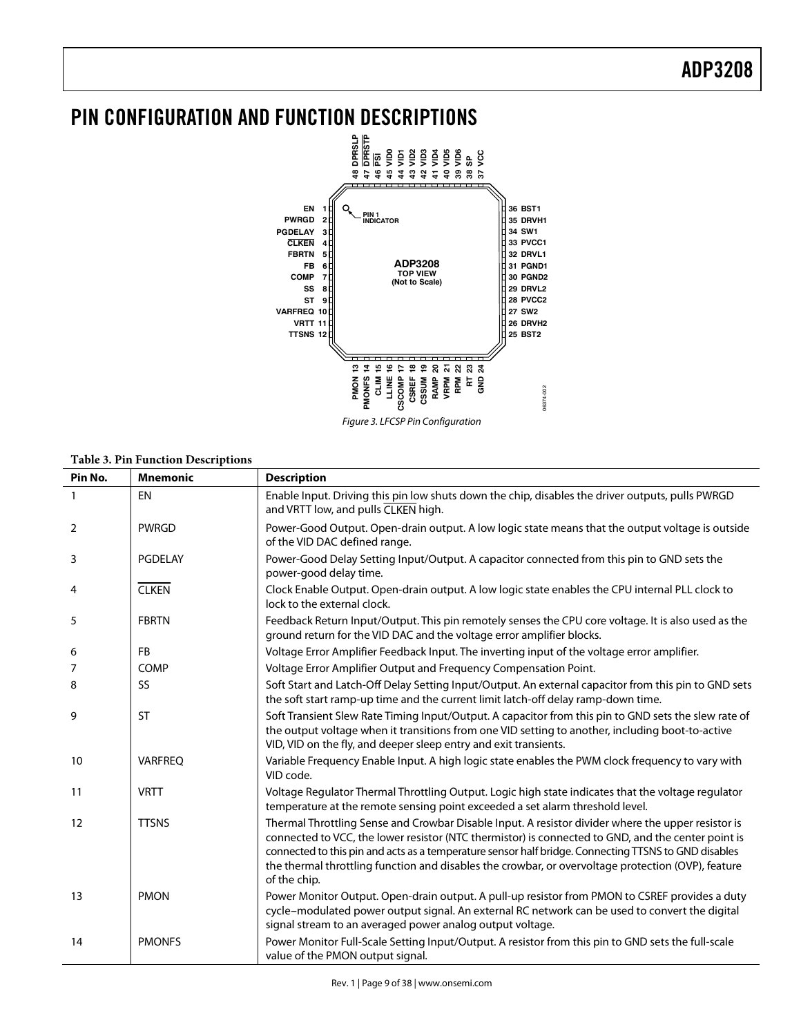## PIN CONFIGURATION AND FUNCTION DESCRIPTIONS

Figure 3. LFCSP Pin Configuration

**Table 3. Pin Function Descriptions**

| Pin No. | Mnemonic | Description |
|---|---|---|
| 1 | EN | Enable Input. Driving this pin low shuts down the chip, disables the driver outputs, pulls PWRGD and VRTT low, and pulls $\overline{\text{CLKEN}}$ high. |
| 2 | PWRGD | Power-Good Output. Open-drain output. A low logic state means that the output voltage is outside of the VID DAC defined range. |
| 3 | PGDELAY | Power-Good Delay Setting Input/Output. A capacitor connected from this pin to GND sets the power-good delay time. |
| 4 | $\overline{\text{CLKEN}}$ | Clock Enable Output. Open-drain output. A low logic state enables the CPU internal PLL clock to lock to the external clock. |
| 5 | FBRTN | Feedback Return Input/Output. This pin remotely senses the CPU core voltage. It is also used as the ground return for the VID DAC and the voltage error amplifier blocks. |
| 6 | FB | Voltage Error Amplifier Feedback Input. The inverting input of the voltage error amplifier. |
| 7 | COMP | Voltage Error Amplifier Output and Frequency Compensation Point. |
| 8 | SS | Soft Start and Latch-Off Delay Setting Input/Output. An external capacitor from this pin to GND sets the soft start ramp-up time and the current limit latch-off delay ramp-down time. |
| 9 | ST | Soft Transient Slew Rate Timing Input/Output. A capacitor from this pin to GND sets the slew rate of the output voltage when it transitions from one VID setting to another, including boot-to-active VID, VID on the fly, and deeper sleep entry and exit transients. |
| 10 | VARFREQ | Variable Frequency Enable Input. A high logic state enables the PWM clock frequency to vary with VID code. |
| 11 | VRTT | Voltage Regulator Thermal Throttling Output. Logic high state indicates that the voltage regulator temperature at the remote sensing point exceeded a set alarm threshold level. |
| 12 | TTSNS | Thermal Throttling Sense and Crowbar Disable Input. A resistor divider where the upper resistor is connected to VCC, the lower resistor (NTC thermistor) is connected to GND, and the center point is connected to this pin and acts as a temperature sensor half bridge. Connecting TTSNS to GND disables the thermal throttling function and disables the crowbar, or overvoltage protection (OVP), feature of the chip. |
| 13 | PMON | Power Monitor Output. Open-drain output. A pull-up resistor from PMON to CSREF provides a duty cycle–modulated power output signal. An external RC network can be used to convert the digital signal stream to an averaged power analog output voltage. |
| 14 | PMONFS | Power Monitor Full-Scale Setting Input/Output. A resistor from this pin to GND sets the full-scale value of the PMON output signal. |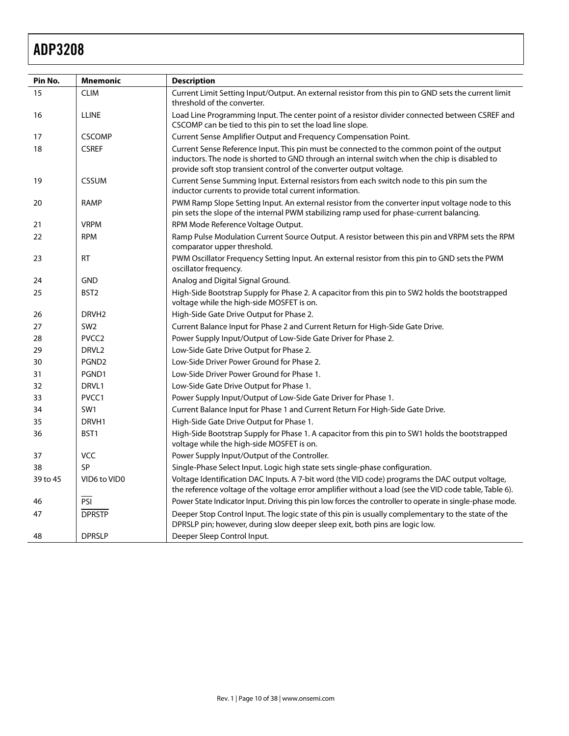| Pin No. | Mnemonic | Description |
|---|---|---|
| 15 | CLIM | Current Limit Setting Input/Output. An external resistor from this pin to GND sets the current limit threshold of the converter. |
| 16 | LLINE | Load Line Programming Input. The center point of a resistor divider connected between CSREF and CSCOMP can be tied to this pin to set the load line slope. |
| 17 | CSCOMP | Current Sense Amplifier Output and Frequency Compensation Point. |
| 18 | CSREF | Current Sense Reference Input. This pin must be connected to the common point of the output inductors. The node is shorted to GND through an internal switch when the chip is disabled to provide soft stop transient control of the converter output voltage. |
| 19 | CSSUM | Current Sense Summing Input. External resistors from each switch node to this pin sum the inductor currents to provide total current information. |
| 20 | RAMP | PWM Ramp Slope Setting Input. An external resistor from the converter input voltage node to this pin sets the slope of the internal PWM stabilizing ramp used for phase-current balancing. |
| 21 | VRPM | RPM Mode Reference Voltage Output. |
| 22 | RPM | Ramp Pulse Modulation Current Source Output. A resistor between this pin and VRPM sets the RPM comparator upper threshold. |
| 23 | RT | PWM Oscillator Frequency Setting Input. An external resistor from this pin to GND sets the PWM oscillator frequency. |
| 24 | GND | Analog and Digital Signal Ground. |
| 25 | BST2 | High-Side Bootstrap Supply for Phase 2. A capacitor from this pin to SW2 holds the bootstrapped voltage while the high-side MOSFET is on. |
| 26 | DRVH2 | High-Side Gate Drive Output for Phase 2. |
| 27 | SW2 | Current Balance Input for Phase 2 and Current Return for High-Side Gate Drive. |
| 28 | PVCC2 | Power Supply Input/Output of Low-Side Gate Driver for Phase 2. |
| 29 | DRVL2 | Low-Side Gate Drive Output for Phase 2. |
| 30 | PGND2 | Low-Side Driver Power Ground for Phase 2. |
| 31 | PGND1 | Low-Side Driver Power Ground for Phase 1. |
| 32 | DRVL1 | Low-Side Gate Drive Output for Phase 1. |
| 33 | PVCC1 | Power Supply Input/Output of Low-Side Gate Driver for Phase 1. |
| 34 | SW1 | Current Balance Input for Phase 1 and Current Return For High-Side Gate Drive. |
| 35 | DRVH1 | High-Side Gate Drive Output for Phase 1. |
| 36 | BST1 | High-Side Bootstrap Supply for Phase 1. A capacitor from this pin to SW1 holds the bootstrapped voltage while the high-side MOSFET is on. |
| 37 | VCC | Power Supply Input/Output of the Controller. |
| 38 | SP | Single-Phase Select Input. Logic high state sets single-phase configuration. |
| 39 to 45 | VID6 to VID0 | Voltage Identification DAC Inputs. A 7-bit word (the VID code) programs the DAC output voltage, the reference voltage of the voltage error amplifier without a load (see the VID code table, Table 6). |
| 46 | $\overline{\text{PSI}}$ | Power State Indicator Input. Driving this pin low forces the controller to operate in single-phase mode. |
| 47 | $\overline{\text{DPRSTP}}$ | Deeper Stop Control Input. The logic state of this pin is usually complementary to the state of the DPRSLP pin; however, during slow deeper sleep exit, both pins are logic low. |
| 48 | DPRSLP | Deeper Sleep Control Input. |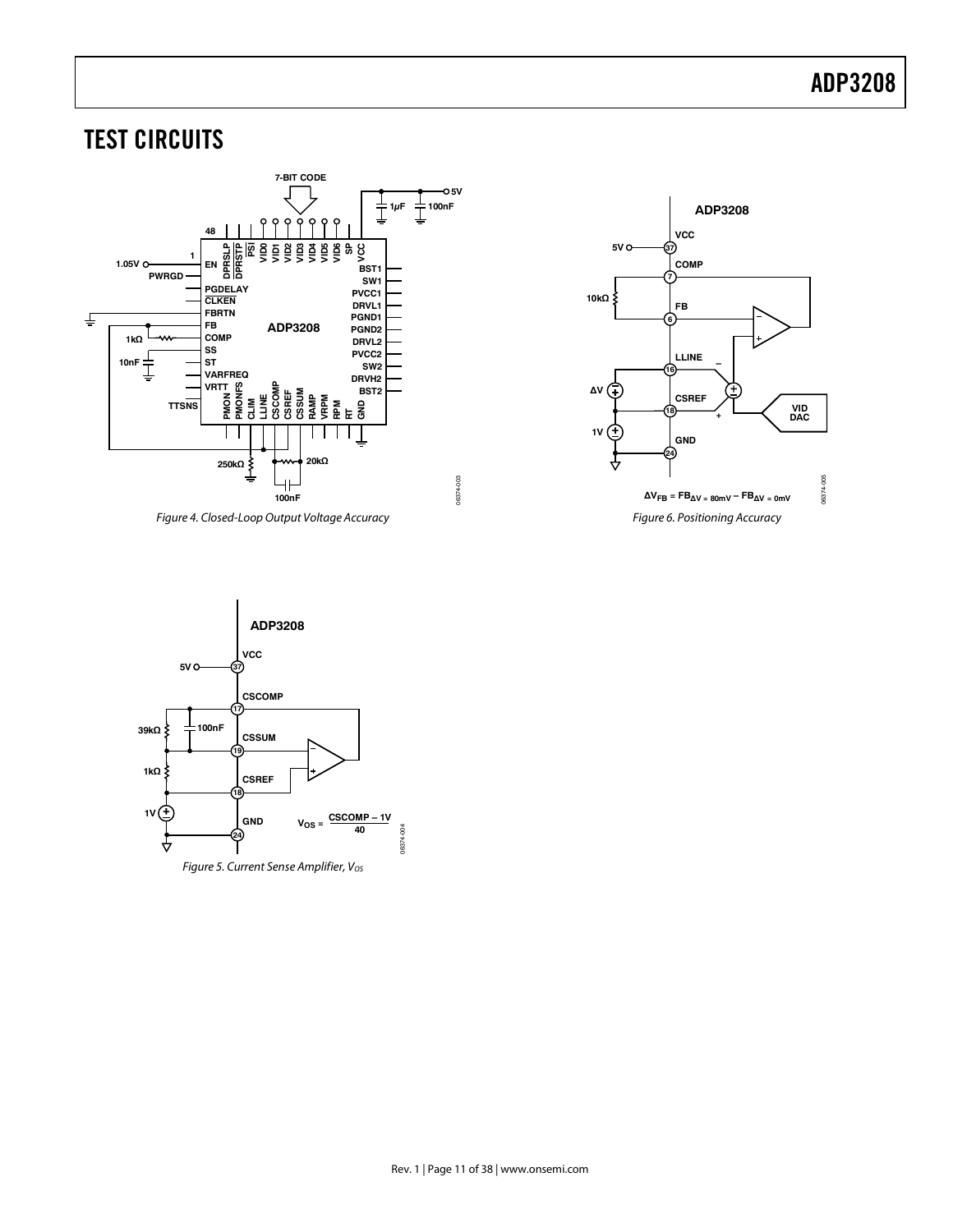# TEST CIRCUITS

Figure 4. Closed-Loop Output Voltage Accuracy

Figure 6. Positioning Accuracy

Figure 5. Current Sense Amplifier, $V_{OS}$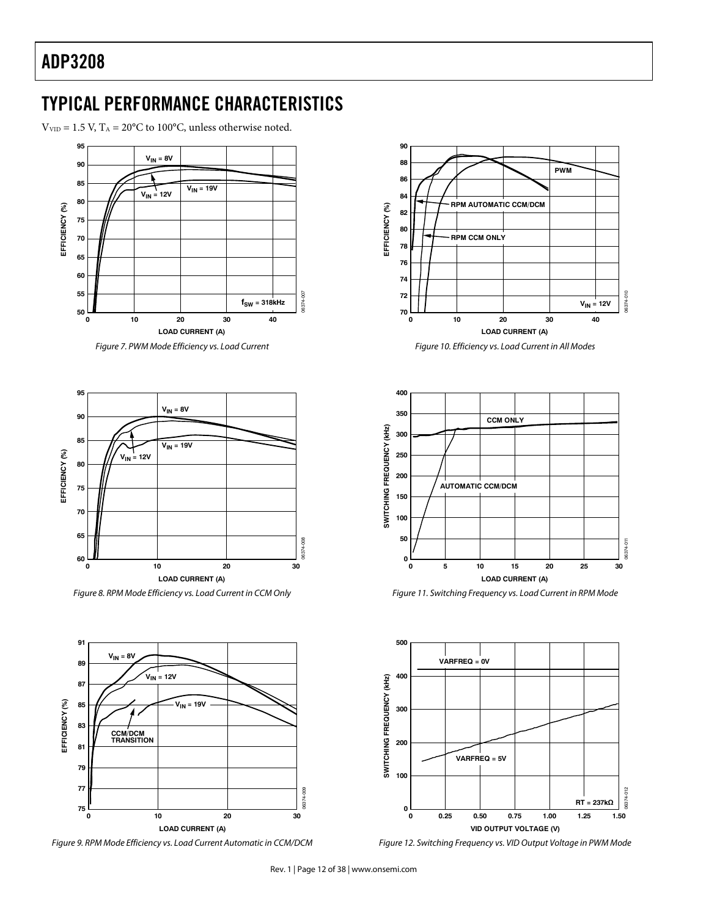# TYPICAL PERFORMANCE CHARACTERISTICS

$V_{VID}$ = 1.5 V, $T_A$ = 20°C to 100°C, unless otherwise noted.

*Figure 7. PWM Mode Efficiency vs. Load Current*

*Figure 8. RPM Mode Efficiency vs. Load Current in CCM Only*

*Figure 9. RPM Mode Efficiency vs. Load Current Automatic in CCM/DCM*

*Figure 10. Efficiency vs. Load Current in All Modes*

*Figure 11. Switching Frequency vs. Load Current in RPM Mode*

*Figure 12. Switching Frequency vs. VID Output Voltage in PWM Mode*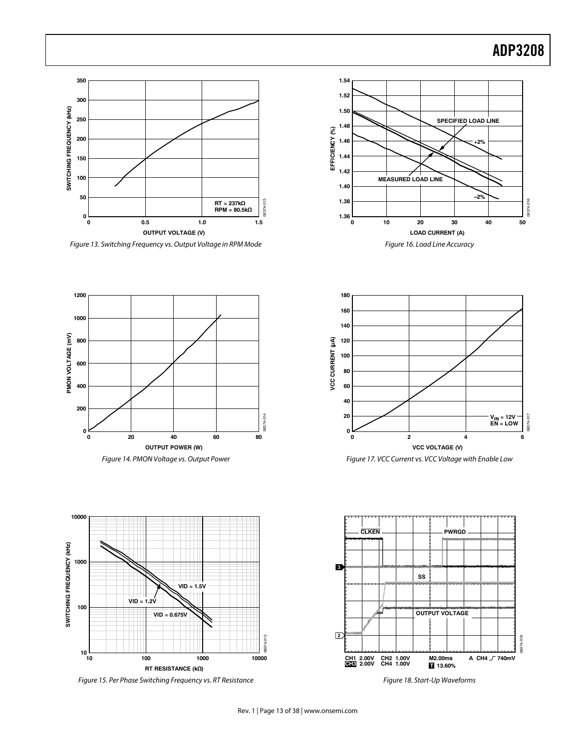Figure 13. Switching Frequency vs. Output Voltage in RPM Mode

Figure 16. Load Line Accuracy

Figure 14. PMON Voltage vs. Output Power

Figure 17. VCC Current vs. VCC Voltage with Enable Low

Figure 15. Per Phase Switching Frequency vs. RT Resistance

Figure 18. Start-Up Waveforms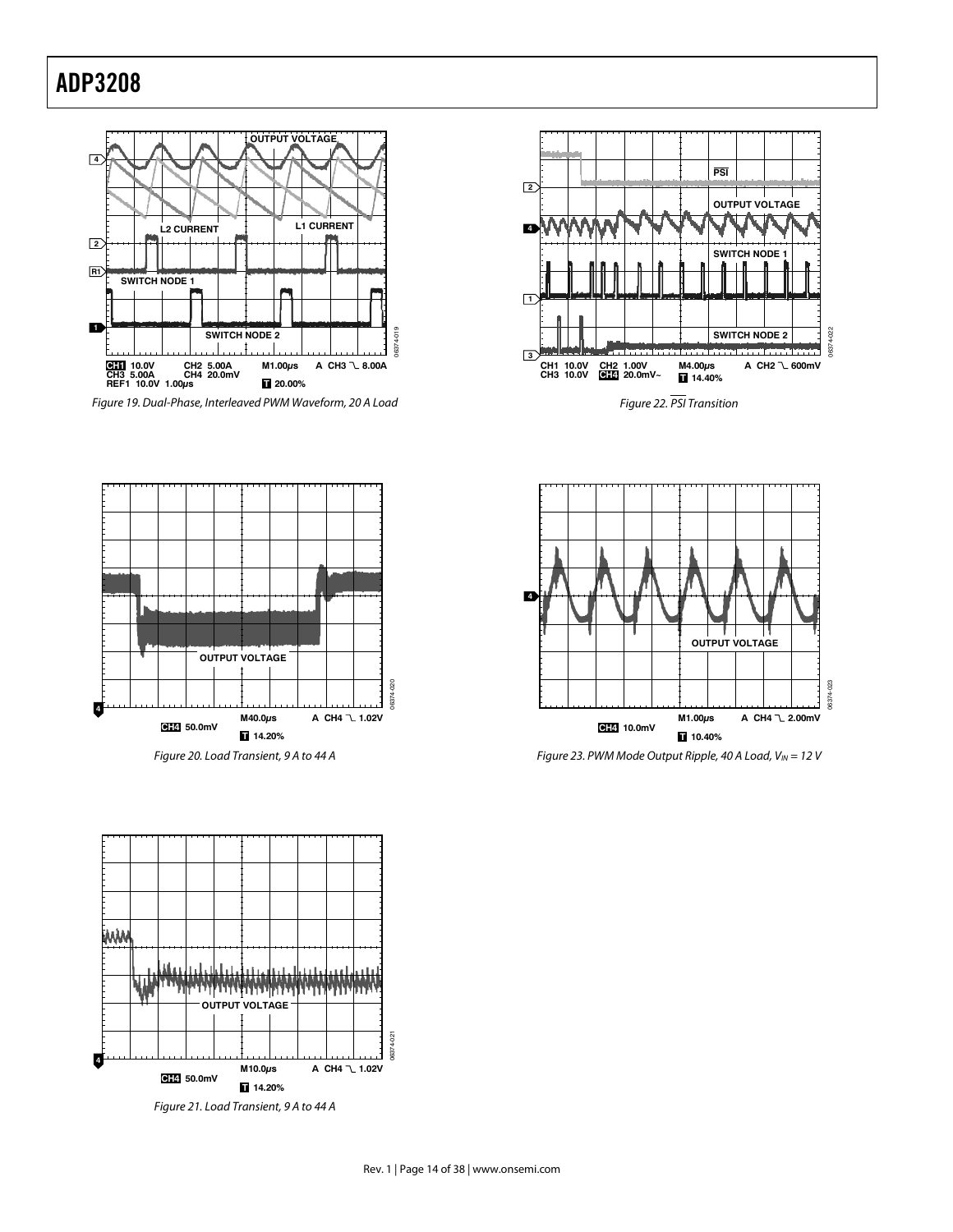Figure 19. Dual-Phase, Interleaved PWM Waveform, 20 A Load

Figure 20. Load Transient, 9 A to 44 A

Figure 21. Load Transient, 9 A to 44 A

Figure 22. $\overline{PSI}$ Transition

Figure 23. PWM Mode Output Ripple, 40 A Load, $V_{IN}$ = 12 V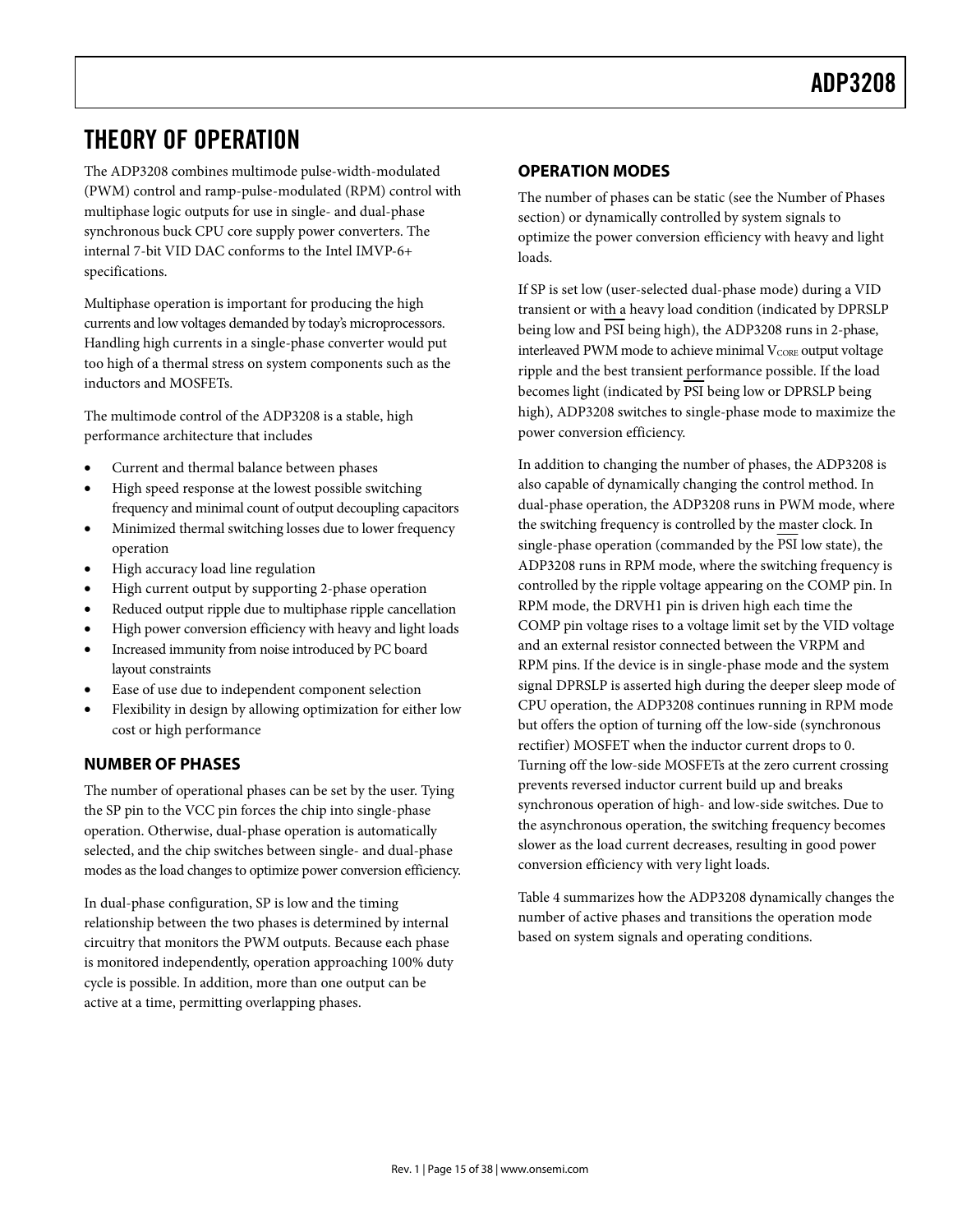# THEORY OF OPERATION

The ADP3208 combines multimode pulse-width-modulated (PWM) control and ramp-pulse-modulated (RPM) control with multiphase logic outputs for use in single- and dual-phase synchronous buck CPU core supply power converters. The internal 7-bit VID DAC conforms to the Intel IMVP-6+ specifications.

Multiphase operation is important for producing the high currents and low voltages demanded by today's microprocessors. Handling high currents in a single-phase converter would put too high of a thermal stress on system components such as the inductors and MOSFETs.

The multimode control of the ADP3208 is a stable, high performance architecture that includes

- Current and thermal balance between phases
- High speed response at the lowest possible switching frequency and minimal count of output decoupling capacitors
- Minimized thermal switching losses due to lower frequency operation
- High accuracy load line regulation
- High current output by supporting 2-phase operation
- Reduced output ripple due to multiphase ripple cancellation
- High power conversion efficiency with heavy and light loads
- Increased immunity from noise introduced by PC board layout constraints
- Ease of use due to independent component selection
- Flexibility in design by allowing optimization for either low cost or high performance

## NUMBER OF PHASES

The number of operational phases can be set by the user. Tying the SP pin to the VCC pin forces the chip into single-phase operation. Otherwise, dual-phase operation is automatically selected, and the chip switches between single- and dual-phase modes as the load changes to optimize power conversion efficiency.

In dual-phase configuration, SP is low and the timing relationship between the two phases is determined by internal circuitry that monitors the PWM outputs. Because each phase is monitored independently, operation approaching 100% duty cycle is possible. In addition, more than one output can be active at a time, permitting overlapping phases.

## OPERATION MODES

The number of phases can be static (see the Number of Phases section) or dynamically controlled by system signals to optimize the power conversion efficiency with heavy and light loads.

If SP is set low (user-selected dual-phase mode) during a VID transient or with a heavy load condition (indicated by DPRSLP being low and $\overline{\text{PSI}}$ being high), the ADP3208 runs in 2-phase, interleaved PWM mode to achieve minimal $V_{CORE}$ output voltage ripple and the best transient performance possible. If the load becomes light (indicated by $\overline{\text{PSI}}$ being low or DPRSLP being high), ADP3208 switches to single-phase mode to maximize the power conversion efficiency.

In addition to changing the number of phases, the ADP3208 is also capable of dynamically changing the control method. In dual-phase operation, the ADP3208 runs in PWM mode, where the switching frequency is controlled by the master clock. In single-phase operation (commanded by the $\overline{\text{PSI}}$ low state), the ADP3208 runs in RPM mode, where the switching frequency is controlled by the ripple voltage appearing on the COMP pin. In RPM mode, the DRVH1 pin is driven high each time the COMP pin voltage rises to a voltage limit set by the VID voltage and an external resistor connected between the VRPM and RPM pins. If the device is in single-phase mode and the system signal DPRSLP is asserted high during the deeper sleep mode of CPU operation, the ADP3208 continues running in RPM mode but offers the option of turning off the low-side (synchronous rectifier) MOSFET when the inductor current drops to 0. Turning off the low-side MOSFETs at the zero current crossing prevents reversed inductor current build up and breaks synchronous operation of high- and low-side switches. Due to the asynchronous operation, the switching frequency becomes slower as the load current decreases, resulting in good power conversion efficiency with very light loads.

Table 4 summarizes how the ADP3208 dynamically changes the number of active phases and transitions the operation mode based on system signals and operating conditions.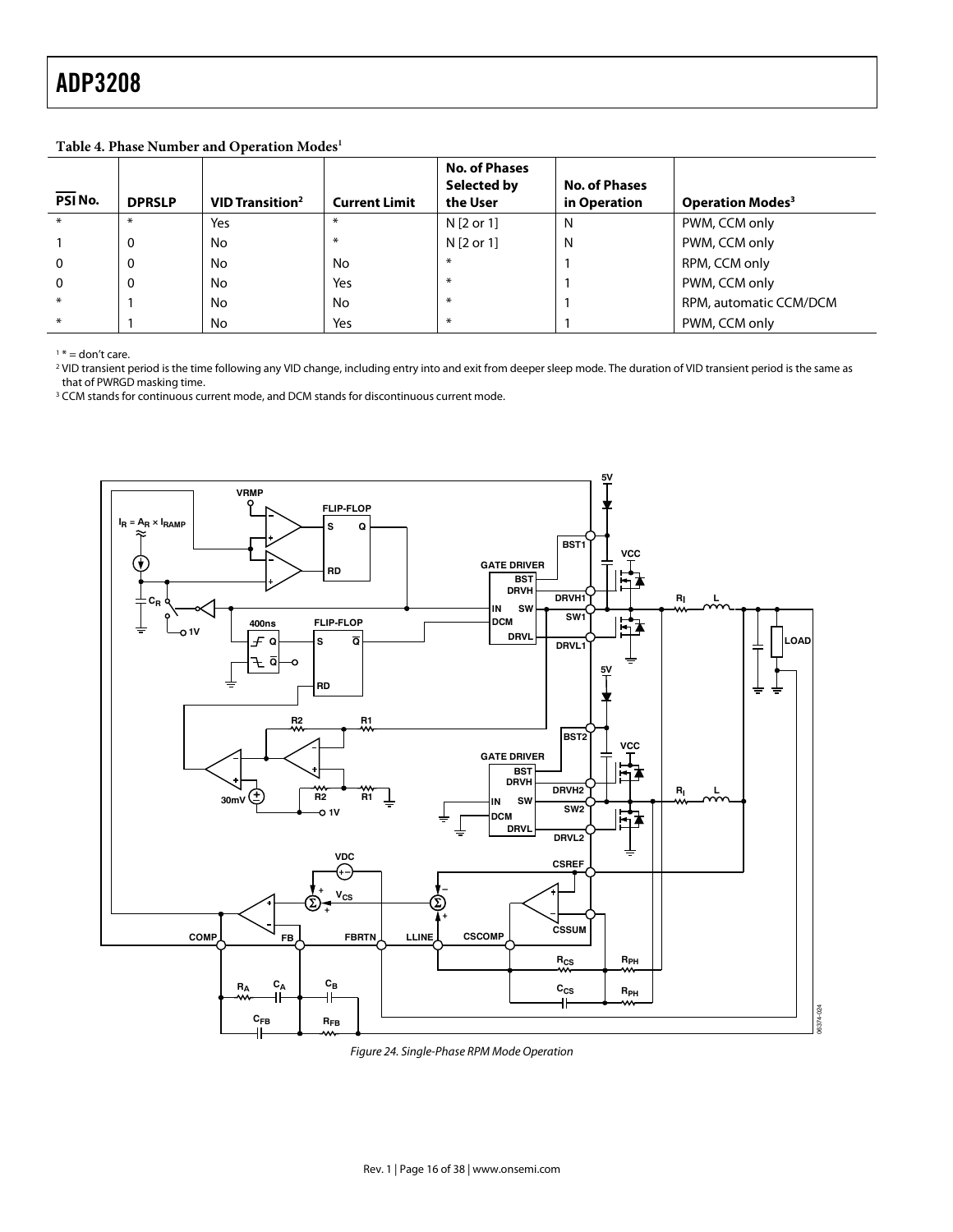**Table 4. Phase Number and Operation Modes**[1]

| $\overline{PSI}$ No. | DPRSLP | VID Transition[2] | Current Limit | No. of Phases Selected by the User | No. of Phases in Operation | Operation Modes[3] |
|---|---|---|---|---|---|---|
| * | * | Yes | * | N [2 or 1] | N | PWM, CCM only |
| 1 | 0 | No | * | N [2 or 1] | N | PWM, CCM only |
| 0 | 0 | No | No | * | 1 | RPM, CCM only |
| 0 | 0 | No | Yes | * | 1 | PWM, CCM only |
| * | 1 | No | No | * | 1 | RPM, automatic CCM/DCM |
| * | 1 | No | Yes | * | 1 | PWM, CCM only |

[1] * = don't care.
[2] VID transient period is the time following any VID change, including entry into and exit from deeper sleep mode. The duration of VID transient period is the same as that of PWRGD masking time.
[3] CCM stands for continuous current mode, and DCM stands for discontinuous current mode.

Figure 24. Single-Phase RPM Mode Operation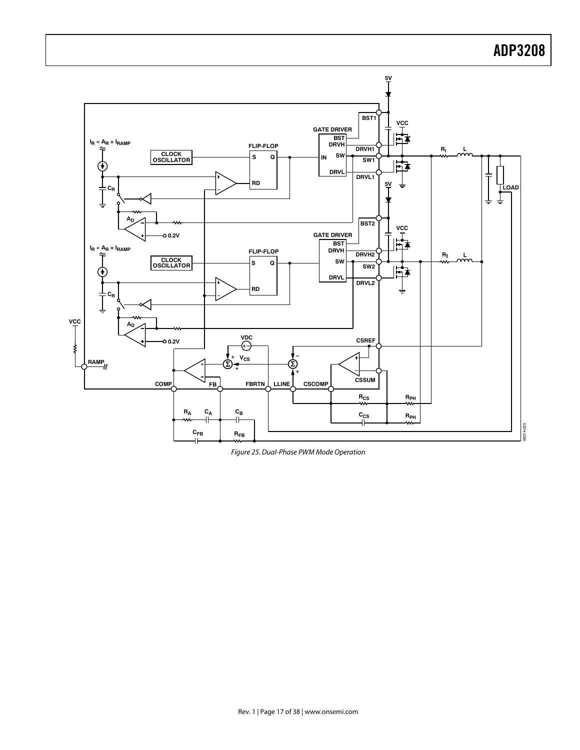Figure 25. Dual-Phase PWM Mode Operation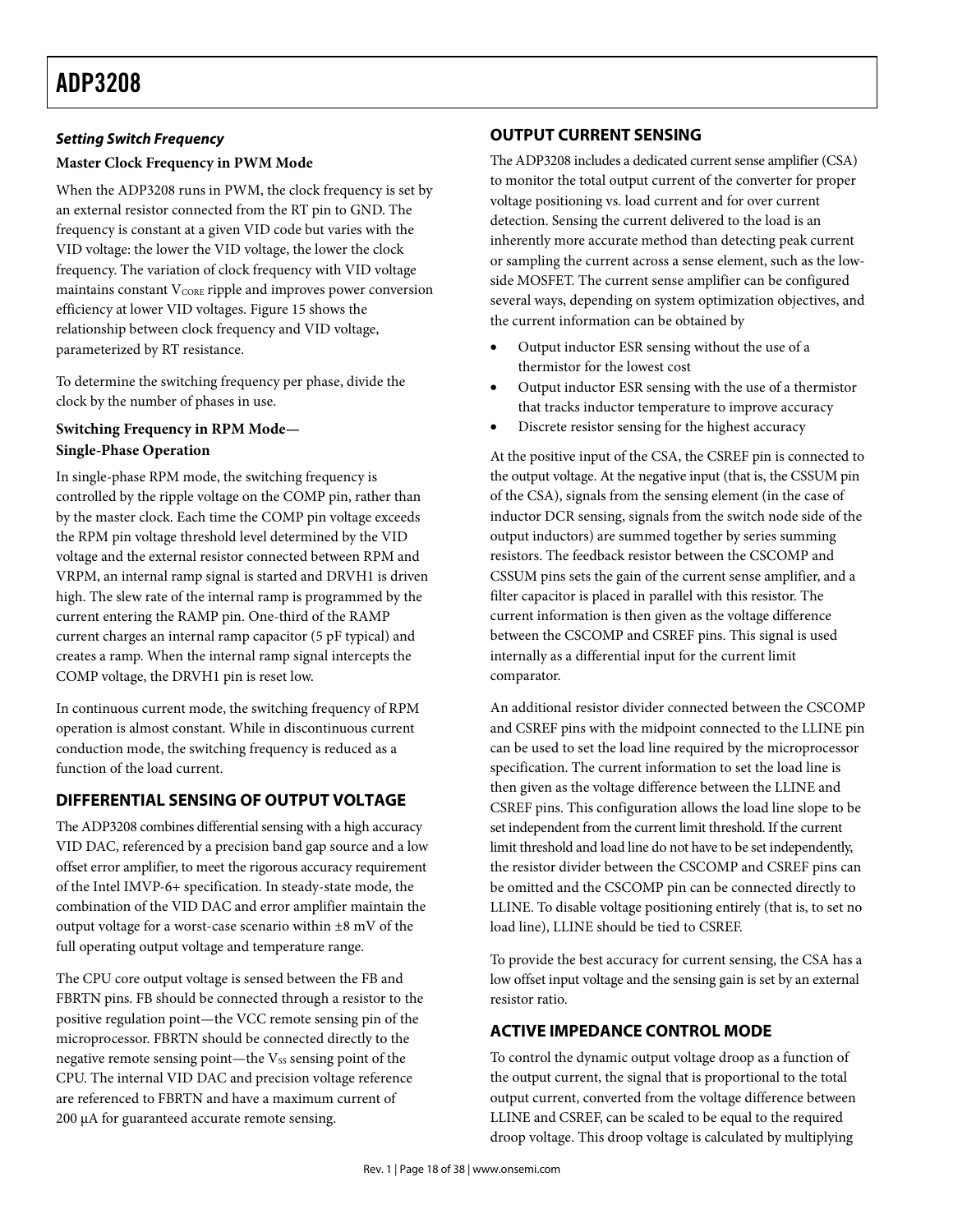### *Setting Switch Frequency*

**Master Clock Frequency in PWM Mode**

When the ADP3208 runs in PWM, the clock frequency is set by an external resistor connected from the RT pin to GND. The frequency is constant at a given VID code but varies with the VID voltage: the lower the VID voltage, the lower the clock frequency. The variation of clock frequency with VID voltage maintains constant $V_{CORE}$ ripple and improves power conversion efficiency at lower VID voltages. Figure 15 shows the relationship between clock frequency and VID voltage, parameterized by RT resistance.

To determine the switching frequency per phase, divide the clock by the number of phases in use.

**Switching Frequency in RPM Mode— Single-Phase Operation**

In single-phase RPM mode, the switching frequency is controlled by the ripple voltage on the COMP pin, rather than by the master clock. Each time the COMP pin voltage exceeds the RPM pin voltage threshold level determined by the VID voltage and the external resistor connected between RPM and VRPM, an internal ramp signal is started and DRVH1 is driven high. The slew rate of the internal ramp is programmed by the current entering the RAMP pin. One-third of the RAMP current charges an internal ramp capacitor (5 pF typical) and creates a ramp. When the internal ramp signal intercepts the COMP voltage, the DRVH1 pin is reset low.

In continuous current mode, the switching frequency of RPM operation is almost constant. While in discontinuous current conduction mode, the switching frequency is reduced as a function of the load current.

## DIFFERENTIAL SENSING OF OUTPUT VOLTAGE

The ADP3208 combines differential sensing with a high accuracy VID DAC, referenced by a precision band gap source and a low offset error amplifier, to meet the rigorous accuracy requirement of the Intel IMVP-6+ specification. In steady-state mode, the combination of the VID DAC and error amplifier maintain the output voltage for a worst-case scenario within ±8 mV of the full operating output voltage and temperature range.

The CPU core output voltage is sensed between the FB and FBRTN pins. FB should be connected through a resistor to the positive regulation point—the VCC remote sensing pin of the microprocessor. FBRTN should be connected directly to the negative remote sensing point—the $V_{SS}$ sensing point of the CPU. The internal VID DAC and precision voltage reference are referenced to FBRTN and have a maximum current of 200 µA for guaranteed accurate remote sensing.

## OUTPUT CURRENT SENSING

The ADP3208 includes a dedicated current sense amplifier (CSA) to monitor the total output current of the converter for proper voltage positioning vs. load current and for over current detection. Sensing the current delivered to the load is an inherently more accurate method than detecting peak current or sampling the current across a sense element, such as the low-side MOSFET. The current sense amplifier can be configured several ways, depending on system optimization objectives, and the current information can be obtained by

- Output inductor ESR sensing without the use of a thermistor for the lowest cost
- Output inductor ESR sensing with the use of a thermistor that tracks inductor temperature to improve accuracy
- Discrete resistor sensing for the highest accuracy

At the positive input of the CSA, the CSREF pin is connected to the output voltage. At the negative input (that is, the CSSUM pin of the CSA), signals from the sensing element (in the case of inductor DCR sensing, signals from the switch node side of the output inductors) are summed together by series summing resistors. The feedback resistor between the CSCOMP and CSSUM pins sets the gain of the current sense amplifier, and a filter capacitor is placed in parallel with this resistor. The current information is then given as the voltage difference between the CSCOMP and CSREF pins. This signal is used internally as a differential input for the current limit comparator.

An additional resistor divider connected between the CSCOMP and CSREF pins with the midpoint connected to the LLINE pin can be used to set the load line required by the microprocessor specification. The current information to set the load line is then given as the voltage difference between the LLINE and CSREF pins. This configuration allows the load line slope to be set independent from the current limit threshold. If the current limit threshold and load line do not have to be set independently, the resistor divider between the CSCOMP and CSREF pins can be omitted and the CSCOMP pin can be connected directly to LLINE. To disable voltage positioning entirely (that is, to set no load line), LLINE should be tied to CSREF.

To provide the best accuracy for current sensing, the CSA has a low offset input voltage and the sensing gain is set by an external resistor ratio.

## ACTIVE IMPEDANCE CONTROL MODE

To control the dynamic output voltage droop as a function of the output current, the signal that is proportional to the total output current, converted from the voltage difference between LLINE and CSREF, can be scaled to be equal to the required droop voltage. This droop voltage is calculated by multiplying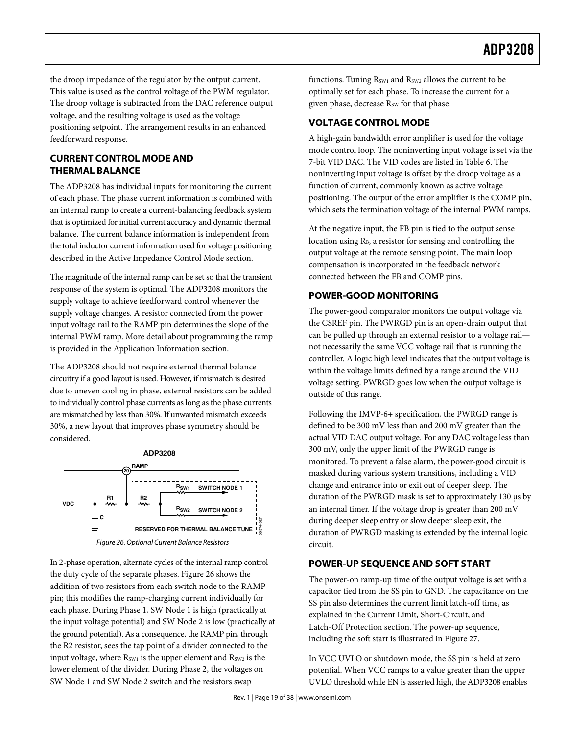the droop impedance of the regulator by the output current. This value is used as the control voltage of the PWM regulator. The droop voltage is subtracted from the DAC reference output voltage, and the resulting voltage is used as the voltage positioning setpoint. The arrangement results in an enhanced feedforward response.

## CURRENT CONTROL MODE AND THERMAL BALANCE

The ADP3208 has individual inputs for monitoring the current of each phase. The phase current information is combined with an internal ramp to create a current-balancing feedback system that is optimized for initial current accuracy and dynamic thermal balance. The current balance information is independent from the total inductor current information used for voltage positioning described in the Active Impedance Control Mode section.

The magnitude of the internal ramp can be set so that the transient response of the system is optimal. The ADP3208 monitors the supply voltage to achieve feedforward control whenever the supply voltage changes. A resistor connected from the power input voltage rail to the RAMP pin determines the slope of the internal PWM ramp. More detail about programming the ramp is provided in the Application Information section.

The ADP3208 should not require external thermal balance circuitry if a good layout is used. However, if mismatch is desired due to uneven cooling in phase, external resistors can be added to individually control phase currents as long as the phase currents are mismatched by less than 30%. If unwanted mismatch exceeds 30%, a new layout that improves phase symmetry should be considered.

Figure 26. Optional Current Balance Resistors

In 2-phase operation, alternate cycles of the internal ramp control the duty cycle of the separate phases. Figure 26 shows the addition of two resistors from each switch node to the RAMP pin; this modifies the ramp-charging current individually for each phase. During Phase 1, SW Node 1 is high (practically at the input voltage potential) and SW Node 2 is low (practically at the ground potential). As a consequence, the RAMP pin, through the R2 resistor, sees the tap point of a divider connected to the input voltage, where $R_{SW1}$ is the upper element and $R_{SW2}$ is the lower element of the divider. During Phase 2, the voltages on SW Node 1 and SW Node 2 switch and the resistors swap functions. Tuning $R_{SW1}$ and $R_{SW2}$ allows the current to be optimally set for each phase. To increase the current for a given phase, decrease $R_{SW}$ for that phase.

## VOLTAGE CONTROL MODE

A high-gain bandwidth error amplifier is used for the voltage mode control loop. The noninverting input voltage is set via the 7-bit VID DAC. The VID codes are listed in Table 6. The noninverting input voltage is offset by the droop voltage as a function of current, commonly known as active voltage positioning. The output of the error amplifier is the COMP pin, which sets the termination voltage of the internal PWM ramps.

At the negative input, the FB pin is tied to the output sense location using $R_B$, a resistor for sensing and controlling the output voltage at the remote sensing point. The main loop compensation is incorporated in the feedback network connected between the FB and COMP pins.

## POWER-GOOD MONITORING

The power-good comparator monitors the output voltage via the CSREF pin. The PWRGD pin is an open-drain output that can be pulled up through an external resistor to a voltage rail—not necessarily the same VCC voltage rail that is running the controller. A logic high level indicates that the output voltage is within the voltage limits defined by a range around the VID voltage setting. PWRGD goes low when the output voltage is outside of this range.

Following the IMVP-6+ specification, the PWRGD range is defined to be 300 mV less than and 200 mV greater than the actual VID DAC output voltage. For any DAC voltage less than 300 mV, only the upper limit of the PWRGD range is monitored. To prevent a false alarm, the power-good circuit is masked during various system transitions, including a VID change and entrance into or exit out of deeper sleep. The duration of the PWRGD mask is set to approximately 130 µs by an internal timer. If the voltage drop is greater than 200 mV during deeper sleep entry or slow deeper sleep exit, the duration of PWRGD masking is extended by the internal logic circuit.

## POWER-UP SEQUENCE AND SOFT START

The power-on ramp-up time of the output voltage is set with a capacitor tied from the SS pin to GND. The capacitance on the SS pin also determines the current limit latch-off time, as explained in the Current Limit, Short-Circuit, and Latch-Off Protection section. The power-up sequence, including the soft start is illustrated in Figure 27.

In VCC UVLO or shutdown mode, the SS pin is held at zero potential. When VCC ramps to a value greater than the upper UVLO threshold while EN is asserted high, the ADP3208 enables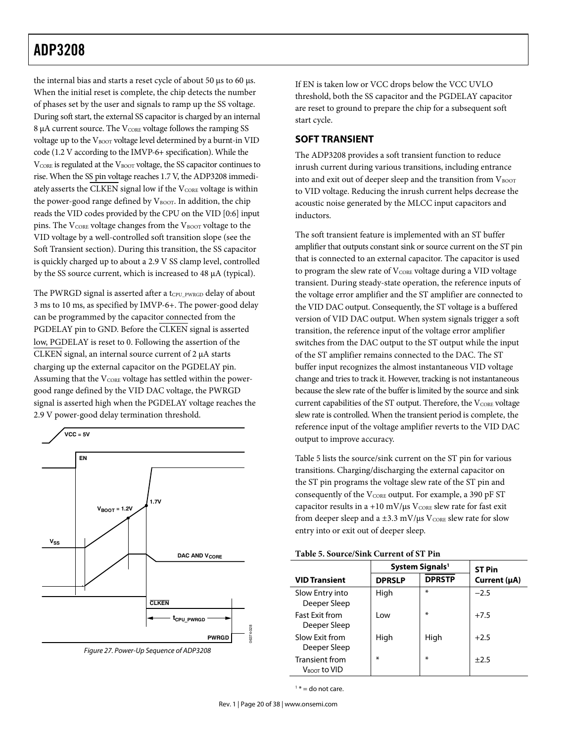the internal bias and starts a reset cycle of about 50 µs to 60 µs. When the initial reset is complete, the chip detects the number of phases set by the user and signals to ramp up the SS voltage. During soft start, the external SS capacitor is charged by an internal 8 µA current source. The $V_{CORE}$ voltage follows the ramping SS voltage up to the $V_{BOOT}$ voltage level determined by a burnt-in VID code (1.2 V according to the IMVP-6+ specification). While the $V_{CORE}$ is regulated at the $V_{BOOT}$ voltage, the SS capacitor continues to rise. When the SS pin voltage reaches 1.7 V, the ADP3208 immediately asserts the $\overline{CLKEN}$ signal low if the $V_{CORE}$ voltage is within the power-good range defined by $V_{BOOT}$. In addition, the chip reads the VID codes provided by the CPU on the VID [0:6] input pins. The $V_{CORE}$ voltage changes from the $V_{BOOT}$ voltage to the VID voltage by a well-controlled soft transition slope (see the Soft Transient section). During this transition, the SS capacitor is quickly charged up to about a 2.9 V SS clamp level, controlled by the SS source current, which is increased to 48 µA (typical).

The PWRGD signal is asserted after a $t_{CPU\_PWRGD}$ delay of about 3 ms to 10 ms, as specified by IMVP-6+. The power-good delay can be programmed by the capacitor connected from the PGDELAY pin to GND. Before the $\overline{CLKEN}$ signal is asserted low, PGDELAY is reset to 0. Following the assertion of the $\overline{CLKEN}$ signal, an internal source current of 2 µA starts charging up the external capacitor on the PGDELAY pin. Assuming that the $V_{CORE}$ voltage has settled within the power-good range defined by the VID DAC voltage, the PWRGD signal is asserted high when the PGDELAY voltage reaches the 2.9 V power-good delay termination threshold.

Figure 27. Power-Up Sequence of ADP3208

If EN is taken low or VCC drops below the VCC UVLO threshold, both the SS capacitor and the PGDELAY capacitor are reset to ground to prepare the chip for a subsequent soft start cycle.

## SOFT TRANSIENT

The ADP3208 provides a soft transient function to reduce inrush current during various transitions, including entrance into and exit out of deeper sleep and the transition from $V_{BOOT}$ to VID voltage. Reducing the inrush current helps decrease the acoustic noise generated by the MLCC input capacitors and inductors.

The soft transient feature is implemented with an ST buffer amplifier that outputs constant sink or source current on the ST pin that is connected to an external capacitor. The capacitor is used to program the slew rate of $V_{CORE}$ voltage during a VID voltage transient. During steady-state operation, the reference inputs of the voltage error amplifier and the ST amplifier are connected to the VID DAC output. Consequently, the ST voltage is a buffered version of VID DAC output. When system signals trigger a soft transition, the reference input of the voltage error amplifier switches from the DAC output to the ST output while the input of the ST amplifier remains connected to the DAC. The ST buffer input recognizes the almost instantaneous VID voltage change and tries to track it. However, tracking is not instantaneous because the slew rate of the buffer is limited by the source and sink current capabilities of the ST output. Therefore, the $V_{CORE}$ voltage slew rate is controlled. When the transient period is complete, the reference input of the voltage amplifier reverts to the VID DAC output to improve accuracy.

Table 5 lists the source/sink current on the ST pin for various transitions. Charging/discharging the external capacitor on the ST pin programs the voltage slew rate of the ST pin and consequently of the $V_{CORE}$ output. For example, a 390 pF ST capacitor results in a +10 mV/µs $V_{CORE}$ slew rate for fast exit from deeper sleep and a ±3.3 mV/µs $V_{CORE}$ slew rate for slow entry into or exit out of deeper sleep.

**Table 5. Source/Sink Current of ST Pin**

| VID Transient | System Signals[1] | | ST Pin Current (µA) |
|---|---|---|---|
| | DPRSLP | $\overline{DPRSTP}$ | |
| Slow Entry into Deeper Sleep | High | * | −2.5 |
| Fast Exit from Deeper Sleep | Low | * | +7.5 |
| Slow Exit from Deeper Sleep | High | High | +2.5 |
| Transient from $V_{BOOT}$ to VID | * | * | ±2.5 |

[1] * = do not care.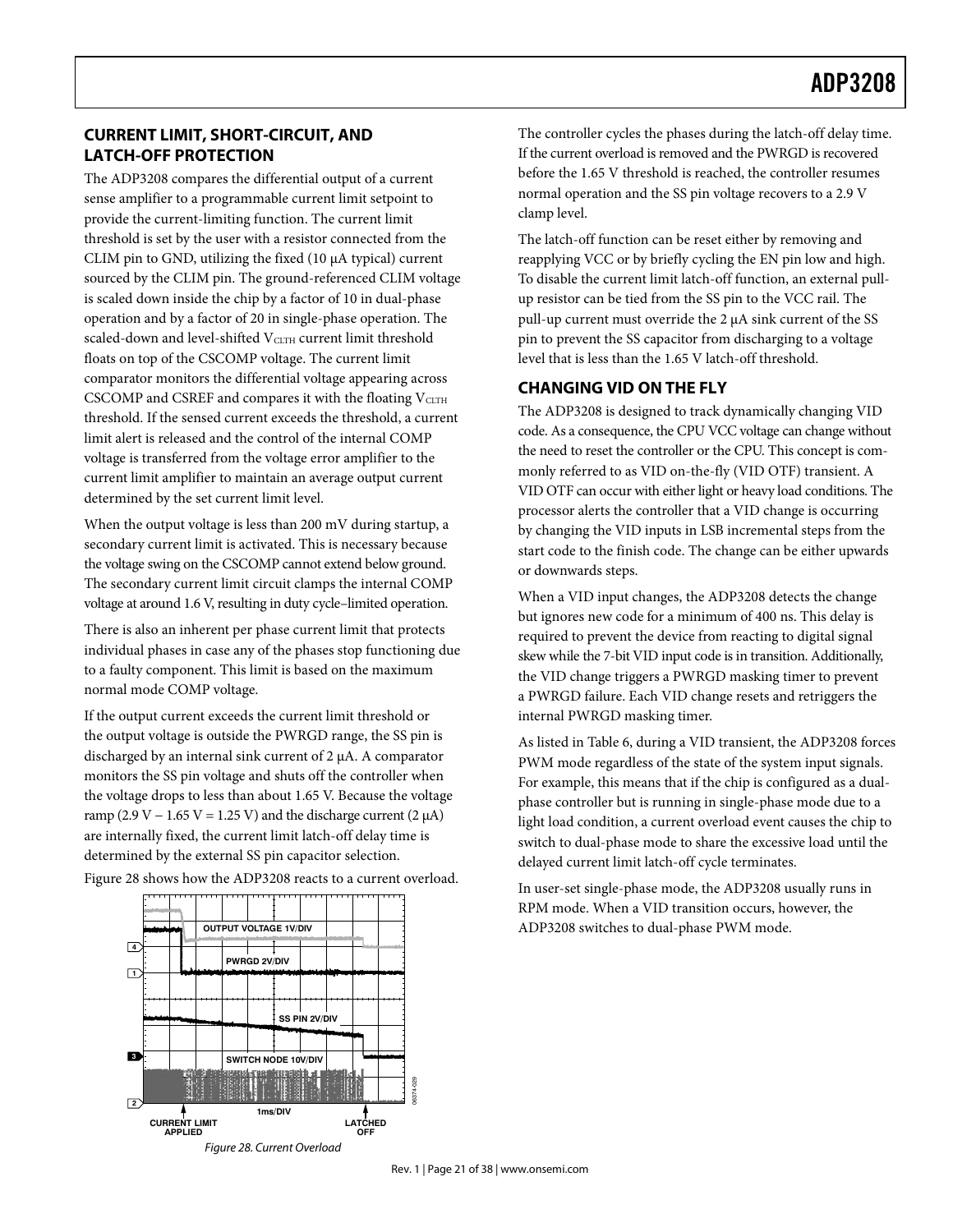## CURRENT LIMIT, SHORT-CIRCUIT, AND LATCH-OFF PROTECTION

The ADP3208 compares the differential output of a current sense amplifier to a programmable current limit setpoint to provide the current-limiting function. The current limit threshold is set by the user with a resistor connected from the CLIM pin to GND, utilizing the fixed (10 μA typical) current sourced by the CLIM pin. The ground-referenced CLIM voltage is scaled down inside the chip by a factor of 10 in dual-phase operation and by a factor of 20 in single-phase operation. The scaled-down and level-shifted $V_{CLTH}$ current limit threshold floats on top of the CSCOMP voltage. The current limit comparator monitors the differential voltage appearing across CSCOMP and CSREF and compares it with the floating $V_{CLTH}$ threshold. If the sensed current exceeds the threshold, a current limit alert is released and the control of the internal COMP voltage is transferred from the voltage error amplifier to the current limit amplifier to maintain an average output current determined by the set current limit level.

When the output voltage is less than 200 mV during startup, a secondary current limit is activated. This is necessary because the voltage swing on the CSCOMP cannot extend below ground. The secondary current limit circuit clamps the internal COMP voltage at around 1.6 V, resulting in duty cycle–limited operation.

There is also an inherent per phase current limit that protects individual phases in case any of the phases stop functioning due to a faulty component. This limit is based on the maximum normal mode COMP voltage.

If the output current exceeds the current limit threshold or the output voltage is outside the PWRGD range, the SS pin is discharged by an internal sink current of 2 μA. A comparator monitors the SS pin voltage and shuts off the controller when the voltage drops to less than about 1.65 V. Because the voltage ramp (2.9 V − 1.65 V = 1.25 V) and the discharge current (2 μA) are internally fixed, the current limit latch-off delay time is determined by the external SS pin capacitor selection.

Figure 28 shows how the ADP3208 reacts to a current overload.

Figure 28. Current Overload

The controller cycles the phases during the latch-off delay time. If the current overload is removed and the PWRGD is recovered before the 1.65 V threshold is reached, the controller resumes normal operation and the SS pin voltage recovers to a 2.9 V clamp level.

The latch-off function can be reset either by removing and reapplying VCC or by briefly cycling the EN pin low and high. To disable the current limit latch-off function, an external pull-up resistor can be tied from the SS pin to the VCC rail. The pull-up current must override the 2 μA sink current of the SS pin to prevent the SS capacitor from discharging to a voltage level that is less than the 1.65 V latch-off threshold.

## CHANGING VID ON THE FLY

The ADP3208 is designed to track dynamically changing VID code. As a consequence, the CPU VCC voltage can change without the need to reset the controller or the CPU. This concept is commonly referred to as VID on-the-fly (VID OTF) transient. A VID OTF can occur with either light or heavy load conditions. The processor alerts the controller that a VID change is occurring by changing the VID inputs in LSB incremental steps from the start code to the finish code. The change can be either upwards or downwards steps.

When a VID input changes, the ADP3208 detects the change but ignores new code for a minimum of 400 ns. This delay is required to prevent the device from reacting to digital signal skew while the 7-bit VID input code is in transition. Additionally, the VID change triggers a PWRGD masking timer to prevent a PWRGD failure. Each VID change resets and retriggers the internal PWRGD masking timer.

As listed in Table 6, during a VID transient, the ADP3208 forces PWM mode regardless of the state of the system input signals. For example, this means that if the chip is configured as a dual-phase controller but is running in single-phase mode due to a light load condition, a current overload event causes the chip to switch to dual-phase mode to share the excessive load until the delayed current limit latch-off cycle terminates.

In user-set single-phase mode, the ADP3208 usually runs in RPM mode. When a VID transition occurs, however, the ADP3208 switches to dual-phase PWM mode.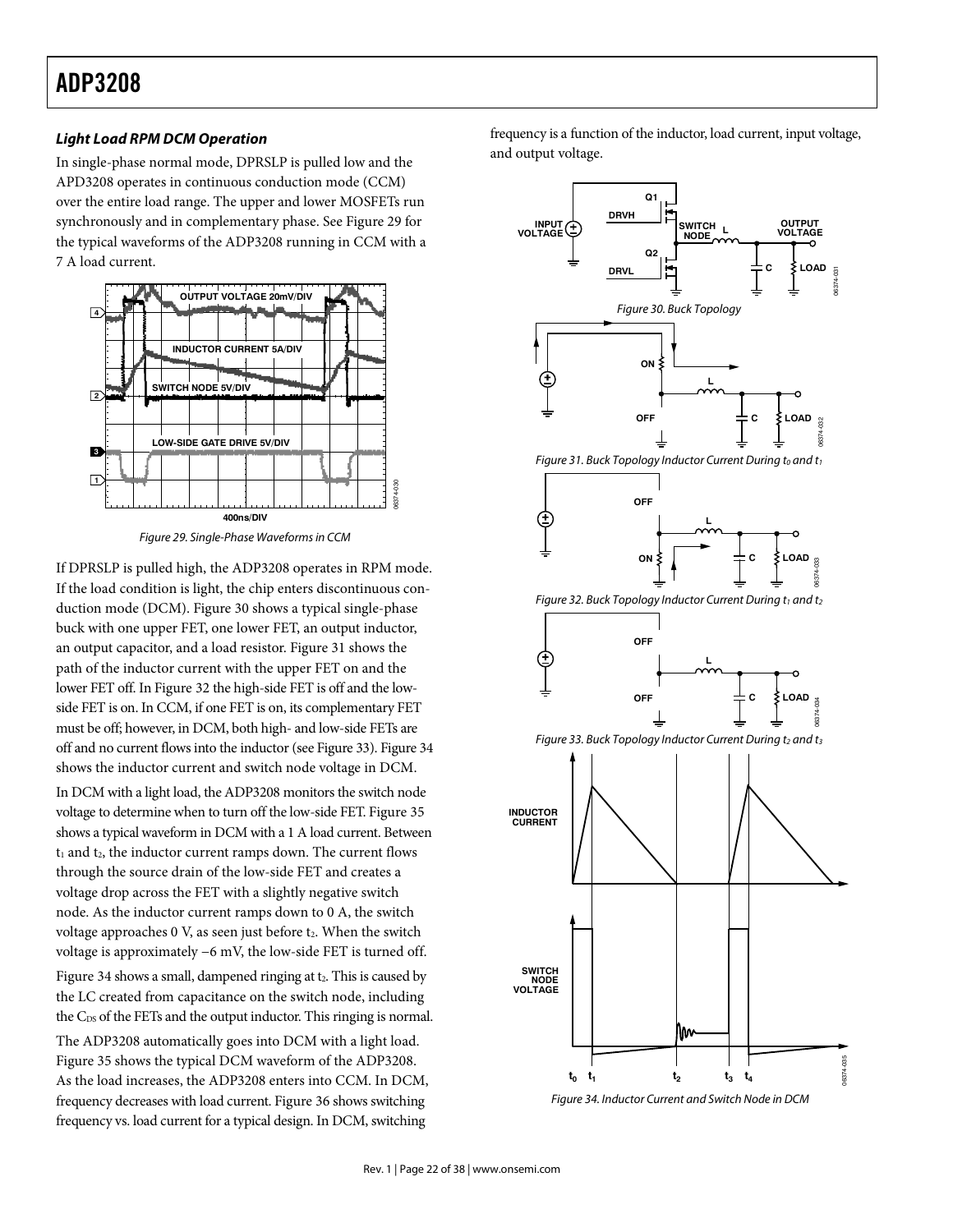### *Light Load RPM DCM Operation*

In single-phase normal mode, DPRSLP is pulled low and the APD3208 operates in continuous conduction mode (CCM) over the entire load range. The upper and lower MOSFETs run synchronously and in complementary phase. See Figure 29 for the typical waveforms of the ADP3208 running in CCM with a 7 A load current.

*Figure 29. Single-Phase Waveforms in CCM*

If DPRSLP is pulled high, the ADP3208 operates in RPM mode. If the load condition is light, the chip enters discontinuous conduction mode (DCM). Figure 30 shows a typical single-phase buck with one upper FET, one lower FET, an output inductor, an output capacitor, and a load resistor. Figure 31 shows the path of the inductor current with the upper FET on and the lower FET off. In Figure 32 the high-side FET is off and the low-side FET is on. In CCM, if one FET is on, its complementary FET must be off; however, in DCM, both high- and low-side FETs are off and no current flows into the inductor (see Figure 33). Figure 34 shows the inductor current and switch node voltage in DCM.

In DCM with a light load, the ADP3208 monitors the switch node voltage to determine when to turn off the low-side FET. Figure 35 shows a typical waveform in DCM with a 1 A load current. Between $t_1$ and $t_2$, the inductor current ramps down. The current flows through the source drain of the low-side FET and creates a voltage drop across the FET with a slightly negative switch node. As the inductor current ramps down to 0 A, the switch voltage approaches 0 V, as seen just before $t_2$. When the switch voltage is approximately −6 mV, the low-side FET is turned off.

Figure 34 shows a small, dampened ringing at $t_2$. This is caused by the LC created from capacitance on the switch node, including the $C_{DS}$ of the FETs and the output inductor. This ringing is normal.

The ADP3208 automatically goes into DCM with a light load. Figure 35 shows the typical DCM waveform of the ADP3208. As the load increases, the ADP3208 enters into CCM. In DCM, frequency decreases with load current. Figure 36 shows switching frequency vs. load current for a typical design. In DCM, switching frequency is a function of the inductor, load current, input voltage, and output voltage.

*Figure 30. Buck Topology*

*Figure 31. Buck Topology Inductor Current During $t_0$ and $t_1$*

*Figure 32. Buck Topology Inductor Current During $t_1$ and $t_2$*

*Figure 33. Buck Topology Inductor Current During $t_2$ and $t_3$*

*Figure 34. Inductor Current and Switch Node in DCM*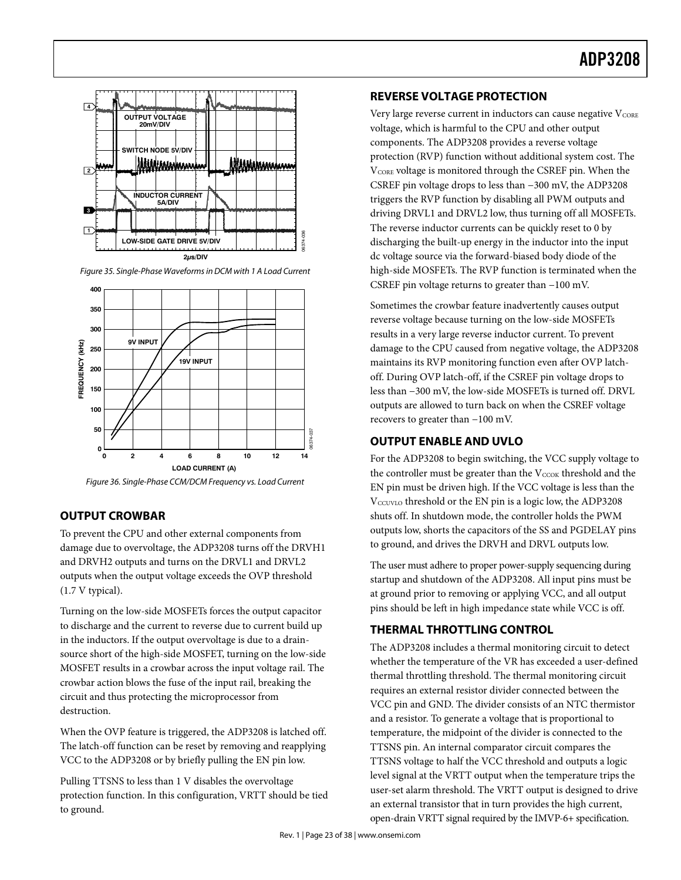Figure 35. Single-Phase Waveforms in DCM with 1 A Load Current

Figure 36. Single-Phase CCM/DCM Frequency vs. Load Current

## OUTPUT CROWBAR

To prevent the CPU and other external components from damage due to overvoltage, the ADP3208 turns off the DRVH1 and DRVH2 outputs and turns on the DRVL1 and DRVL2 outputs when the output voltage exceeds the OVP threshold (1.7 V typical).

Turning on the low-side MOSFETs forces the output capacitor to discharge and the current to reverse due to current build up in the inductors. If the output overvoltage is due to a drain-source short of the high-side MOSFET, turning on the low-side MOSFET results in a crowbar across the input voltage rail. The crowbar action blows the fuse of the input rail, breaking the circuit and thus protecting the microprocessor from destruction.

When the OVP feature is triggered, the ADP3208 is latched off. The latch-off function can be reset by removing and reapplying VCC to the ADP3208 or by briefly pulling the EN pin low.

Pulling TTSNS to less than 1 V disables the overvoltage protection function. In this configuration, VRTT should be tied to ground.

## REVERSE VOLTAGE PROTECTION

Very large reverse current in inductors can cause negative $V_{CORE}$ voltage, which is harmful to the CPU and other output components. The ADP3208 provides a reverse voltage protection (RVP) function without additional system cost. The $V_{CORE}$ voltage is monitored through the CSREF pin. When the CSREF pin voltage drops to less than −300 mV, the ADP3208 triggers the RVP function by disabling all PWM outputs and driving DRVL1 and DRVL2 low, thus turning off all MOSFETs. The reverse inductor currents can be quickly reset to 0 by discharging the built-up energy in the inductor into the input dc voltage source via the forward-biased body diode of the high-side MOSFETs. The RVP function is terminated when the CSREF pin voltage returns to greater than −100 mV.

Sometimes the crowbar feature inadvertently causes output reverse voltage because turning on the low-side MOSFETs results in a very large reverse inductor current. To prevent damage to the CPU caused from negative voltage, the ADP3208 maintains its RVP monitoring function even after OVP latch-off. During OVP latch-off, if the CSREF pin voltage drops to less than −300 mV, the low-side MOSFETs is turned off. DRVL outputs are allowed to turn back on when the CSREF voltage recovers to greater than −100 mV.

## OUTPUT ENABLE AND UVLO

For the ADP3208 to begin switching, the VCC supply voltage to the controller must be greater than the $V_{CCOK}$ threshold and the EN pin must be driven high. If the VCC voltage is less than the $V_{CCUVLO}$ threshold or the EN pin is a logic low, the ADP3208 shuts off. In shutdown mode, the controller holds the PWM outputs low, shorts the capacitors of the SS and PGDELAY pins to ground, and drives the DRVH and DRVL outputs low.

The user must adhere to proper power-supply sequencing during startup and shutdown of the ADP3208. All input pins must be at ground prior to removing or applying VCC, and all output pins should be left in high impedance state while VCC is off.

## THERMAL THROTTLING CONTROL

The ADP3208 includes a thermal monitoring circuit to detect whether the temperature of the VR has exceeded a user-defined thermal throttling threshold. The thermal monitoring circuit requires an external resistor divider connected between the VCC pin and GND. The divider consists of an NTC thermistor and a resistor. To generate a voltage that is proportional to temperature, the midpoint of the divider is connected to the TTSNS pin. An internal comparator circuit compares the TTSNS voltage to half the VCC threshold and outputs a logic level signal at the VRTT output when the temperature trips the user-set alarm threshold. The VRTT output is designed to drive an external transistor that in turn provides the high current, open-drain VRTT signal required by the IMVP-6+ specification.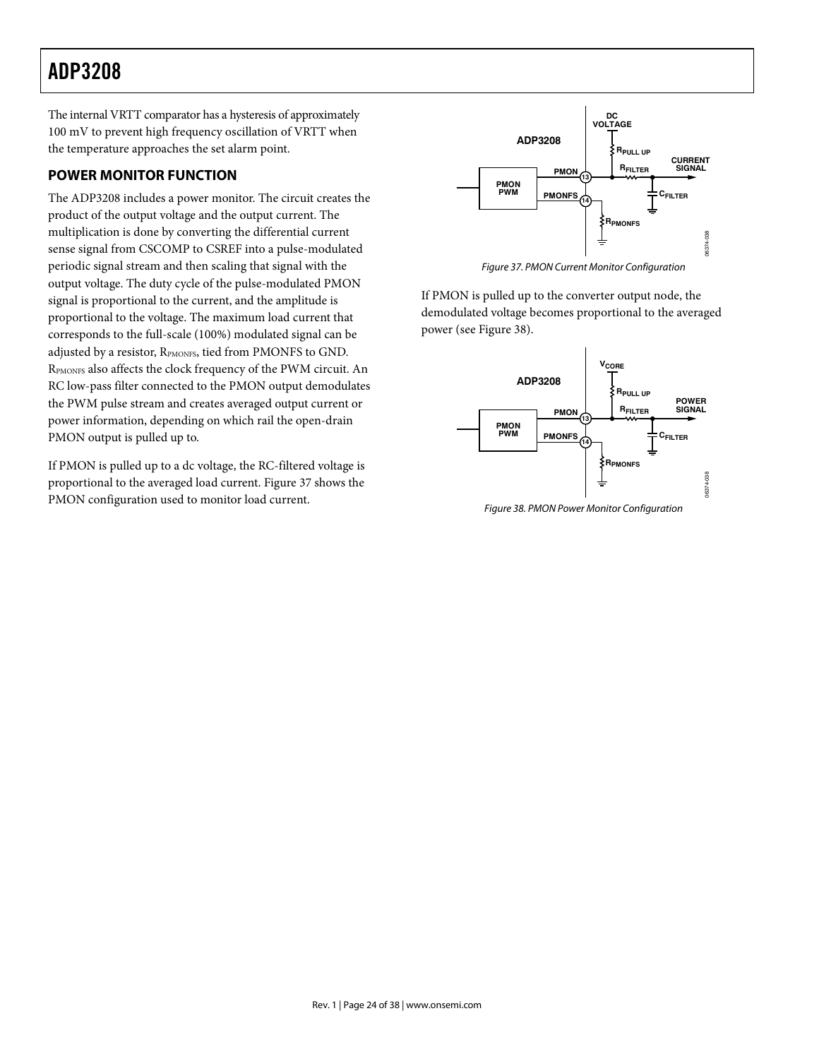The internal VRTT comparator has a hysteresis of approximately 100 mV to prevent high frequency oscillation of VRTT when the temperature approaches the set alarm point.

## POWER MONITOR FUNCTION

The ADP3208 includes a power monitor. The circuit creates the product of the output voltage and the output current. The multiplication is done by converting the differential current sense signal from CSCOMP to CSREF into a pulse-modulated periodic signal stream and then scaling that signal with the output voltage. The duty cycle of the pulse-modulated PMON signal is proportional to the current, and the amplitude is proportional to the voltage. The maximum load current that corresponds to the full-scale (100%) modulated signal can be adjusted by a resistor, $R_{PMONFS}$, tied from PMONFS to GND. $R_{PMONFS}$ also affects the clock frequency of the PWM circuit. An RC low-pass filter connected to the PMON output demodulates the PWM pulse stream and creates averaged output current or power information, depending on which rail the open-drain PMON output is pulled up to.

If PMON is pulled up to a dc voltage, the RC-filtered voltage is proportional to the averaged load current. Figure 37 shows the PMON configuration used to monitor load current.

*Figure 37. PMON Current Monitor Configuration*

If PMON is pulled up to the converter output node, the demodulated voltage becomes proportional to the averaged power (see Figure 38).

*Figure 38. PMON Power Monitor Configuration*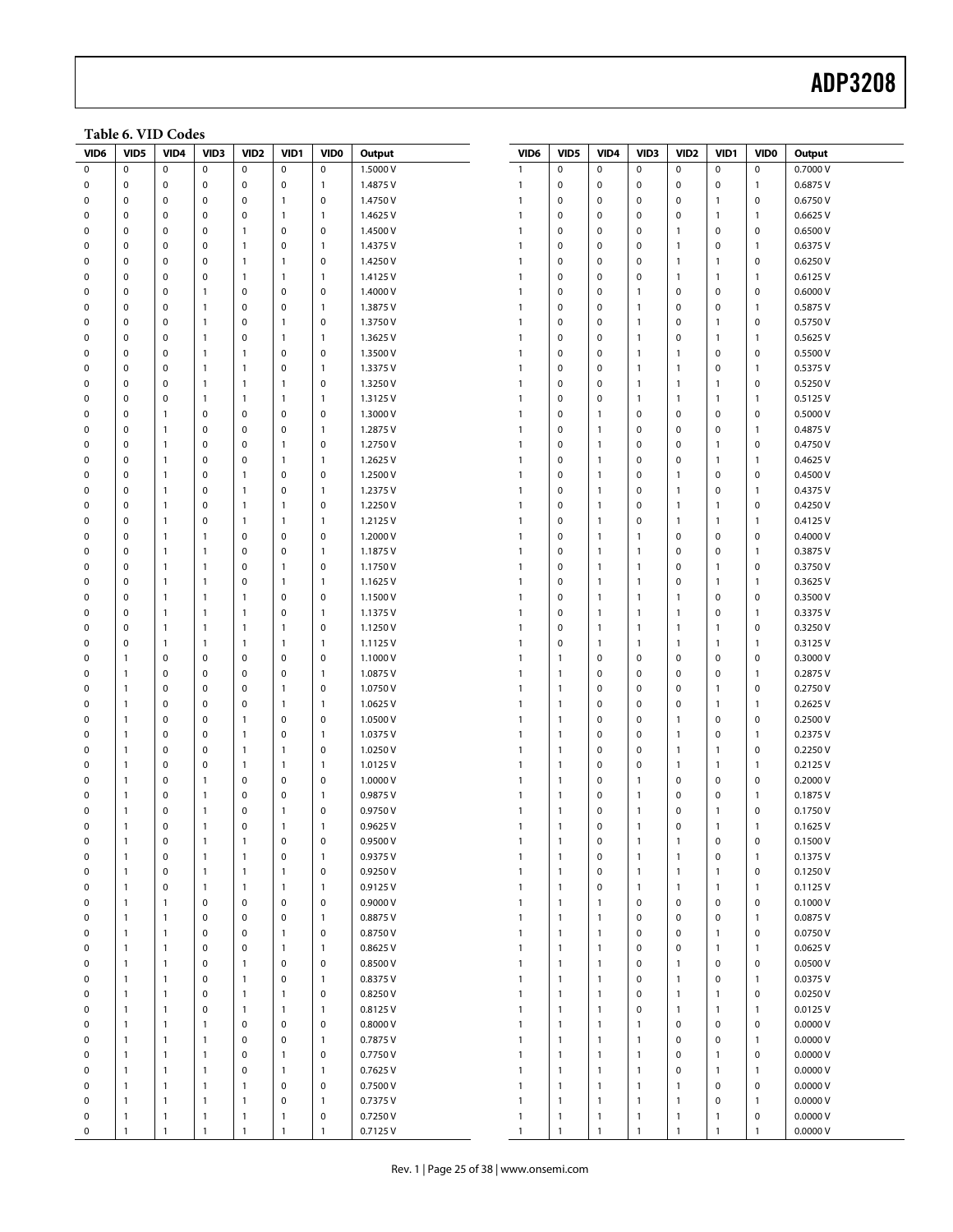**Table 6. VID Codes**

| VID6 | VID5 | VID4 | VID3 | VID2 | VID1 | VID0 | Output |
|---|---|---|---|---|---|---|---|
| 0 | 0 | 0 | 0 | 0 | 0 | 0 | 1.5000 V |
| 0 | 0 | 0 | 0 | 0 | 0 | 1 | 1.4875 V |
| 0 | 0 | 0 | 0 | 0 | 1 | 0 | 1.4750 V |
| 0 | 0 | 0 | 0 | 0 | 1 | 1 | 1.4625 V |
| 0 | 0 | 0 | 0 | 1 | 0 | 0 | 1.4500 V |
| 0 | 0 | 0 | 0 | 1 | 0 | 1 | 1.4375 V |
| 0 | 0 | 0 | 0 | 1 | 1 | 0 | 1.4250 V |
| 0 | 0 | 0 | 0 | 1 | 1 | 1 | 1.4125 V |
| 0 | 0 | 0 | 1 | 0 | 0 | 0 | 1.4000 V |
| 0 | 0 | 0 | 1 | 0 | 0 | 1 | 1.3875 V |
| 0 | 0 | 0 | 1 | 0 | 1 | 0 | 1.3750 V |
| 0 | 0 | 0 | 1 | 0 | 1 | 1 | 1.3625 V |
| 0 | 0 | 0 | 1 | 1 | 0 | 0 | 1.3500 V |
| 0 | 0 | 0 | 1 | 1 | 0 | 1 | 1.3375 V |
| 0 | 0 | 0 | 1 | 1 | 1 | 0 | 1.3250 V |
| 0 | 0 | 0 | 1 | 1 | 1 | 1 | 1.3125 V |
| 0 | 0 | 1 | 0 | 0 | 0 | 0 | 1.3000 V |
| 0 | 0 | 1 | 0 | 0 | 0 | 1 | 1.2875 V |
| 0 | 0 | 1 | 0 | 0 | 1 | 0 | 1.2750 V |
| 0 | 0 | 1 | 0 | 0 | 1 | 1 | 1.2625 V |
| 0 | 0 | 1 | 0 | 1 | 0 | 0 | 1.2500 V |
| 0 | 0 | 1 | 0 | 1 | 0 | 1 | 1.2375 V |
| 0 | 0 | 1 | 0 | 1 | 1 | 0 | 1.2250 V |
| 0 | 0 | 1 | 0 | 1 | 1 | 1 | 1.2125 V |
| 0 | 0 | 1 | 1 | 0 | 0 | 0 | 1.2000 V |
| 0 | 0 | 1 | 1 | 0 | 0 | 1 | 1.1875 V |
| 0 | 0 | 1 | 1 | 0 | 1 | 0 | 1.1750 V |
| 0 | 0 | 1 | 1 | 0 | 1 | 1 | 1.1625 V |
| 0 | 0 | 1 | 1 | 1 | 0 | 0 | 1.1500 V |
| 0 | 0 | 1 | 1 | 1 | 0 | 1 | 1.1375 V |
| 0 | 0 | 1 | 1 | 1 | 1 | 0 | 1.1250 V |
| 0 | 0 | 1 | 1 | 1 | 1 | 1 | 1.1125 V |
| 0 | 1 | 0 | 0 | 0 | 0 | 0 | 1.1000 V |
| 0 | 1 | 0 | 0 | 0 | 0 | 1 | 1.0875 V |
| 0 | 1 | 0 | 0 | 0 | 1 | 0 | 1.0750 V |
| 0 | 1 | 0 | 0 | 0 | 1 | 1 | 1.0625 V |
| 0 | 1 | 0 | 0 | 1 | 0 | 0 | 1.0500 V |
| 0 | 1 | 0 | 0 | 1 | 0 | 1 | 1.0375 V |
| 0 | 1 | 0 | 0 | 1 | 1 | 0 | 1.0250 V |
| 0 | 1 | 0 | 0 | 1 | 1 | 1 | 1.0125 V |
| 0 | 1 | 0 | 1 | 0 | 0 | 0 | 1.0000 V |
| 0 | 1 | 0 | 1 | 0 | 0 | 1 | 0.9875 V |
| 0 | 1 | 0 | 1 | 0 | 1 | 0 | 0.9750 V |
| 0 | 1 | 0 | 1 | 0 | 1 | 1 | 0.9625 V |
| 0 | 1 | 0 | 1 | 1 | 0 | 0 | 0.9500 V |
| 0 | 1 | 0 | 1 | 1 | 0 | 1 | 0.9375 V |
| 0 | 1 | 0 | 1 | 1 | 1 | 0 | 0.9250 V |
| 0 | 1 | 0 | 1 | 1 | 1 | 1 | 0.9125 V |
| 0 | 1 | 1 | 0 | 0 | 0 | 0 | 0.9000 V |
| 0 | 1 | 1 | 0 | 0 | 0 | 1 | 0.8875 V |
| 0 | 1 | 1 | 0 | 0 | 1 | 0 | 0.8750 V |
| 0 | 1 | 1 | 0 | 0 | 1 | 1 | 0.8625 V |
| 0 | 1 | 1 | 0 | 1 | 0 | 0 | 0.8500 V |
| 0 | 1 | 1 | 0 | 1 | 0 | 1 | 0.8375 V |
| 0 | 1 | 1 | 0 | 1 | 1 | 0 | 0.8250 V |
| 0 | 1 | 1 | 0 | 1 | 1 | 1 | 0.8125 V |
| 0 | 1 | 1 | 1 | 0 | 0 | 0 | 0.8000 V |
| 0 | 1 | 1 | 1 | 0 | 0 | 1 | 0.7875 V |
| 0 | 1 | 1 | 1 | 0 | 1 | 0 | 0.7750 V |
| 0 | 1 | 1 | 1 | 0 | 1 | 1 | 0.7625 V |
| 0 | 1 | 1 | 1 | 1 | 0 | 0 | 0.7500 V |
| 0 | 1 | 1 | 1 | 1 | 0 | 1 | 0.7375 V |
| 0 | 1 | 1 | 1 | 1 | 1 | 0 | 0.7250 V |
| 0 | 1 | 1 | 1 | 1 | 1 | 1 | 0.7125 V |
| 1 | 0 | 0 | 0 | 0 | 0 | 0 | 0.7000 V |
| 1 | 0 | 0 | 0 | 0 | 0 | 1 | 0.6875 V |
| 1 | 0 | 0 | 0 | 0 | 1 | 0 | 0.6750 V |
| 1 | 0 | 0 | 0 | 0 | 1 | 1 | 0.6625 V |
| 1 | 0 | 0 | 0 | 1 | 0 | 0 | 0.6500 V |
| 1 | 0 | 0 | 0 | 1 | 0 | 1 | 0.6375 V |
| 1 | 0 | 0 | 0 | 1 | 1 | 0 | 0.6250 V |
| 1 | 0 | 0 | 0 | 1 | 1 | 1 | 0.6125 V |
| 1 | 0 | 0 | 1 | 0 | 0 | 0 | 0.6000 V |
| 1 | 0 | 0 | 1 | 0 | 0 | 1 | 0.5875 V |
| 1 | 0 | 0 | 1 | 0 | 1 | 0 | 0.5750 V |
| 1 | 0 | 0 | 1 | 0 | 1 | 1 | 0.5625 V |
| 1 | 0 | 0 | 1 | 1 | 0 | 0 | 0.5500 V |
| 1 | 0 | 0 | 1 | 1 | 0 | 1 | 0.5375 V |
| 1 | 0 | 0 | 1 | 1 | 1 | 0 | 0.5250 V |
| 1 | 0 | 0 | 1 | 1 | 1 | 1 | 0.5125 V |
| 1 | 0 | 1 | 0 | 0 | 0 | 0 | 0.5000 V |
| 1 | 0 | 1 | 0 | 0 | 0 | 1 | 0.4875 V |
| 1 | 0 | 1 | 0 | 0 | 1 | 0 | 0.4750 V |
| 1 | 0 | 1 | 0 | 0 | 1 | 1 | 0.4625 V |
| 1 | 0 | 1 | 0 | 1 | 0 | 0 | 0.4500 V |
| 1 | 0 | 1 | 0 | 1 | 0 | 1 | 0.4375 V |
| 1 | 0 | 1 | 0 | 1 | 1 | 0 | 0.4250 V |
| 1 | 0 | 1 | 0 | 1 | 1 | 1 | 0.4125 V |
| 1 | 0 | 1 | 1 | 0 | 0 | 0 | 0.4000 V |
| 1 | 0 | 1 | 1 | 0 | 0 | 1 | 0.3875 V |
| 1 | 0 | 1 | 1 | 0 | 1 | 0 | 0.3750 V |
| 1 | 0 | 1 | 1 | 0 | 1 | 1 | 0.3625 V |
| 1 | 0 | 1 | 1 | 1 | 0 | 0 | 0.3500 V |
| 1 | 0 | 1 | 1 | 1 | 0 | 1 | 0.3375 V |
| 1 | 0 | 1 | 1 | 1 | 1 | 0 | 0.3250 V |
| 1 | 0 | 1 | 1 | 1 | 1 | 1 | 0.3125 V |
| 1 | 1 | 0 | 0 | 0 | 0 | 0 | 0.3000 V |
| 1 | 1 | 0 | 0 | 0 | 0 | 1 | 0.2875 V |
| 1 | 1 | 0 | 0 | 0 | 1 | 0 | 0.2750 V |
| 1 | 1 | 0 | 0 | 0 | 1 | 1 | 0.2625 V |
| 1 | 1 | 0 | 0 | 1 | 0 | 0 | 0.2500 V |
| 1 | 1 | 0 | 0 | 1 | 0 | 1 | 0.2375 V |
| 1 | 1 | 0 | 0 | 1 | 1 | 0 | 0.2250 V |
| 1 | 1 | 0 | 0 | 1 | 1 | 1 | 0.2125 V |
| 1 | 1 | 0 | 1 | 0 | 0 | 0 | 0.2000 V |
| 1 | 1 | 0 | 1 | 0 | 0 | 1 | 0.1875 V |
| 1 | 1 | 0 | 1 | 0 | 1 | 0 | 0.1750 V |
| 1 | 1 | 0 | 1 | 0 | 1 | 1 | 0.1625 V |
| 1 | 1 | 0 | 1 | 1 | 0 | 0 | 0.1500 V |
| 1 | 1 | 0 | 1 | 1 | 0 | 1 | 0.1375 V |
| 1 | 1 | 0 | 1 | 1 | 1 | 0 | 0.1250 V |
| 1 | 1 | 0 | 1 | 1 | 1 | 1 | 0.1125 V |
| 1 | 1 | 1 | 0 | 0 | 0 | 0 | 0.1000 V |
| 1 | 1 | 1 | 0 | 0 | 0 | 1 | 0.0875 V |
| 1 | 1 | 1 | 0 | 0 | 1 | 0 | 0.0750 V |
| 1 | 1 | 1 | 0 | 0 | 1 | 1 | 0.0625 V |
| 1 | 1 | 1 | 0 | 1 | 0 | 0 | 0.0500 V |
| 1 | 1 | 1 | 0 | 1 | 0 | 1 | 0.0375 V |
| 1 | 1 | 1 | 0 | 1 | 1 | 0 | 0.0250 V |
| 1 | 1 | 1 | 0 | 1 | 1 | 1 | 0.0125 V |
| 1 | 1 | 1 | 1 | 0 | 0 | 0 | 0.0000 V |
| 1 | 1 | 1 | 1 | 0 | 0 | 1 | 0.0000 V |
| 1 | 1 | 1 | 1 | 0 | 1 | 0 | 0.0000 V |
| 1 | 1 | 1 | 1 | 0 | 1 | 1 | 0.0000 V |
| 1 | 1 | 1 | 1 | 1 | 0 | 0 | 0.0000 V |
| 1 | 1 | 1 | 1 | 1 | 0 | 1 | 0.0000 V |
| 1 | 1 | 1 | 1 | 1 | 1 | 0 | 0.0000 V |
| 1 | 1 | 1 | 1 | 1 | 1 | 1 | 0.0000 V |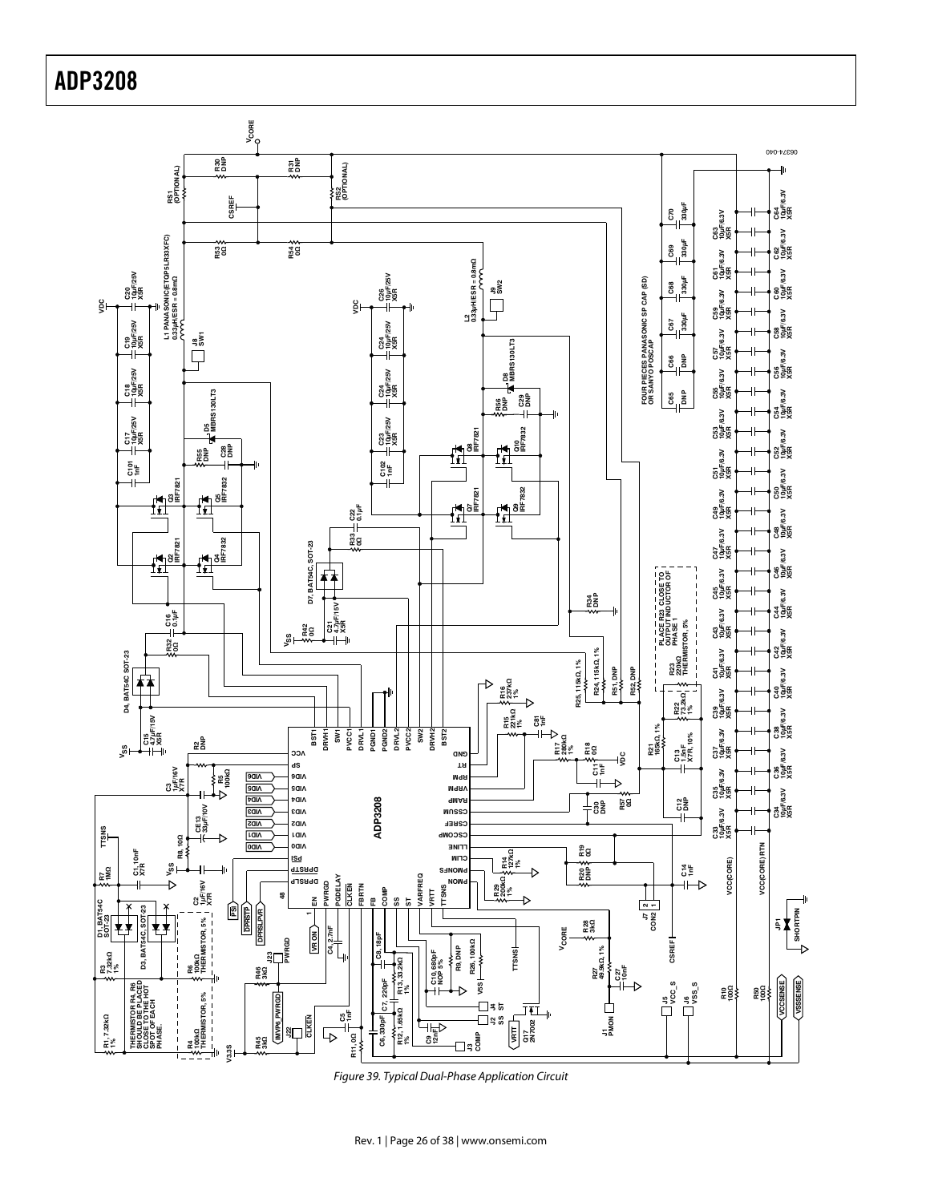Figure 39. Typical Dual-Phase Application Circuit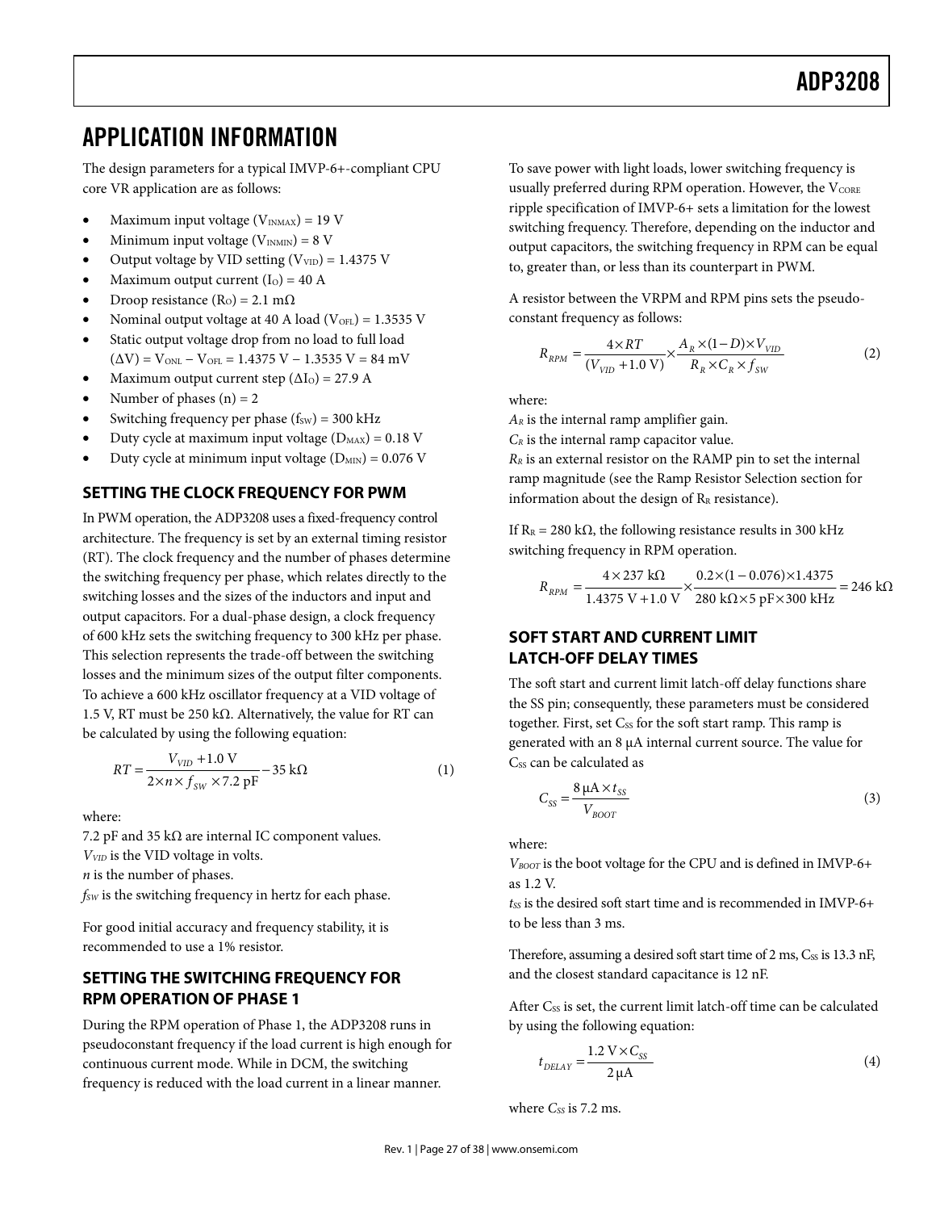# APPLICATION INFORMATION

The design parameters for a typical IMVP-6+-compliant CPU core VR application are as follows:

- Maximum input voltage ($V_{INMAX}$) = 19 V
- Minimum input voltage ($V_{INMIN}$) = 8 V
- Output voltage by VID setting ($V_{VID}$) = 1.4375 V
- Maximum output current ($I_O$) = 40 A
- Droop resistance ($R_O$) = 2.1 mΩ
- Nominal output voltage at 40 A load ($V_{OFL}$) = 1.3535 V
- Static output voltage drop from no load to full load ($\Delta V$) = $V_{ONL}$ − $V_{OFL}$ = 1.4375 V − 1.3535 V = 84 mV
- Maximum output current step ($\Delta I_O$) = 27.9 A
- Number of phases (n) = 2
- Switching frequency per phase ($f_{SW}$) = 300 kHz
- Duty cycle at maximum input voltage ($D_{MAX}$) = 0.18 V
- Duty cycle at minimum input voltage ($D_{MIN}$) = 0.076 V

## SETTING THE CLOCK FREQUENCY FOR PWM

In PWM operation, the ADP3208 uses a fixed-frequency control architecture. The frequency is set by an external timing resistor (RT). The clock frequency and the number of phases determine the switching frequency per phase, which relates directly to the switching losses and the sizes of the inductors and input and output capacitors. For a dual-phase design, a clock frequency of 600 kHz sets the switching frequency to 300 kHz per phase. This selection represents the trade-off between the switching losses and the minimum sizes of the output filter components. To achieve a 600 kHz oscillator frequency at a VID voltage of 1.5 V, RT must be 250 kΩ. Alternatively, the value for RT can be calculated by using the following equation:

$$RT = \frac{V_{VID} + 1.0\ \text{V}}{2 \times n \times f_{SW} \times 7.2\ \text{pF}} - 35\ \text{k}\Omega \tag{1}$$

where:
7.2 pF and 35 kΩ are internal IC component values.
$V_{VID}$ is the VID voltage in volts.
$n$ is the number of phases.
$f_{SW}$ is the switching frequency in hertz for each phase.

For good initial accuracy and frequency stability, it is recommended to use a 1% resistor.

## SETTING THE SWITCHING FREQUENCY FOR RPM OPERATION OF PHASE 1

During the RPM operation of Phase 1, the ADP3208 runs in pseudoconstant frequency if the load current is high enough for continuous current mode. While in DCM, the switching frequency is reduced with the load current in a linear manner.

To save power with light loads, lower switching frequency is usually preferred during RPM operation. However, the $V_{CORE}$ ripple specification of IMVP-6+ sets a limitation for the lowest switching frequency. Therefore, depending on the inductor and output capacitors, the switching frequency in RPM can be equal to, greater than, or less than its counterpart in PWM.

A resistor between the VRPM and RPM pins sets the pseudo-constant frequency as follows:

$$R_{RPM} = \frac{4 \times RT}{(V_{VID} + 1.0\ \text{V})} \times \frac{A_R \times (1 - D) \times V_{VID}}{R_R \times C_R \times f_{SW}} \tag{2}$$

where:
$A_R$ is the internal ramp amplifier gain.
$C_R$ is the internal ramp capacitor value.
$R_R$ is an external resistor on the RAMP pin to set the internal ramp magnitude (see the Ramp Resistor Selection section for information about the design of $R_R$ resistance).

If $R_R$ = 280 kΩ, the following resistance results in 300 kHz switching frequency in RPM operation.

$$R_{RPM} = \frac{4 \times 237\ \text{k}\Omega}{1.4375\ \text{V} + 1.0\ \text{V}} \times \frac{0.2 \times (1 - 0.076) \times 1.4375}{280\ \text{k}\Omega \times 5\ \text{pF} \times 300\ \text{kHz}} = 246\ \text{k}\Omega$$

## SOFT START AND CURRENT LIMIT LATCH-OFF DELAY TIMES

The soft start and current limit latch-off delay functions share the SS pin; consequently, these parameters must be considered together. First, set $C_{SS}$ for the soft start ramp. This ramp is generated with an 8 μA internal current source. The value for $C_{SS}$ can be calculated as

$$C_{SS} = \frac{8\ \mu\text{A} \times t_{SS}}{V_{BOOT}} \tag{3}$$

where:
$V_{BOOT}$ is the boot voltage for the CPU and is defined in IMVP-6+ as 1.2 V.
$t_{SS}$ is the desired soft start time and is recommended in IMVP-6+ to be less than 3 ms.

Therefore, assuming a desired soft start time of 2 ms, $C_{SS}$ is 13.3 nF, and the closest standard capacitance is 12 nF.

After $C_{SS}$ is set, the current limit latch-off time can be calculated by using the following equation:

$$t_{DELAY} = \frac{1.2\ \text{V} \times C_{SS}}{2\ \mu\text{A}} \tag{4}$$

where $C_{SS}$ is 7.2 ms.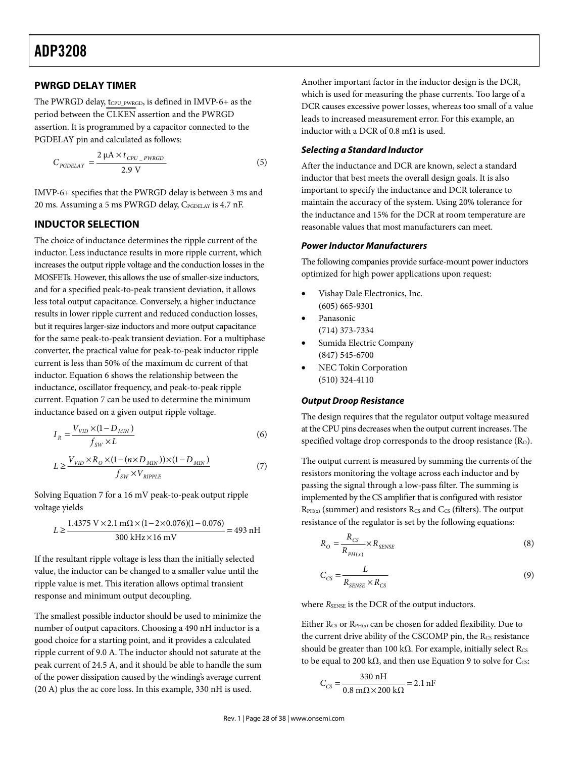## PWRGD DELAY TIMER

The PWRGD delay, $t_{CPU\_PWRGD}$, is defined in IMVP-6+ as the period between the $\overline{\text{CLKEN}}$ assertion and the PWRGD assertion. It is programmed by a capacitor connected to the PGDELAY pin and calculated as follows:

$$C_{PGDELAY} = \frac{2\ \mu A \times t_{CPU\_PWRGD}}{2.9\ V} \tag{5}$$

IMVP-6+ specifies that the PWRGD delay is between 3 ms and 20 ms. Assuming a 5 ms PWRGD delay, $C_{PGDELAY}$ is 4.7 nF.

## INDUCTOR SELECTION

The choice of inductance determines the ripple current of the inductor. Less inductance results in more ripple current, which increases the output ripple voltage and the conduction losses in the MOSFETs. However, this allows the use of smaller-size inductors, and for a specified peak-to-peak transient deviation, it allows less total output capacitance. Conversely, a higher inductance results in lower ripple current and reduced conduction losses, but it requires larger-size inductors and more output capacitance for the same peak-to-peak transient deviation. For a multiphase converter, the practical value for peak-to-peak inductor ripple current is less than 50% of the maximum dc current of that inductor. Equation 6 shows the relationship between the inductance, oscillator frequency, and peak-to-peak ripple current. Equation 7 can be used to determine the minimum inductance based on a given output ripple voltage.

$$I_R = \frac{V_{VID} \times (1 - D_{MIN})}{f_{SW} \times L} \tag{6}$$

$$L \geq \frac{V_{VID} \times R_O \times (1 - (n \times D_{MIN})) \times (1 - D_{MIN})}{f_{SW} \times V_{RIPPLE}} \tag{7}$$

Solving Equation 7 for a 16 mV peak-to-peak output ripple voltage yields

$$L \geq \frac{1.4375\ V \times 2.1\ m\Omega \times (1 - 2 \times 0.076)(1 - 0.076)}{300\ kHz \times 16\ mV} = 493\ nH$$

If the resultant ripple voltage is less than the initially selected value, the inductor can be changed to a smaller value until the ripple value is met. This iteration allows optimal transient response and minimum output decoupling.

The smallest possible inductor should be used to minimize the number of output capacitors. Choosing a 490 nH inductor is a good choice for a starting point, and it provides a calculated ripple current of 9.0 A. The inductor should not saturate at the peak current of 24.5 A, and it should be able to handle the sum of the power dissipation caused by the winding's average current (20 A) plus the ac core loss. In this example, 330 nH is used.

Another important factor in the inductor design is the DCR, which is used for measuring the phase currents. Too large of a DCR causes excessive power losses, whereas too small of a value leads to increased measurement error. For this example, an inductor with a DCR of 0.8 mΩ is used.

### *Selecting a Standard Inductor*

After the inductance and DCR are known, select a standard inductor that best meets the overall design goals. It is also important to specify the inductance and DCR tolerance to maintain the accuracy of the system. Using 20% tolerance for the inductance and 15% for the DCR at room temperature are reasonable values that most manufacturers can meet.

### *Power Inductor Manufacturers*

The following companies provide surface-mount power inductors optimized for high power applications upon request:

- Vishay Dale Electronics, Inc. (605) 665-9301
- Panasonic (714) 373-7334
- Sumida Electric Company (847) 545-6700
- NEC Tokin Corporation (510) 324-4110

### *Output Droop Resistance*

The design requires that the regulator output voltage measured at the CPU pins decreases when the output current increases. The specified voltage drop corresponds to the droop resistance ($R_O$).

The output current is measured by summing the currents of the resistors monitoring the voltage across each inductor and by passing the signal through a low-pass filter. The summing is implemented by the CS amplifier that is configured with resistor $R_{PH(x)}$ (summer) and resistors $R_{CS}$ and $C_{CS}$ (filters). The output resistance of the regulator is set by the following equations:

$$R_O = \frac{R_{CS}}{R_{PH(x)}} \times R_{SENSE} \tag{8}$$

$$C_{CS} = \frac{L}{R_{SENSE} \times R_{CS}} \tag{9}$$

where $R_{SENSE}$ is the DCR of the output inductors.

Either $R_{CS}$ or $R_{PH(x)}$ can be chosen for added flexibility. Due to the current drive ability of the CSCOMP pin, the $R_{CS}$ resistance should be greater than 100 kΩ. For example, initially select $R_{CS}$ to be equal to 200 kΩ, and then use Equation 9 to solve for $C_{CS}$:

$$C_{CS} = \frac{330\ nH}{0.8\ m\Omega \times 200\ k\Omega} = 2.1\ nF$$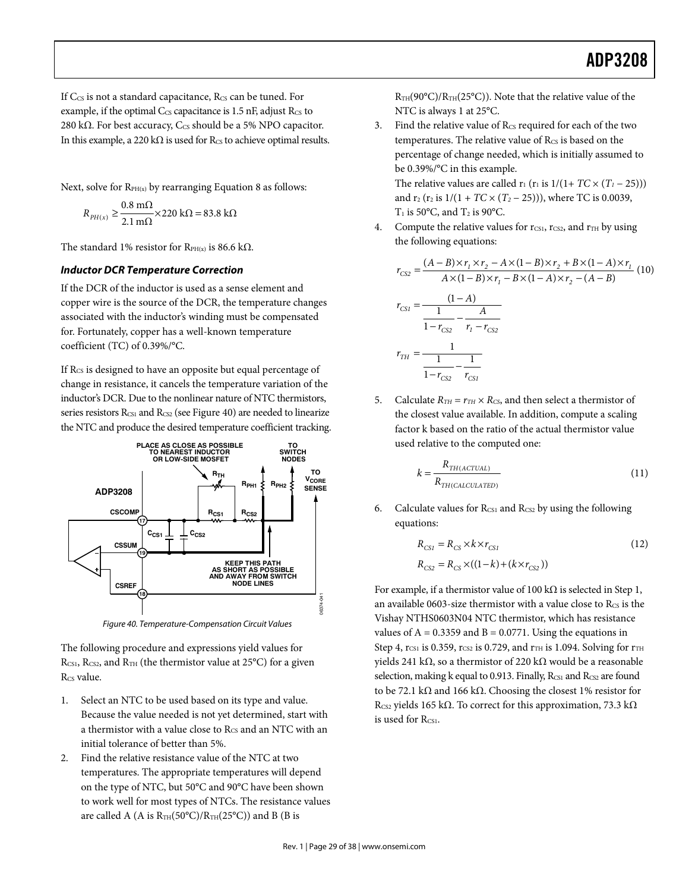If $C_{CS}$ is not a standard capacitance, $R_{CS}$ can be tuned. For example, if the optimal $C_{CS}$ capacitance is 1.5 nF, adjust $R_{CS}$ to 280 kΩ. For best accuracy, $C_{CS}$ should be a 5% NPO capacitor. In this example, a 220 kΩ is used for $R_{CS}$ to achieve optimal results.

Next, solve for $R_{PH(x)}$ by rearranging Equation 8 as follows:

$$R_{PH(x)} \geq \frac{0.8\ \text{m}\Omega}{2.1\ \text{m}\Omega} \times 220\ \text{k}\Omega = 83.8\ \text{k}\Omega$$

The standard 1% resistor for $R_{PH(x)}$ is 86.6 kΩ.

### *Inductor DCR Temperature Correction*

If the DCR of the inductor is used as a sense element and copper wire is the source of the DCR, the temperature changes associated with the inductor's winding must be compensated for. Fortunately, copper has a well-known temperature coefficient (TC) of 0.39%/°C.

If $R_{CS}$ is designed to have an opposite but equal percentage of change in resistance, it cancels the temperature variation of the inductor's DCR. Due to the nonlinear nature of NTC thermistors, series resistors $R_{CS1}$ and $R_{CS2}$ (see Figure 40) are needed to linearize the NTC and produce the desired temperature coefficient tracking.

Figure 40. Temperature-Compensation Circuit Values

The following procedure and expressions yield values for $R_{CS1}$, $R_{CS2}$, and $R_{TH}$ (the thermistor value at 25°C) for a given $R_{CS}$ value.

1. Select an NTC to be used based on its type and value. Because the value needed is not yet determined, start with a thermistor with a value close to $R_{CS}$ and an NTC with an initial tolerance of better than 5%.
2. Find the relative resistance value of the NTC at two temperatures. The appropriate temperatures will depend on the type of NTC, but 50°C and 90°C have been shown to work well for most types of NTCs. The resistance values are called A (A is $R_{TH}(50°C)/R_{TH}(25°C)$) and B (B is $R_{TH}(90°C)/R_{TH}(25°C)$). Note that the relative value of the NTC is always 1 at 25°C.
3. Find the relative value of $R_{CS}$ required for each of the two temperatures. The relative value of $R_{CS}$ is based on the percentage of change needed, which is initially assumed to be 0.39%/°C in this example.

   The relative values are called $r_1$ ($r_1$ is $1/(1+ TC \times (T_1 - 25))$) and $r_2$ ($r_2$ is $1/(1 + TC \times (T_2 - 25))$), where TC is 0.0039, $T_1$ is 50°C, and $T_2$ is 90°C.
4. Compute the relative values for $r_{CS1}$, $r_{CS2}$, and $r_{TH}$ by using the following equations:

$$r_{CS2} = \frac{(A-B)\times r_1 \times r_2 - A\times(1-B)\times r_2 + B\times(1-A)\times r_1}{A\times(1-B)\times r_1 - B\times(1-A)\times r_2 - (A-B)} \quad (10)$$

$$r_{CS1} = \frac{(1-A)}{\dfrac{1}{1-r_{CS2}} - \dfrac{A}{r_1 - r_{CS2}}}$$

$$r_{TH} = \frac{1}{\dfrac{1}{1-r_{CS2}} - \dfrac{1}{r_{CS1}}}$$

5. Calculate $R_{TH} = r_{TH} \times R_{CS}$, and then select a thermistor of the closest value available. In addition, compute a scaling factor k based on the ratio of the actual thermistor value used relative to the computed one:

$$k = \frac{R_{TH(ACTUAL)}}{R_{TH(CALCULATED)}} \quad (11)$$

6. Calculate values for $R_{CS1}$ and $R_{CS2}$ by using the following equations:

$$R_{CS1} = R_{CS} \times k \times r_{CS1} \quad (12)$$

$$R_{CS2} = R_{CS} \times ((1-k) + (k \times r_{CS2}))$$

For example, if a thermistor value of 100 kΩ is selected in Step 1, an available 0603-size thermistor with a value close to $R_{CS}$ is the Vishay NTHS0603N04 NTC thermistor, which has resistance values of A = 0.3359 and B = 0.0771. Using the equations in Step 4, $r_{CS1}$ is 0.359, $r_{CS2}$ is 0.729, and $r_{TH}$ is 1.094. Solving for $r_{TH}$ yields 241 kΩ, so a thermistor of 220 kΩ would be a reasonable selection, making k equal to 0.913. Finally, $R_{CS1}$ and $R_{CS2}$ are found to be 72.1 kΩ and 166 kΩ. Choosing the closest 1% resistor for $R_{CS2}$ yields 165 kΩ. To correct for this approximation, 73.3 kΩ is used for $R_{CS1}$.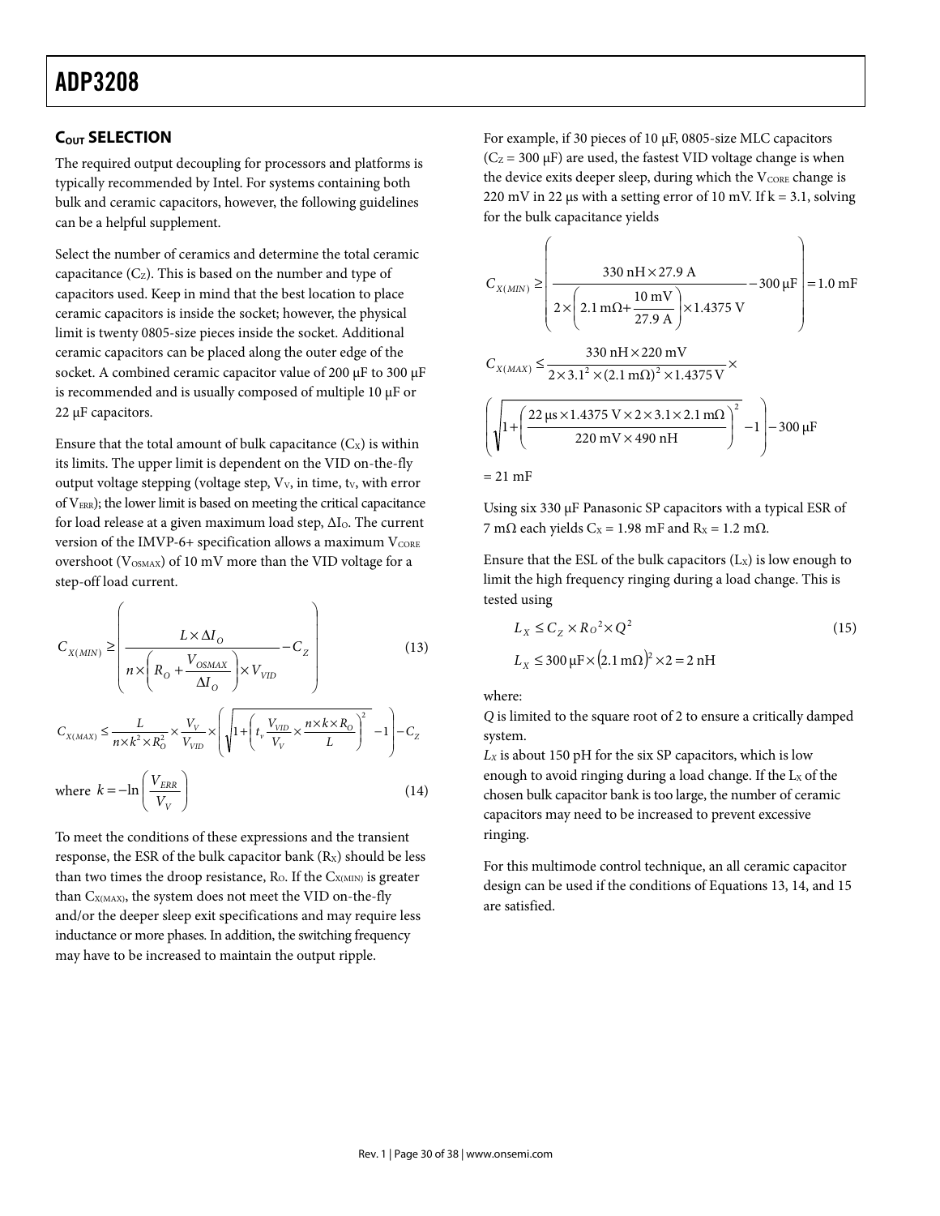## $C_{OUT}$ SELECTION

The required output decoupling for processors and platforms is typically recommended by Intel. For systems containing both bulk and ceramic capacitors, however, the following guidelines can be a helpful supplement.

Select the number of ceramics and determine the total ceramic capacitance ($C_Z$). This is based on the number and type of capacitors used. Keep in mind that the best location to place ceramic capacitors is inside the socket; however, the physical limit is twenty 0805-size pieces inside the socket. Additional ceramic capacitors can be placed along the outer edge of the socket. A combined ceramic capacitor value of 200 µF to 300 µF is recommended and is usually composed of multiple 10 µF or 22 µF capacitors.

Ensure that the total amount of bulk capacitance ($C_X$) is within its limits. The upper limit is dependent on the VID on-the-fly output voltage stepping (voltage step, $V_V$, in time, $t_V$, with error of $V_{ERR}$); the lower limit is based on meeting the critical capacitance for load release at a given maximum load step, $\Delta I_O$. The current version of the IMVP-6+ specification allows a maximum $V_{CORE}$ overshoot ($V_{OSMAX}$) of 10 mV more than the VID voltage for a step-off load current.

$$C_{X(MIN)} \geq \left( \frac{L \times \Delta I_O}{n \times \left( R_O + \frac{V_{OSMAX}}{\Delta I_O} \right) \times V_{VID}} - C_Z \right) \quad (13)$$

$$C_{X(MAX)} \leq \frac{L}{n \times k^2 \times R_O^2} \times \frac{V_V}{V_{VID}} \times \left( \sqrt{1 + \left( t_v \frac{V_{VID}}{V_V} \times \frac{n \times k \times R_O}{L} \right)^2} - 1 \right) - C_Z$$

$$\text{where } k = -\ln\left( \frac{V_{ERR}}{V_V} \right) \quad (14)$$

To meet the conditions of these expressions and the transient response, the ESR of the bulk capacitor bank ($R_X$) should be less than two times the droop resistance, $R_O$. If the $C_{X(MIN)}$ is greater than $C_{X(MAX)}$, the system does not meet the VID on-the-fly and/or the deeper sleep exit specifications and may require less inductance or more phases. In addition, the switching frequency may have to be increased to maintain the output ripple.

For example, if 30 pieces of 10 µF, 0805-size MLC capacitors ($C_Z$ = 300 µF) are used, the fastest VID voltage change is when the device exits deeper sleep, during which the $V_{CORE}$ change is 220 mV in 22 µs with a setting error of 10 mV. If k = 3.1, solving for the bulk capacitance yields

$$C_{X(MIN)} \geq \left( \frac{330\ \text{nH} \times 27.9\ \text{A}}{2 \times \left( 2.1\ \text{m}\Omega + \frac{10\ \text{mV}}{27.9\ \text{A}} \right) \times 1.4375\ \text{V}} - 300\ \mu\text{F} \right) = 1.0\ \text{mF}$$

$$C_{X(MAX)} \leq \frac{330\ \text{nH} \times 220\ \text{mV}}{2 \times 3.1^2 \times (2.1\ \text{m}\Omega)^2 \times 1.4375\ \text{V}} \times$$

$$\left( \sqrt{1 + \left( \frac{22\ \mu\text{s} \times 1.4375\ \text{V} \times 2 \times 3.1 \times 2.1\ \text{m}\Omega}{220\ \text{mV} \times 490\ \text{nH}} \right)^2} - 1 \right) - 300\ \mu\text{F}$$

$= 21$ mF

Using six 330 µF Panasonic SP capacitors with a typical ESR of 7 mΩ each yields $C_X$ = 1.98 mF and $R_X$ = 1.2 mΩ.

Ensure that the ESL of the bulk capacitors ($L_X$) is low enough to limit the high frequency ringing during a load change. This is tested using

$$L_X \leq C_Z \times R_O{}^2 \times Q^2 \quad (15)$$

$$L_X \leq 300\ \mu\text{F} \times (2.1\ \text{m}\Omega)^2 \times 2 = 2\ \text{nH}$$

where:

*Q* is limited to the square root of 2 to ensure a critically damped system.

$L_X$ is about 150 pH for the six SP capacitors, which is low enough to avoid ringing during a load change. If the $L_X$ of the chosen bulk capacitor bank is too large, the number of ceramic capacitors may need to be increased to prevent excessive ringing.

For this multimode control technique, an all ceramic capacitor design can be used if the conditions of Equations 13, 14, and 15 are satisfied.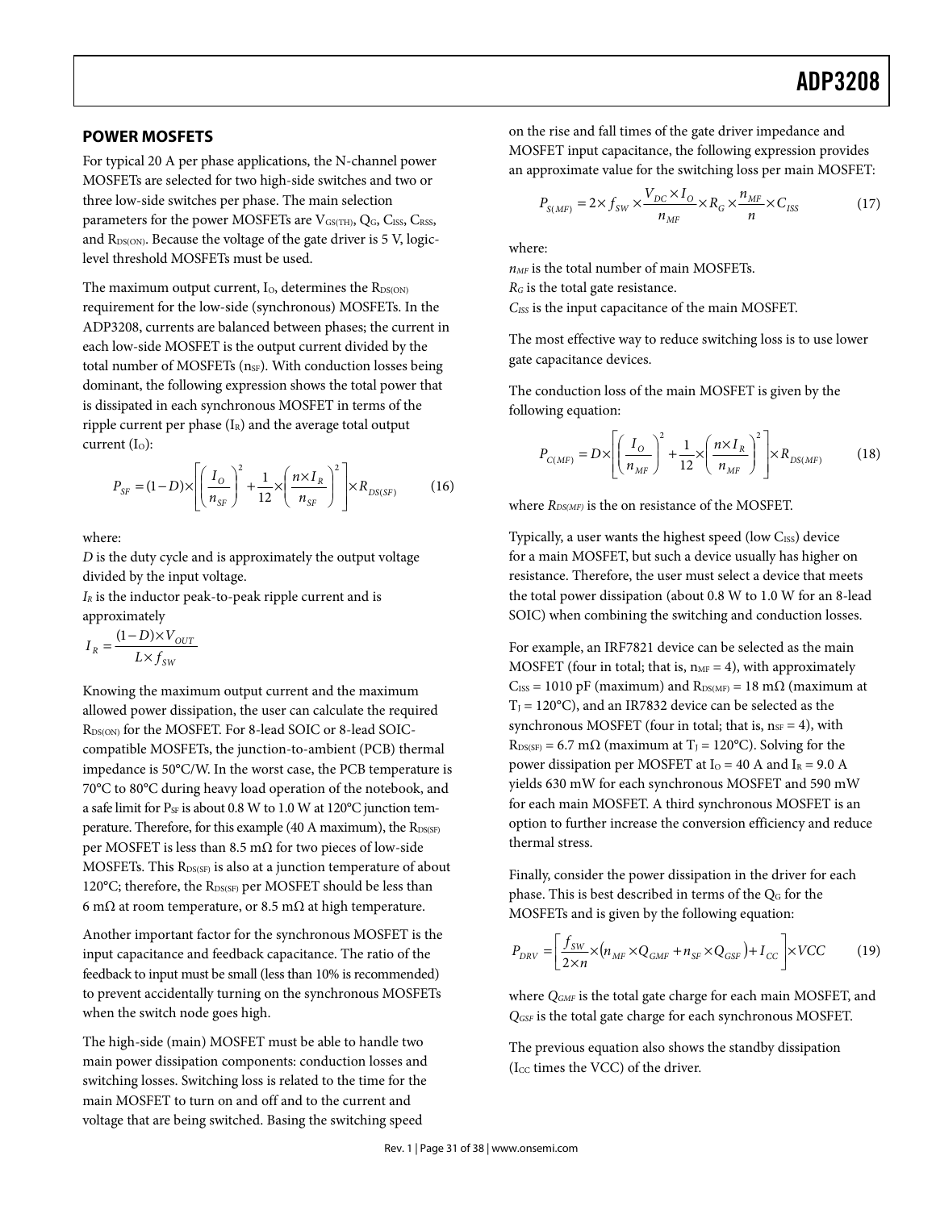## POWER MOSFETS

For typical 20 A per phase applications, the N-channel power MOSFETs are selected for two high-side switches and two or three low-side switches per phase. The main selection parameters for the power MOSFETs are $V_{GS(TH)}$, $Q_G$, $C_{ISS}$, $C_{RSS}$, and $R_{DS(ON)}$. Because the voltage of the gate driver is 5 V, logic-level threshold MOSFETs must be used.

The maximum output current, $I_O$, determines the $R_{DS(ON)}$ requirement for the low-side (synchronous) MOSFETs. In the ADP3208, currents are balanced between phases; the current in each low-side MOSFET is the output current divided by the total number of MOSFETs ($n_{SF}$). With conduction losses being dominant, the following expression shows the total power that is dissipated in each synchronous MOSFET in terms of the ripple current per phase ($I_R$) and the average total output current ($I_O$):

$$P_{SF} = (1-D) \times \left[ \left( \frac{I_O}{n_{SF}} \right)^2 + \frac{1}{12} \times \left( \frac{n \times I_R}{n_{SF}} \right)^2 \right] \times R_{DS(SF)} \tag{16}$$

where:

$D$ is the duty cycle and is approximately the output voltage divided by the input voltage.

$I_R$ is the inductor peak-to-peak ripple current and is approximately

$$I_R = \frac{(1-D) \times V_{OUT}}{L \times f_{SW}}$$

Knowing the maximum output current and the maximum allowed power dissipation, the user can calculate the required $R_{DS(ON)}$ for the MOSFET. For 8-lead SOIC or 8-lead SOIC-compatible MOSFETs, the junction-to-ambient (PCB) thermal impedance is 50°C/W. In the worst case, the PCB temperature is 70°C to 80°C during heavy load operation of the notebook, and a safe limit for $P_{SF}$ is about 0.8 W to 1.0 W at 120°C junction temperature. Therefore, for this example (40 A maximum), the $R_{DS(SF)}$ per MOSFET is less than 8.5 mΩ for two pieces of low-side MOSFETs. This $R_{DS(SF)}$ is also at a junction temperature of about 120°C; therefore, the $R_{DS(SF)}$ per MOSFET should be less than 6 mΩ at room temperature, or 8.5 mΩ at high temperature.

Another important factor for the synchronous MOSFET is the input capacitance and feedback capacitance. The ratio of the feedback to input must be small (less than 10% is recommended) to prevent accidentally turning on the synchronous MOSFETs when the switch node goes high.

The high-side (main) MOSFET must be able to handle two main power dissipation components: conduction losses and switching losses. Switching loss is related to the time for the main MOSFET to turn on and off and to the current and voltage that are being switched. Basing the switching speed on the rise and fall times of the gate driver impedance and MOSFET input capacitance, the following expression provides an approximate value for the switching loss per main MOSFET:

$$P_{S(MF)} = 2 \times f_{SW} \times \frac{V_{DC} \times I_O}{n_{MF}} \times R_G \times \frac{n_{MF}}{n} \times C_{ISS} \tag{17}$$

where:

$n_{MF}$ is the total number of main MOSFETs.

$R_G$ is the total gate resistance.

$C_{ISS}$ is the input capacitance of the main MOSFET.

The most effective way to reduce switching loss is to use lower gate capacitance devices.

The conduction loss of the main MOSFET is given by the following equation:

$$P_{C(MF)} = D \times \left[ \left( \frac{I_O}{n_{MF}} \right)^2 + \frac{1}{12} \times \left( \frac{n \times I_R}{n_{MF}} \right)^2 \right] \times R_{DS(MF)} \tag{18}$$

where $R_{DS(MF)}$ is the on resistance of the MOSFET.

Typically, a user wants the highest speed (low $C_{ISS}$) device for a main MOSFET, but such a device usually has higher on resistance. Therefore, the user must select a device that meets the total power dissipation (about 0.8 W to 1.0 W for an 8-lead SOIC) when combining the switching and conduction losses.

For example, an IRF7821 device can be selected as the main MOSFET (four in total; that is, $n_{MF} = 4$), with approximately $C_{ISS}$ = 1010 pF (maximum) and $R_{DS(MF)}$ = 18 mΩ (maximum at $T_J$ = 120°C), and an IR7832 device can be selected as the synchronous MOSFET (four in total; that is, $n_{SF} = 4$), with $R_{DS(SF)}$ = 6.7 mΩ (maximum at $T_J$ = 120°C). Solving for the power dissipation per MOSFET at $I_O$ = 40 A and $I_R$ = 9.0 A yields 630 mW for each synchronous MOSFET and 590 mW for each main MOSFET. A third synchronous MOSFET is an option to further increase the conversion efficiency and reduce thermal stress.

Finally, consider the power dissipation in the driver for each phase. This is best described in terms of the $Q_G$ for the MOSFETs and is given by the following equation:

$$P_{DRV} = \left[ \frac{f_{SW}}{2 \times n} \times \left( n_{MF} \times Q_{GMF} + n_{SF} \times Q_{GSF} \right) + I_{CC} \right] \times VCC \tag{19}$$

where $Q_{GMF}$ is the total gate charge for each main MOSFET, and $Q_{GSF}$ is the total gate charge for each synchronous MOSFET.

The previous equation also shows the standby dissipation ($I_{CC}$ times the VCC) of the driver.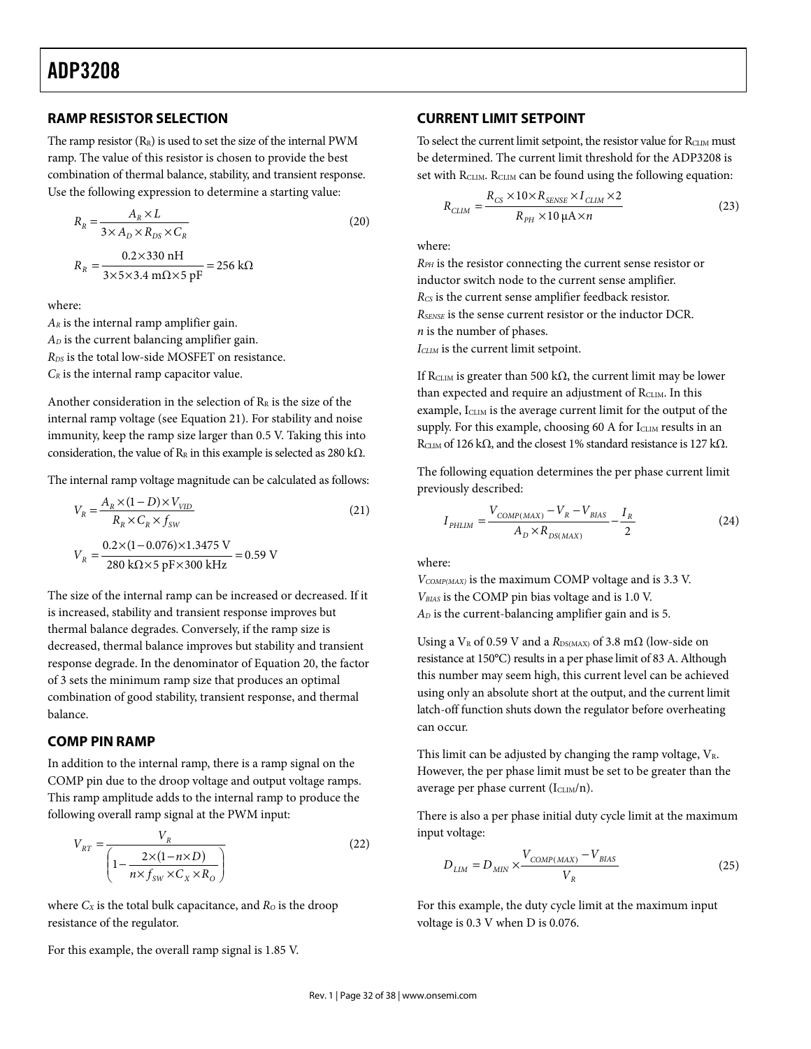## RAMP RESISTOR SELECTION

The ramp resistor ($R_R$) is used to set the size of the internal PWM ramp. The value of this resistor is chosen to provide the best combination of thermal balance, stability, and transient response. Use the following expression to determine a starting value:

$$R_R = \frac{A_R \times L}{3 \times A_D \times R_{DS} \times C_R} \quad (20)$$

$$R_R = \frac{0.2 \times 330\ \text{nH}}{3 \times 5 \times 3.4\ \text{m}\Omega \times 5\ \text{pF}} = 256\ \text{k}\Omega$$

where:

$A_R$ is the internal ramp amplifier gain.
$A_D$ is the current balancing amplifier gain.
$R_{DS}$ is the total low-side MOSFET on resistance.
$C_R$ is the internal ramp capacitor value.

Another consideration in the selection of $R_R$ is the size of the internal ramp voltage (see Equation 21). For stability and noise immunity, keep the ramp size larger than 0.5 V. Taking this into consideration, the value of $R_R$ in this example is selected as 280 kΩ.

The internal ramp voltage magnitude can be calculated as follows:

$$V_R = \frac{A_R \times (1 - D) \times V_{VID}}{R_R \times C_R \times f_{SW}} \quad (21)$$

$$V_R = \frac{0.2 \times (1 - 0.076) \times 1.3475\ \text{V}}{280\ \text{k}\Omega \times 5\ \text{pF} \times 300\ \text{kHz}} = 0.59\ \text{V}$$

The size of the internal ramp can be increased or decreased. If it is increased, stability and transient response improves but thermal balance degrades. Conversely, if the ramp size is decreased, thermal balance improves but stability and transient response degrade. In the denominator of Equation 20, the factor of 3 sets the minimum ramp size that produces an optimal combination of good stability, transient response, and thermal balance.

## COMP PIN RAMP

In addition to the internal ramp, there is a ramp signal on the COMP pin due to the droop voltage and output voltage ramps. This ramp amplitude adds to the internal ramp to produce the following overall ramp signal at the PWM input:

$$V_{RT} = \frac{V_R}{\left(1 - \frac{2 \times (1 - n \times D)}{n \times f_{SW} \times C_X \times R_O}\right)} \quad (22)$$

where $C_X$ is the total bulk capacitance, and $R_O$ is the droop resistance of the regulator.

For this example, the overall ramp signal is 1.85 V.

## CURRENT LIMIT SETPOINT

To select the current limit setpoint, the resistor value for $R_{CLIM}$ must be determined. The current limit threshold for the ADP3208 is set with $R_{CLIM}$. $R_{CLIM}$ can be found using the following equation:

$$R_{CLIM} = \frac{R_{CS} \times 10 \times R_{SENSE} \times I_{CLIM} \times 2}{R_{PH} \times 10\ \mu\text{A} \times n} \quad (23)$$

where:

$R_{PH}$ is the resistor connecting the current sense resistor or inductor switch node to the current sense amplifier.
$R_{CS}$ is the current sense amplifier feedback resistor.
$R_{SENSE}$ is the sense current resistor or the inductor DCR.
$n$ is the number of phases.
$I_{CLIM}$ is the current limit setpoint.

If $R_{CLIM}$ is greater than 500 kΩ, the current limit may be lower than expected and require an adjustment of $R_{CLIM}$. In this example, $I_{CLIM}$ is the average current limit for the output of the supply. For this example, choosing 60 A for $I_{CLIM}$ results in an $R_{CLIM}$ of 126 kΩ, and the closest 1% standard resistance is 127 kΩ.

The following equation determines the per phase current limit previously described:

$$I_{PHLIM} = \frac{V_{COMP(MAX)} - V_R - V_{BIAS}}{A_D \times R_{DS(MAX)}} - \frac{I_R}{2} \quad (24)$$

where:

$V_{COMP(MAX)}$ is the maximum COMP voltage and is 3.3 V.
$V_{BIAS}$ is the COMP pin bias voltage and is 1.0 V.
$A_D$ is the current-balancing amplifier gain and is 5.

Using a $V_R$ of 0.59 V and a $R_{DS(MAX)}$ of 3.8 mΩ (low-side on resistance at 150°C) results in a per phase limit of 83 A. Although this number may seem high, this current level can be achieved using only an absolute short at the output, and the current limit latch-off function shuts down the regulator before overheating can occur.

This limit can be adjusted by changing the ramp voltage, $V_R$. However, the per phase limit must be set to be greater than the average per phase current ($I_{CLIM}/n$).

There is also a per phase initial duty cycle limit at the maximum input voltage:

$$D_{LIM} = D_{MIN} \times \frac{V_{COMP(MAX)} - V_{BIAS}}{V_R} \quad (25)$$

For this example, the duty cycle limit at the maximum input voltage is 0.3 V when D is 0.076.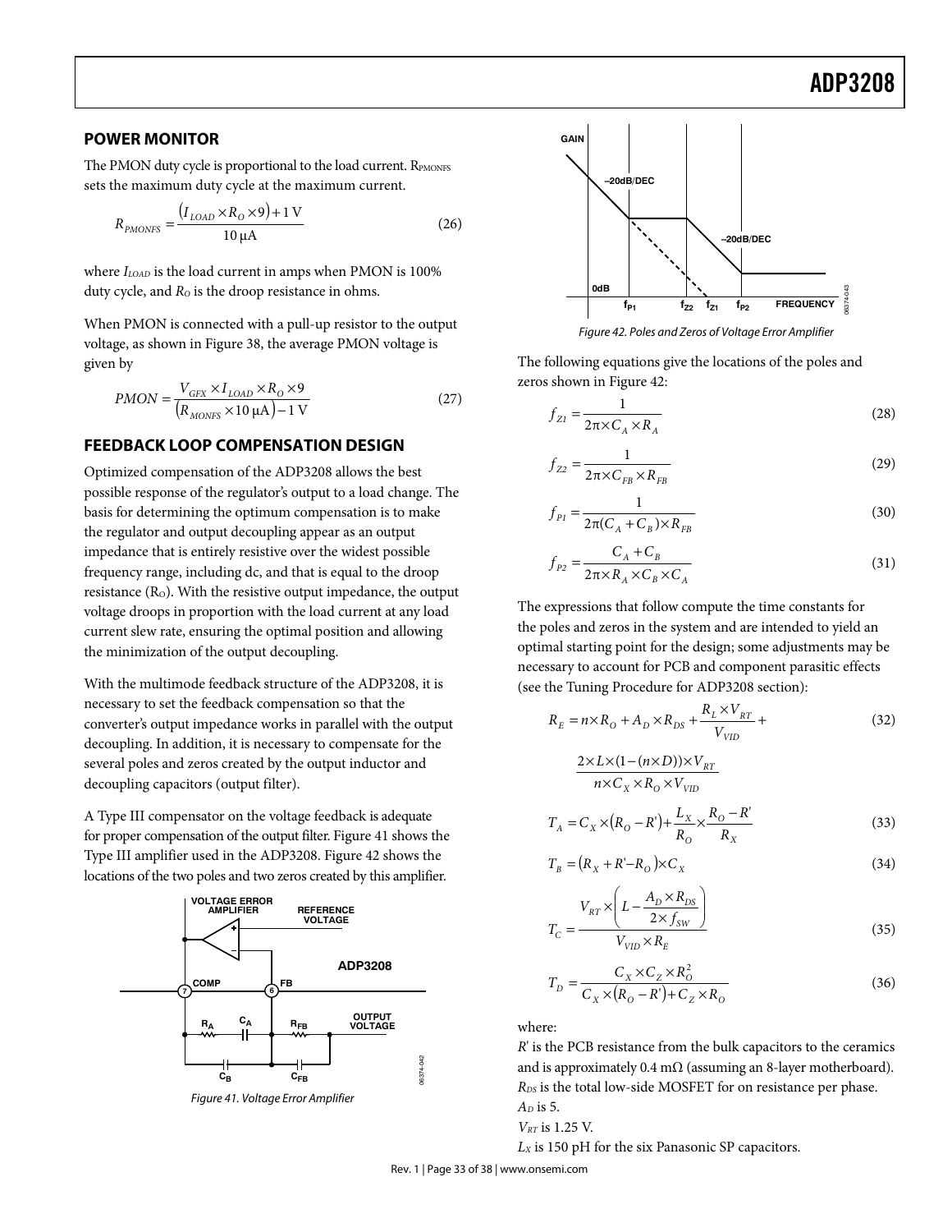## POWER MONITOR

The PMON duty cycle is proportional to the load current. $R_{PMONFS}$ sets the maximum duty cycle at the maximum current.

$$R_{PMONFS} = \frac{(I_{LOAD} \times R_O \times 9) + 1\text{ V}}{10\text{ μA}} \tag{26}$$

where $I_{LOAD}$ is the load current in amps when PMON is 100% duty cycle, and $R_O$ is the droop resistance in ohms.

When PMON is connected with a pull-up resistor to the output voltage, as shown in Figure 38, the average PMON voltage is given by

$$PMON = \frac{V_{GFX} \times I_{LOAD} \times R_O \times 9}{(R_{MONFS} \times 10\text{ μA}) - 1\text{ V}} \tag{27}$$

## FEEDBACK LOOP COMPENSATION DESIGN

Optimized compensation of the ADP3208 allows the best possible response of the regulator's output to a load change. The basis for determining the optimum compensation is to make the regulator and output decoupling appear as an output impedance that is entirely resistive over the widest possible frequency range, including dc, and that is equal to the droop resistance ($R_O$). With the resistive output impedance, the output voltage droops in proportion with the load current at any load current slew rate, ensuring the optimal position and allowing the minimization of the output decoupling.

With the multimode feedback structure of the ADP3208, it is necessary to set the feedback compensation so that the converter's output impedance works in parallel with the output decoupling. In addition, it is necessary to compensate for the several poles and zeros created by the output inductor and decoupling capacitors (output filter).

A Type III compensator on the voltage feedback is adequate for proper compensation of the output filter. Figure 41 shows the Type III amplifier used in the ADP3208. Figure 42 shows the locations of the two poles and two zeros created by this amplifier.

Figure 41. Voltage Error Amplifier

Figure 42. Poles and Zeros of Voltage Error Amplifier

The following equations give the locations of the poles and zeros shown in Figure 42:

$$f_{Z1} = \frac{1}{2\pi \times C_A \times R_A} \tag{28}$$

$$f_{Z2} = \frac{1}{2\pi \times C_{FB} \times R_{FB}} \tag{29}$$

$$f_{P1} = \frac{1}{2\pi (C_A + C_B) \times R_{FB}} \tag{30}$$

$$f_{P2} = \frac{C_A + C_B}{2\pi \times R_A \times C_B \times C_A} \tag{31}$$

The expressions that follow compute the time constants for the poles and zeros in the system and are intended to yield an optimal starting point for the design; some adjustments may be necessary to account for PCB and component parasitic effects (see the Tuning Procedure for ADP3208 section):

$$R_E = n \times R_O + A_D \times R_{DS} + \frac{R_L \times V_{RT}}{V_{VID}} + \frac{2 \times L \times (1 - (n \times D)) \times V_{RT}}{n \times C_X \times R_O \times V_{VID}} \tag{32}$$

$$T_A = C_X \times (R_O - R') + \frac{L_X}{R_O} \times \frac{R_O - R'}{R_X} \tag{33}$$

$$T_B = (R_X + R' - R_O) \times C_X \tag{34}$$

$$T_C = \frac{V_{RT} \times \left(L - \frac{A_D \times R_{DS}}{2 \times f_{SW}}\right)}{V_{VID} \times R_E} \tag{35}$$

$$T_D = \frac{C_X \times C_Z \times R_O^2}{C_X \times (R_O - R') + C_Z \times R_O} \tag{36}$$

where:

$R'$ is the PCB resistance from the bulk capacitors to the ceramics and is approximately 0.4 mΩ (assuming an 8-layer motherboard).

$R_{DS}$ is the total low-side MOSFET for on resistance per phase.

$A_D$ is 5.

$V_{RT}$ is 1.25 V.

$L_X$ is 150 pH for the six Panasonic SP capacitors.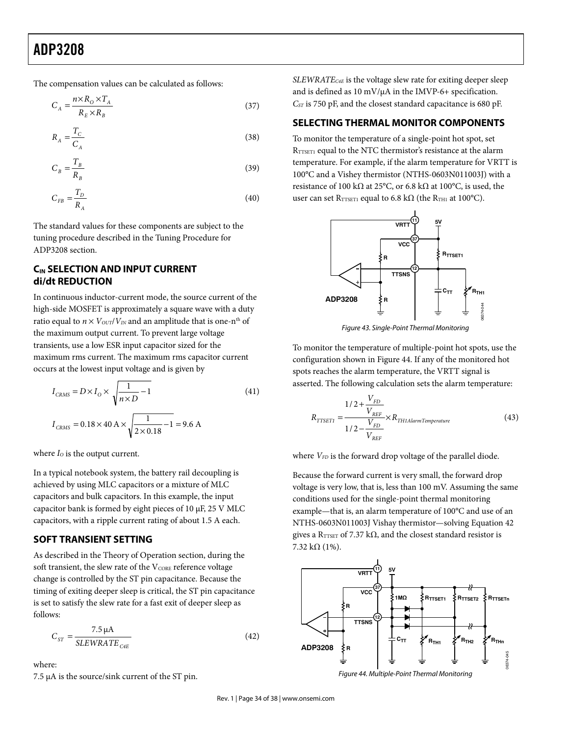The compensation values can be calculated as follows:

$$C_A = \frac{n \times R_O \times T_A}{R_E \times R_B} \quad (37)$$

$$R_A = \frac{T_C}{C_A} \quad (38)$$

$$C_B = \frac{T_B}{R_B} \quad (39)$$

$$C_{FB} = \frac{T_D}{R_A} \quad (40)$$

The standard values for these components are subject to the tuning procedure described in the Tuning Procedure for ADP3208 section.

## $C_{IN}$ SELECTION AND INPUT CURRENT di/dt REDUCTION

In continuous inductor-current mode, the source current of the high-side MOSFET is approximately a square wave with a duty ratio equal to $n \times V_{OUT}/V_{IN}$ and an amplitude that is one-n[th] of the maximum output current. To prevent large voltage transients, use a low ESR input capacitor sized for the maximum rms current. The maximum rms capacitor current occurs at the lowest input voltage and is given by

$$I_{CRMS} = D \times I_O \times \sqrt{\frac{1}{n \times D} - 1} \quad (41)$$

$$I_{CRMS} = 0.18 \times 40\text{ A} \times \sqrt{\frac{1}{2 \times 0.18} - 1} = 9.6\text{ A}$$

where $I_O$ is the output current.

In a typical notebook system, the battery rail decoupling is achieved by using MLC capacitors or a mixture of MLC capacitors and bulk capacitors. In this example, the input capacitor bank is formed by eight pieces of 10 μF, 25 V MLC capacitors, with a ripple current rating of about 1.5 A each.

## SOFT TRANSIENT SETTING

As described in the Theory of Operation section, during the soft transient, the slew rate of the $V_{CORE}$ reference voltage change is controlled by the ST pin capacitance. Because the timing of exiting deeper sleep is critical, the ST pin capacitance is set to satisfy the slew rate for a fast exit of deeper sleep as follows:

$$C_{ST} = \frac{7.5\,\mu\text{A}}{SLEWRATE_{C4E}} \quad (42)$$

where:

7.5 μA is the source/sink current of the ST pin.

$SLEWRATE_{C4E}$ is the voltage slew rate for exiting deeper sleep and is defined as 10 mV/μA in the IMVP-6+ specification.

$C_{ST}$ is 750 pF, and the closest standard capacitance is 680 pF.

## SELECTING THERMAL MONITOR COMPONENTS

To monitor the temperature of a single-point hot spot, set $R_{TTSET1}$ equal to the NTC thermistor's resistance at the alarm temperature. For example, if the alarm temperature for VRTT is 100°C and a Vishey thermistor (NTHS-0603N011003J) with a resistance of 100 kΩ at 25°C, or 6.8 kΩ at 100°C, is used, the user can set $R_{TTSET1}$ equal to 6.8 kΩ (the $R_{TH1}$ at 100°C).

Figure 43. Single-Point Thermal Monitoring

To monitor the temperature of multiple-point hot spots, use the configuration shown in Figure 44. If any of the monitored hot spots reaches the alarm temperature, the VRTT signal is asserted. The following calculation sets the alarm temperature:

$$R_{TTSET1} = \frac{1/2 + \frac{V_{FD}}{V_{REF}}}{1/2 - \frac{V_{FD}}{V_{REF}}} \times R_{TH1AlarmTemperature} \quad (43)$$

where $V_{FD}$ is the forward drop voltage of the parallel diode.

Because the forward current is very small, the forward drop voltage is very low, that is, less than 100 mV. Assuming the same conditions used for the single-point thermal monitoring example—that is, an alarm temperature of 100°C and use of an NTHS-0603N011003J Vishay thermistor—solving Equation 42 gives a $R_{TTSET}$ of 7.37 kΩ, and the closest standard resistor is 7.32 kΩ (1%).

Figure 44. Multiple-Point Thermal Monitoring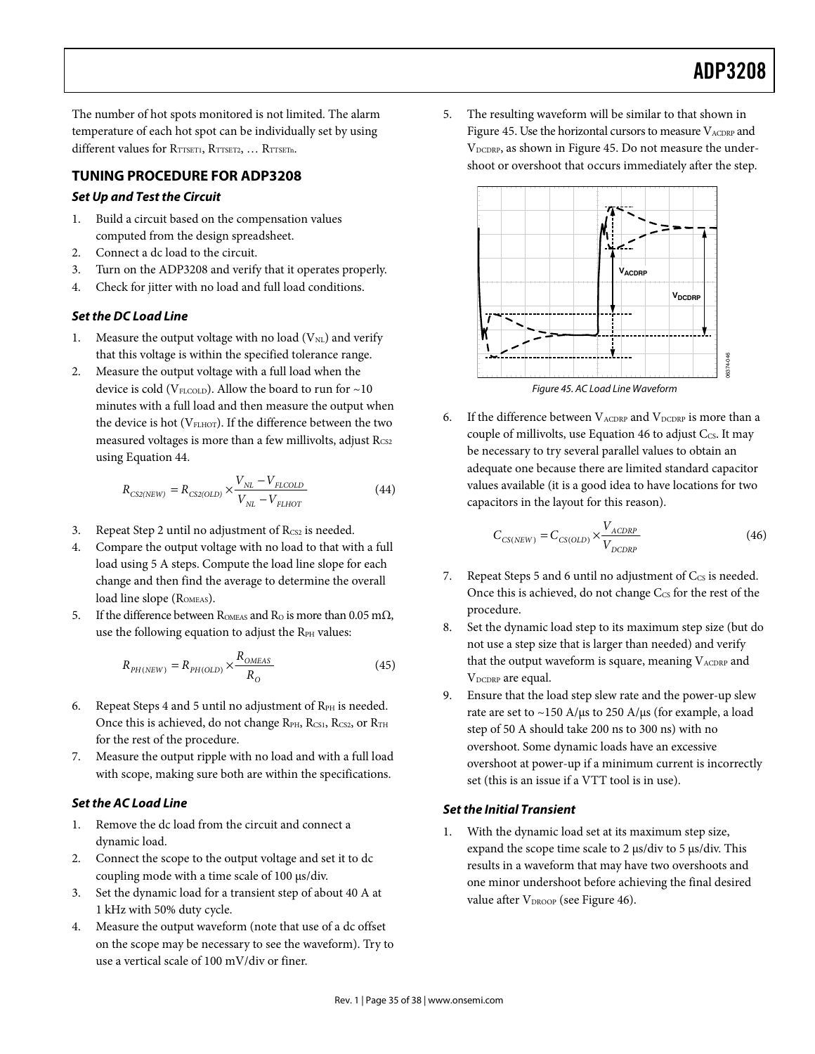The number of hot spots monitored is not limited. The alarm temperature of each hot spot can be individually set by using different values for $R_{TTSET1}$, $R_{TTSET2}$, … $R_{TTSETn}$.

## TUNING PROCEDURE FOR ADP3208

### *Set Up and Test the Circuit*

1. Build a circuit based on the compensation values computed from the design spreadsheet.
2. Connect a dc load to the circuit.
3. Turn on the ADP3208 and verify that it operates properly.
4. Check for jitter with no load and full load conditions.

### *Set the DC Load Line*

1. Measure the output voltage with no load ($V_{NL}$) and verify that this voltage is within the specified tolerance range.
2. Measure the output voltage with a full load when the device is cold ($V_{FLCOLD}$). Allow the board to run for ~10 minutes with a full load and then measure the output when the device is hot ($V_{FLHOT}$). If the difference between the two measured voltages is more than a few millivolts, adjust $R_{CS2}$ using Equation 44.

$$R_{CS2(NEW)} = R_{CS2(OLD)} \times \frac{V_{NL} - V_{FLCOLD}}{V_{NL} - V_{FLHOT}} \quad (44)$$

3. Repeat Step 2 until no adjustment of $R_{CS2}$ is needed.
4. Compare the output voltage with no load to that with a full load using 5 A steps. Compute the load line slope for each change and then find the average to determine the overall load line slope ($R_{OMEAS}$).
5. If the difference between $R_{OMEAS}$ and $R_O$ is more than 0.05 mΩ, use the following equation to adjust the $R_{PH}$ values:

$$R_{PH(NEW)} = R_{PH(OLD)} \times \frac{R_{OMEAS}}{R_O} \quad (45)$$

6. Repeat Steps 4 and 5 until no adjustment of $R_{PH}$ is needed. Once this is achieved, do not change $R_{PH}$, $R_{CS1}$, $R_{CS2}$, or $R_{TH}$ for the rest of the procedure.
7. Measure the output ripple with no load and with a full load with scope, making sure both are within the specifications.

### *Set the AC Load Line*

1. Remove the dc load from the circuit and connect a dynamic load.
2. Connect the scope to the output voltage and set it to dc coupling mode with a time scale of 100 μs/div.
3. Set the dynamic load for a transient step of about 40 A at 1 kHz with 50% duty cycle.
4. Measure the output waveform (note that use of a dc offset on the scope may be necessary to see the waveform). Try to use a vertical scale of 100 mV/div or finer.
5. The resulting waveform will be similar to that shown in Figure 45. Use the horizontal cursors to measure $V_{ACDRP}$ and $V_{DCDRP}$, as shown in Figure 45. Do not measure the undershoot or overshoot that occurs immediately after the step.

*Figure 45. AC Load Line Waveform*

6. If the difference between $V_{ACDRP}$ and $V_{DCDRP}$ is more than a couple of millivolts, use Equation 46 to adjust $C_{CS}$. It may be necessary to try several parallel values to obtain an adequate one because there are limited standard capacitor values available (it is a good idea to have locations for two capacitors in the layout for this reason).

$$C_{CS(NEW)} = C_{CS(OLD)} \times \frac{V_{ACDRP}}{V_{DCDRP}} \quad (46)$$

7. Repeat Steps 5 and 6 until no adjustment of $C_{CS}$ is needed. Once this is achieved, do not change $C_{CS}$ for the rest of the procedure.
8. Set the dynamic load step to its maximum step size (but do not use a step size that is larger than needed) and verify that the output waveform is square, meaning $V_{ACDRP}$ and $V_{DCDRP}$ are equal.
9. Ensure that the load step slew rate and the power-up slew rate are set to ~150 A/μs to 250 A/μs (for example, a load step of 50 A should take 200 ns to 300 ns) with no overshoot. Some dynamic loads have an excessive overshoot at power-up if a minimum current is incorrectly set (this is an issue if a VTT tool is in use).

### *Set the Initial Transient*

1. With the dynamic load set at its maximum step size, expand the scope time scale to 2 μs/div to 5 μs/div. This results in a waveform that may have two overshoots and one minor undershoot before achieving the final desired value after $V_{DROOP}$ (see Figure 46).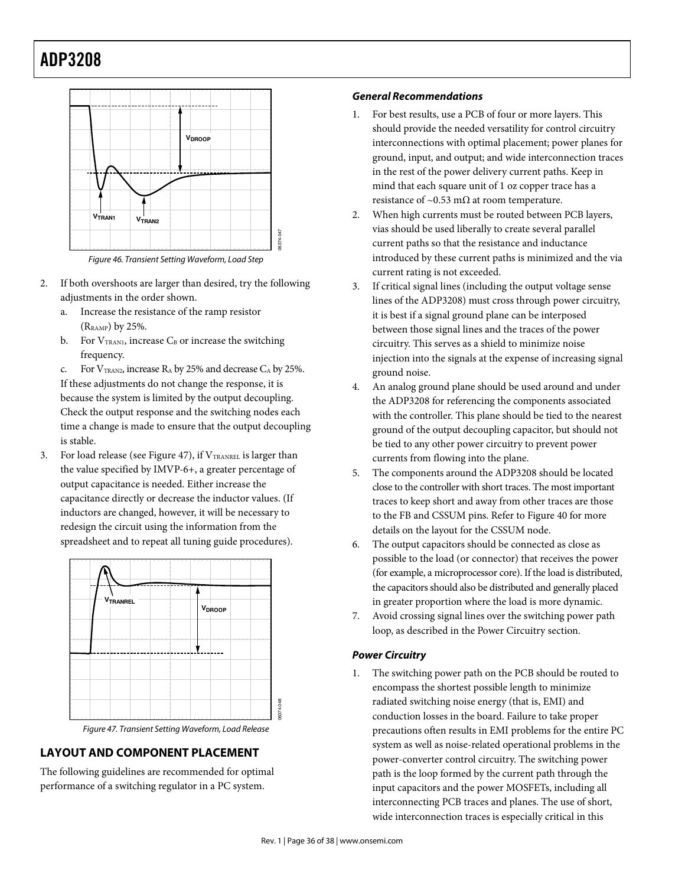Figure 46. Transient Setting Waveform, Load Step

2. If both overshoots are larger than desired, try the following adjustments in the order shown.
   a. Increase the resistance of the ramp resistor ($R_{RAMP}$) by 25%.
   b. For $V_{TRAN1}$, increase $C_B$ or increase the switching frequency.
   c. For $V_{TRAN2}$, increase $R_A$ by 25% and decrease $C_A$ by 25%.

   If these adjustments do not change the response, it is because the system is limited by the output decoupling. Check the output response and the switching nodes each time a change is made to ensure that the output decoupling is stable.
3. For load release (see Figure 47), if $V_{TRANREL}$ is larger than the value specified by IMVP-6+, a greater percentage of output capacitance is needed. Either increase the capacitance directly or decrease the inductor values. (If inductors are changed, however, it will be necessary to redesign the circuit using the information from the spreadsheet and to repeat all tuning guide procedures).

Figure 47. Transient Setting Waveform, Load Release

## LAYOUT AND COMPONENT PLACEMENT

The following guidelines are recommended for optimal performance of a switching regulator in a PC system.

### General Recommendations

1. For best results, use a PCB of four or more layers. This should provide the needed versatility for control circuitry interconnections with optimal placement; power planes for ground, input, and output; and wide interconnection traces in the rest of the power delivery current paths. Keep in mind that each square unit of 1 oz copper trace has a resistance of ~0.53 mΩ at room temperature.
2. When high currents must be routed between PCB layers, vias should be used liberally to create several parallel current paths so that the resistance and inductance introduced by these current paths is minimized and the via current rating is not exceeded.
3. If critical signal lines (including the output voltage sense lines of the ADP3208) must cross through power circuitry, it is best if a signal ground plane can be interposed between those signal lines and the traces of the power circuitry. This serves as a shield to minimize noise injection into the signals at the expense of increasing signal ground noise.
4. An analog ground plane should be used around and under the ADP3208 for referencing the components associated with the controller. This plane should be tied to the nearest ground of the output decoupling capacitor, but should not be tied to any other power circuitry to prevent power currents from flowing into the plane.
5. The components around the ADP3208 should be located close to the controller with short traces. The most important traces to keep short and away from other traces are those to the FB and CSSUM pins. Refer to Figure 40 for more details on the layout for the CSSUM node.
6. The output capacitors should be connected as close as possible to the load (or connector) that receives the power (for example, a microprocessor core). If the load is distributed, the capacitors should also be distributed and generally placed in greater proportion where the load is more dynamic.
7. Avoid crossing signal lines over the switching power path loop, as described in the Power Circuitry section.

### Power Circuitry

1. The switching power path on the PCB should be routed to encompass the shortest possible length to minimize radiated switching noise energy (that is, EMI) and conduction losses in the board. Failure to take proper precautions often results in EMI problems for the entire PC system as well as noise-related operational problems in the power-converter control circuitry. The switching power path is the loop formed by the current path through the input capacitors and the power MOSFETs, including all interconnecting PCB traces and planes. The use of short, wide interconnection traces is especially critical in this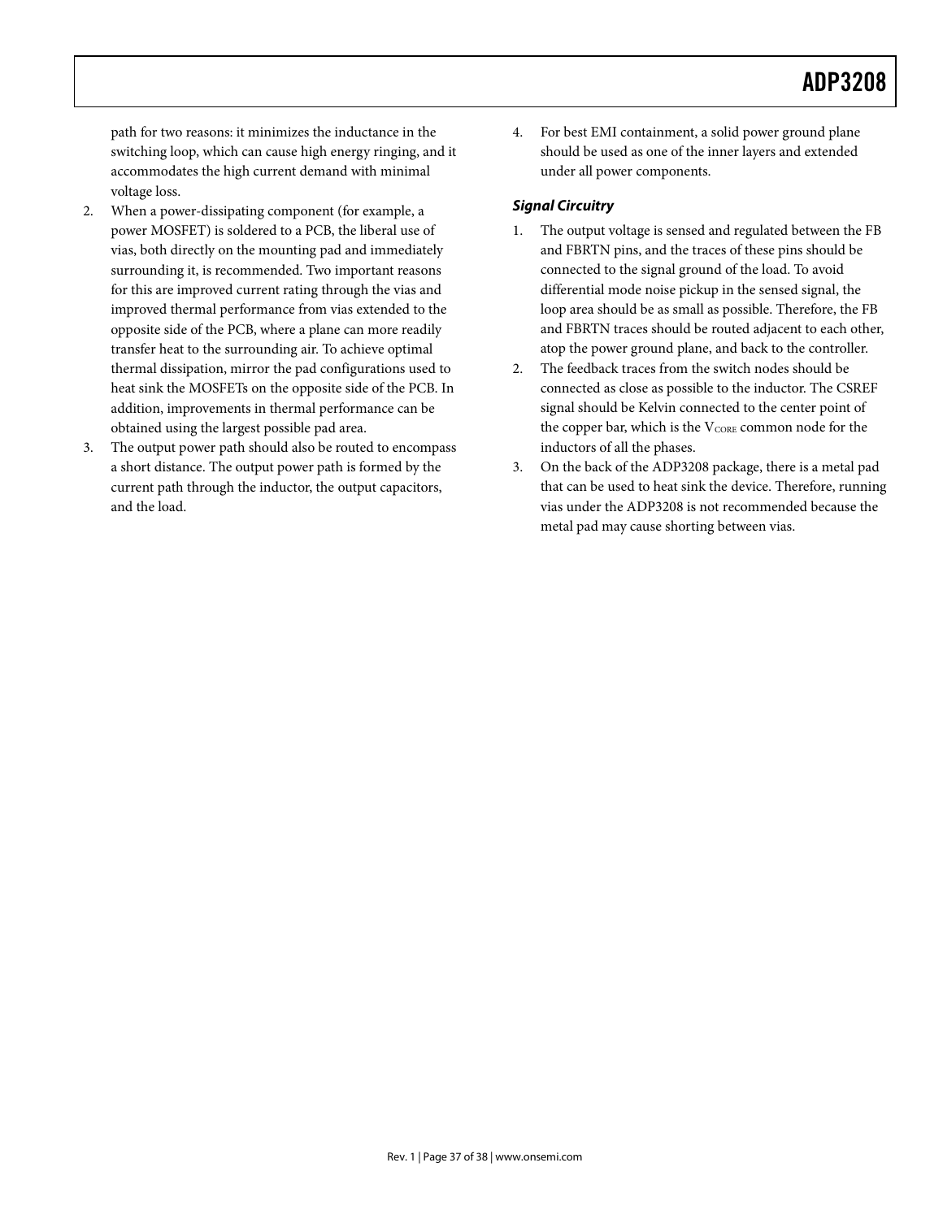path for two reasons: it minimizes the inductance in the switching loop, which can cause high energy ringing, and it accommodates the high current demand with minimal voltage loss.

2. When a power-dissipating component (for example, a power MOSFET) is soldered to a PCB, the liberal use of vias, both directly on the mounting pad and immediately surrounding it, is recommended. Two important reasons for this are improved current rating through the vias and improved thermal performance from vias extended to the opposite side of the PCB, where a plane can more readily transfer heat to the surrounding air. To achieve optimal thermal dissipation, mirror the pad configurations used to heat sink the MOSFETs on the opposite side of the PCB. In addition, improvements in thermal performance can be obtained using the largest possible pad area.
3. The output power path should also be routed to encompass a short distance. The output power path is formed by the current path through the inductor, the output capacitors, and the load.
4. For best EMI containment, a solid power ground plane should be used as one of the inner layers and extended under all power components.

### *Signal Circuitry*

1. The output voltage is sensed and regulated between the FB and FBRTN pins, and the traces of these pins should be connected to the signal ground of the load. To avoid differential mode noise pickup in the sensed signal, the loop area should be as small as possible. Therefore, the FB and FBRTN traces should be routed adjacent to each other, atop the power ground plane, and back to the controller.
2. The feedback traces from the switch nodes should be connected as close as possible to the inductor. The CSREF signal should be Kelvin connected to the center point of the copper bar, which is the $V_{CORE}$ common node for the inductors of all the phases.
3. On the back of the ADP3208 package, there is a metal pad that can be used to heat sink the device. Therefore, running vias under the ADP3208 is not recommended because the metal pad may cause shorting between vias.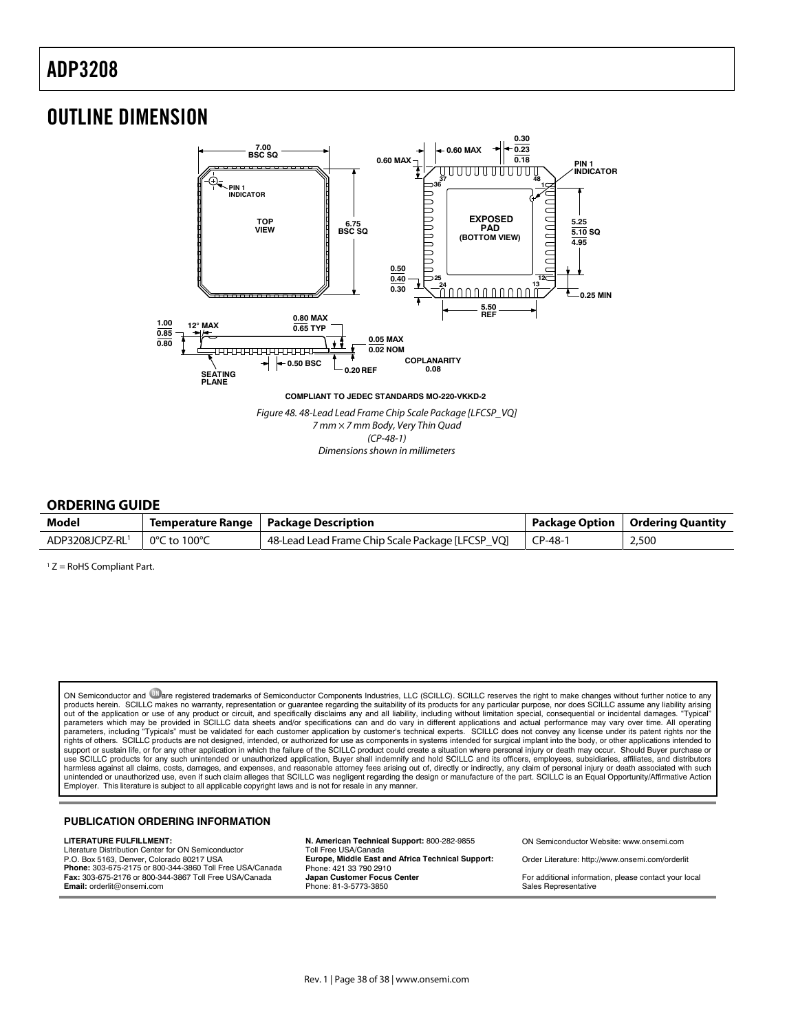## OUTLINE DIMENSION

7.00 BSC SQ

PIN 1 INDICATOR

TOP VIEW

6.75 BSC SQ

0.60 MAX

0.60 MAX

0.30
0.23
0.18

37
36

48
1

PIN 1 INDICATOR

EXPOSED PAD (BOTTOM VIEW)

5.25
5.10 SQ
4.95

0.50
0.40
0.30

25
24

13
12

0.25 MIN

5.50 REF

1.00
0.85
0.80

12° MAX

0.80 MAX
0.65 TYP

0.05 MAX
0.02 NOM

0.50 BSC

0.20 REF

COPLANARITY 0.08

SEATING PLANE

COMPLIANT TO JEDEC STANDARDS MO-220-VKKD-2

*Figure 48. 48-Lead Lead Frame Chip Scale Package [LFCSP_VQ] 7 mm × 7 mm Body, Very Thin Quad (CP-48-1) Dimensions shown in millimeters*

## ORDERING GUIDE

| Model | Temperature Range | Package Description | Package Option | Ordering Quantity |
|---|---|---|---|---|
| ADP3208JCPZ-RL[1] | 0°C to 100°C | 48-Lead Lead Frame Chip Scale Package [LFCSP_VQ] | CP-48-1 | 2,500 |

[1] Z = RoHS Compliant Part.

ON Semiconductor and ON are registered trademarks of Semiconductor Components Industries, LLC (SCILLC). SCILLC reserves the right to make changes without further notice to any products herein. SCILLC makes no warranty, representation or guarantee regarding the suitability of its products for any particular purpose, nor does SCILLC assume any liability arising out of the application or use of any product or circuit, and specifically disclaims any and all liability, including without limitation special, consequential or incidental damages. "Typical" parameters which may be provided in SCILLC data sheets and/or specifications can and do vary in different applications and actual performance may vary over time. All operating parameters, including "Typicals" must be validated for each customer application by customer's technical experts. SCILLC does not convey any license under its patent rights nor the rights of others. SCILLC products are not designed, intended, or authorized for use as components in systems intended for surgical implant into the body, or other applications intended to support or sustain life, or for any other application in which the failure of the SCILLC product could create a situation where personal injury or death may occur. Should Buyer purchase or use SCILLC products for any such unintended or unauthorized application, Buyer shall indemnify and hold SCILLC and its officers, employees, subsidiaries, affiliates, and distributors harmless against all claims, costs, damages, and expenses, and reasonable attorney fees arising out of, directly or indirectly, any claim of personal injury or death associated with such unintended or unauthorized use, even if such claim alleges that SCILLC was negligent regarding the design or manufacture of the part. SCILLC is an Equal Opportunity/Affirmative Action Employer. This literature is subject to all applicable copyright laws and is not for resale in any manner.

**PUBLICATION ORDERING INFORMATION**

**LITERATURE FULFILLMENT:**
Literature Distribution Center for ON Semiconductor
P.O. Box 5163, Denver, Colorado 80217 USA
**Phone:** 303-675-2175 or 800-344-3860 Toll Free USA/Canada
**Fax:** 303-675-2176 or 800-344-3867 Toll Free USA/Canada
**Email:** orderlit@onsemi.com

**N. American Technical Support:** 800-282-9855
Toll Free USA/Canada
**Europe, Middle East and Africa Technical Support:**
Phone: 421 33 790 2910
**Japan Customer Focus Center**
Phone: 81-3-5773-3850

ON Semiconductor Website: www.onsemi.com

Order Literature: http://www.onsemi.com/orderlit

For additional information, please contact your local Sales Representative